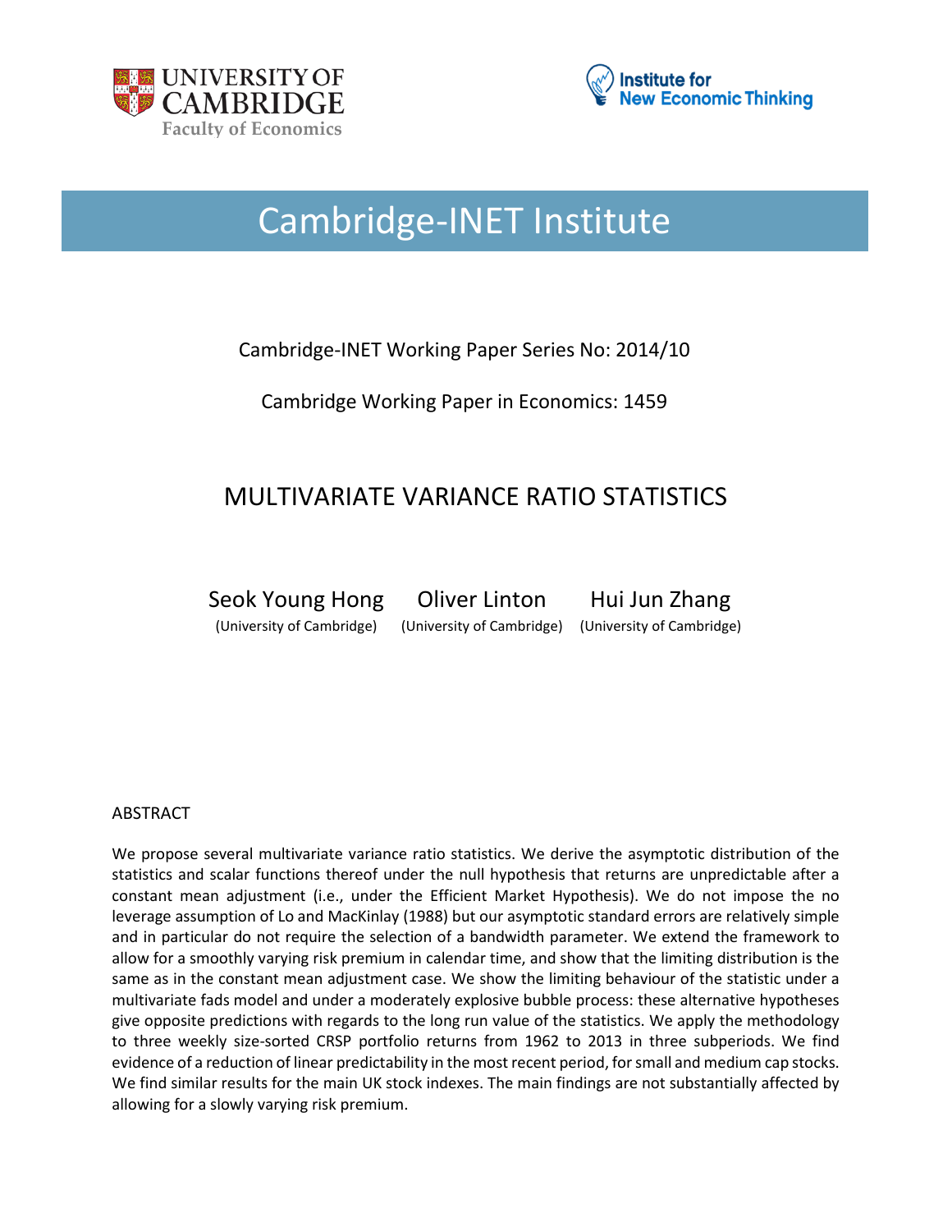UNIVERSITY OF CAMBRIDGE
Faculty of Economics

Institute for New Economic Thinking

# Cambridge-INET Institute

Cambridge-INET Working Paper Series No: 2014/10

Cambridge Working Paper in Economics: 1459

## MULTIVARIATE VARIANCE RATIO STATISTICS

Seok Young Hong (University of Cambridge)

Oliver Linton (University of Cambridge)

Hui Jun Zhang (University of Cambridge)

ABSTRACT

We propose several multivariate variance ratio statistics. We derive the asymptotic distribution of the statistics and scalar functions thereof under the null hypothesis that returns are unpredictable after a constant mean adjustment (i.e., under the Efficient Market Hypothesis). We do not impose the no leverage assumption of Lo and MacKinlay (1988) but our asymptotic standard errors are relatively simple and in particular do not require the selection of a bandwidth parameter. We extend the framework to allow for a smoothly varying risk premium in calendar time, and show that the limiting distribution is the same as in the constant mean adjustment case. We show the limiting behaviour of the statistic under a multivariate fads model and under a moderately explosive bubble process: these alternative hypotheses give opposite predictions with regards to the long run value of the statistics. We apply the methodology to three weekly size-sorted CRSP portfolio returns from 1962 to 2013 in three subperiods. We find evidence of a reduction of linear predictability in the most recent period, for small and medium cap stocks. We find similar results for the main UK stock indexes. The main findings are not substantially affected by allowing for a slowly varying risk premium.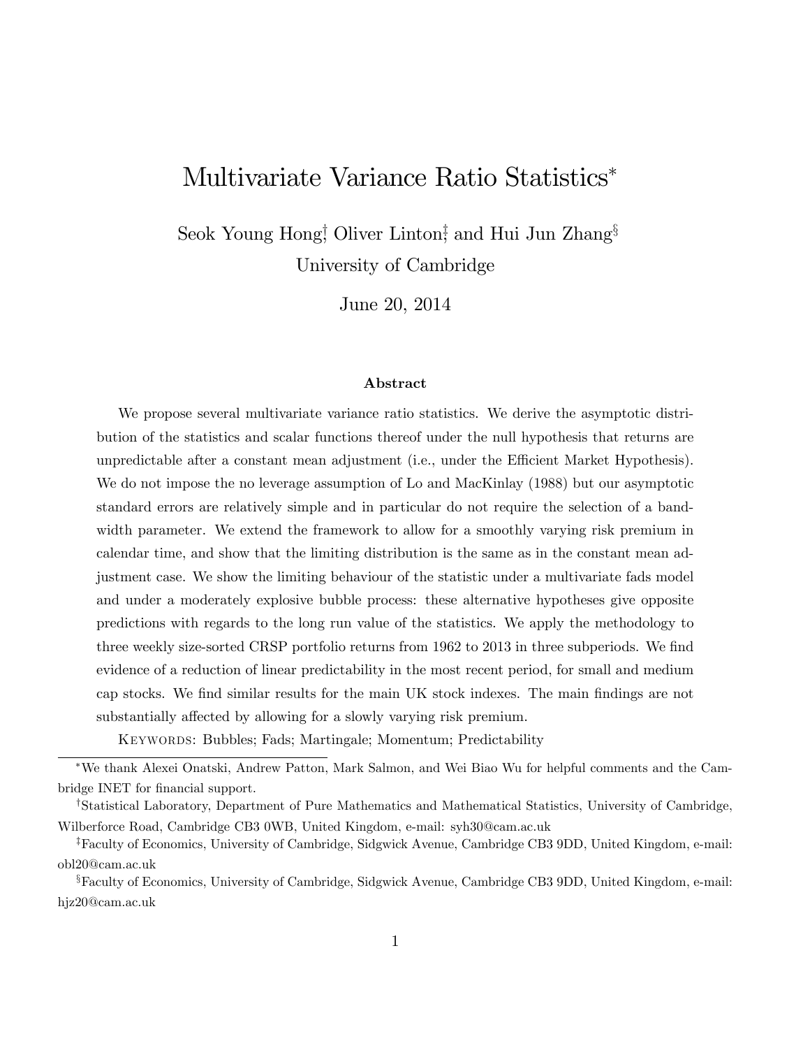# Multivariate Variance Ratio Statistics*

Seok Young Hong[†], Oliver Linton[‡], and Hui Jun Zhang[§]

University of Cambridge

June 20, 2014

**Abstract**

We propose several multivariate variance ratio statistics. We derive the asymptotic distribution of the statistics and scalar functions thereof under the null hypothesis that returns are unpredictable after a constant mean adjustment (i.e., under the Efficient Market Hypothesis). We do not impose the no leverage assumption of Lo and MacKinlay (1988) but our asymptotic standard errors are relatively simple and in particular do not require the selection of a bandwidth parameter. We extend the framework to allow for a smoothly varying risk premium in calendar time, and show that the limiting distribution is the same as in the constant mean adjustment case. We show the limiting behaviour of the statistic under a multivariate fads model and under a moderately explosive bubble process: these alternative hypotheses give opposite predictions with regards to the long run value of the statistics. We apply the methodology to three weekly size-sorted CRSP portfolio returns from 1962 to 2013 in three subperiods. We find evidence of a reduction of linear predictability in the most recent period, for small and medium cap stocks. We find similar results for the main UK stock indexes. The main findings are not substantially affected by allowing for a slowly varying risk premium.

Keywords: Bubbles; Fads; Martingale; Momentum; Predictability

*We thank Alexei Onatski, Andrew Patton, Mark Salmon, and Wei Biao Wu for helpful comments and the Cambridge INET for financial support.

†Statistical Laboratory, Department of Pure Mathematics and Mathematical Statistics, University of Cambridge, Wilberforce Road, Cambridge CB3 0WB, United Kingdom, e-mail: syh30@cam.ac.uk

‡Faculty of Economics, University of Cambridge, Sidgwick Avenue, Cambridge CB3 9DD, United Kingdom, e-mail: obl20@cam.ac.uk

§Faculty of Economics, University of Cambridge, Sidgwick Avenue, Cambridge CB3 9DD, United Kingdom, e-mail: hjz20@cam.ac.uk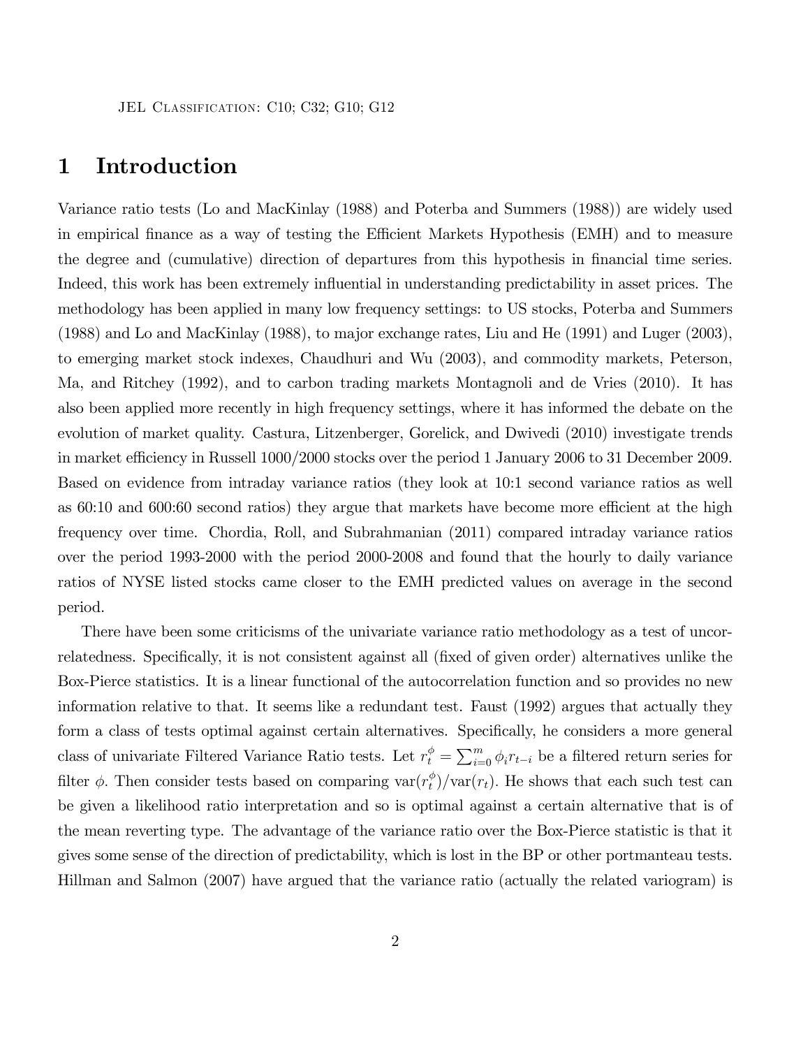JEL Classification: C10; C32; G10; G12

# 1 Introduction

Variance ratio tests (Lo and MacKinlay (1988) and Poterba and Summers (1988)) are widely used in empirical finance as a way of testing the Efficient Markets Hypothesis (EMH) and to measure the degree and (cumulative) direction of departures from this hypothesis in financial time series. Indeed, this work has been extremely influential in understanding predictability in asset prices. The methodology has been applied in many low frequency settings: to US stocks, Poterba and Summers (1988) and Lo and MacKinlay (1988), to major exchange rates, Liu and He (1991) and Luger (2003), to emerging market stock indexes, Chaudhuri and Wu (2003), and commodity markets, Peterson, Ma, and Ritchey (1992), and to carbon trading markets Montagnoli and de Vries (2010). It has also been applied more recently in high frequency settings, where it has informed the debate on the evolution of market quality. Castura, Litzenberger, Gorelick, and Dwivedi (2010) investigate trends in market efficiency in Russell 1000/2000 stocks over the period 1 January 2006 to 31 December 2009. Based on evidence from intraday variance ratios (they look at 10:1 second variance ratios as well as 60:10 and 600:60 second ratios) they argue that markets have become more efficient at the high frequency over time. Chordia, Roll, and Subrahmanian (2011) compared intraday variance ratios over the period 1993-2000 with the period 2000-2008 and found that the hourly to daily variance ratios of NYSE listed stocks came closer to the EMH predicted values on average in the second period.

There have been some criticisms of the univariate variance ratio methodology as a test of uncorrelatedness. Specifically, it is not consistent against all (fixed of given order) alternatives unlike the Box-Pierce statistics. It is a linear functional of the autocorrelation function and so provides no new information relative to that. It seems like a redundant test. Faust (1992) argues that actually they form a class of tests optimal against certain alternatives. Specifically, he considers a more general class of univariate Filtered Variance Ratio tests. Let $r_t^{\phi} = \sum_{i=0}^{m} \phi_i r_{t-i}$ be a filtered return series for filter $\phi$. Then consider tests based on comparing $\text{var}(r_t^{\phi})/\text{var}(r_t)$. He shows that each such test can be given a likelihood ratio interpretation and so is optimal against a certain alternative that is of the mean reverting type. The advantage of the variance ratio over the Box-Pierce statistic is that it gives some sense of the direction of predictability, which is lost in the BP or other portmanteau tests. Hillman and Salmon (2007) have argued that the variance ratio (actually the related variogram) is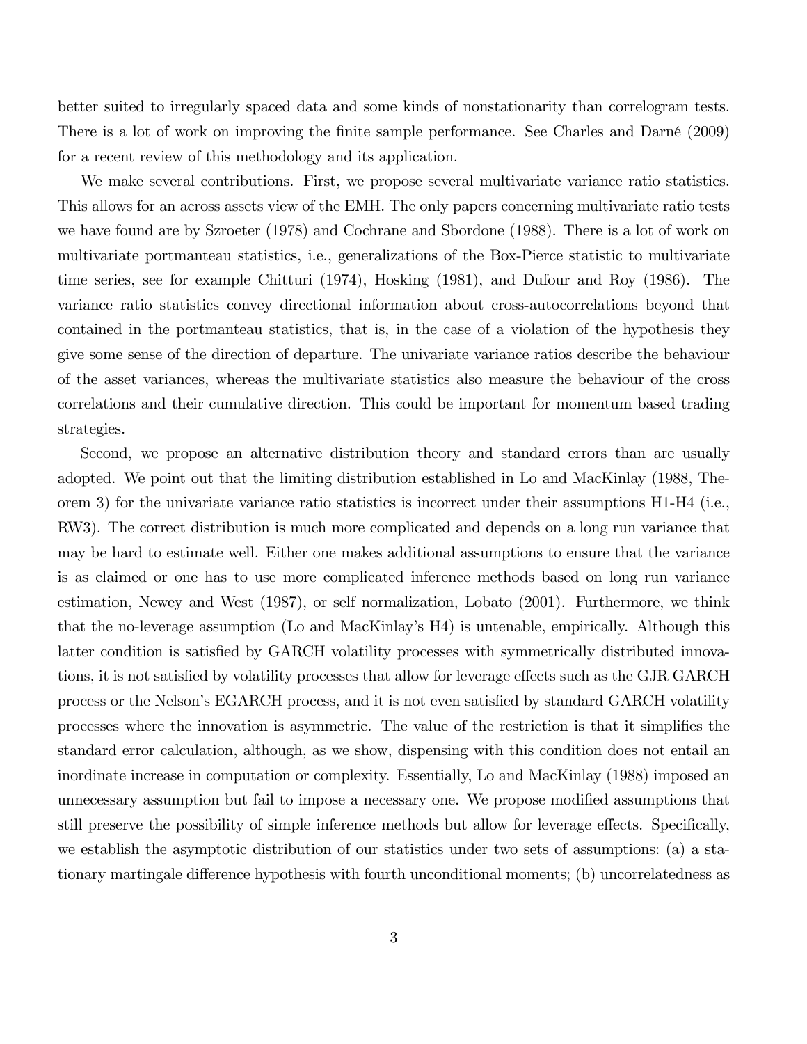better suited to irregularly spaced data and some kinds of nonstationarity than correlogram tests. There is a lot of work on improving the finite sample performance. See Charles and Darné (2009) for a recent review of this methodology and its application.

We make several contributions. First, we propose several multivariate variance ratio statistics. This allows for an across assets view of the EMH. The only papers concerning multivariate ratio tests we have found are by Szroeter (1978) and Cochrane and Sbordone (1988). There is a lot of work on multivariate portmanteau statistics, i.e., generalizations of the Box-Pierce statistic to multivariate time series, see for example Chitturi (1974), Hosking (1981), and Dufour and Roy (1986). The variance ratio statistics convey directional information about cross-autocorrelations beyond that contained in the portmanteau statistics, that is, in the case of a violation of the hypothesis they give some sense of the direction of departure. The univariate variance ratios describe the behaviour of the asset variances, whereas the multivariate statistics also measure the behaviour of the cross correlations and their cumulative direction. This could be important for momentum based trading strategies.

Second, we propose an alternative distribution theory and standard errors than are usually adopted. We point out that the limiting distribution established in Lo and MacKinlay (1988, Theorem 3) for the univariate variance ratio statistics is incorrect under their assumptions H1-H4 (i.e., RW3). The correct distribution is much more complicated and depends on a long run variance that may be hard to estimate well. Either one makes additional assumptions to ensure that the variance is as claimed or one has to use more complicated inference methods based on long run variance estimation, Newey and West (1987), or self normalization, Lobato (2001). Furthermore, we think that the no-leverage assumption (Lo and MacKinlay's H4) is untenable, empirically. Although this latter condition is satisfied by GARCH volatility processes with symmetrically distributed innovations, it is not satisfied by volatility processes that allow for leverage effects such as the GJR GARCH process or the Nelson's EGARCH process, and it is not even satisfied by standard GARCH volatility processes where the innovation is asymmetric. The value of the restriction is that it simplifies the standard error calculation, although, as we show, dispensing with this condition does not entail an inordinate increase in computation or complexity. Essentially, Lo and MacKinlay (1988) imposed an unnecessary assumption but fail to impose a necessary one. We propose modified assumptions that still preserve the possibility of simple inference methods but allow for leverage effects. Specifically, we establish the asymptotic distribution of our statistics under two sets of assumptions: (a) a stationary martingale difference hypothesis with fourth unconditional moments; (b) uncorrelatedness as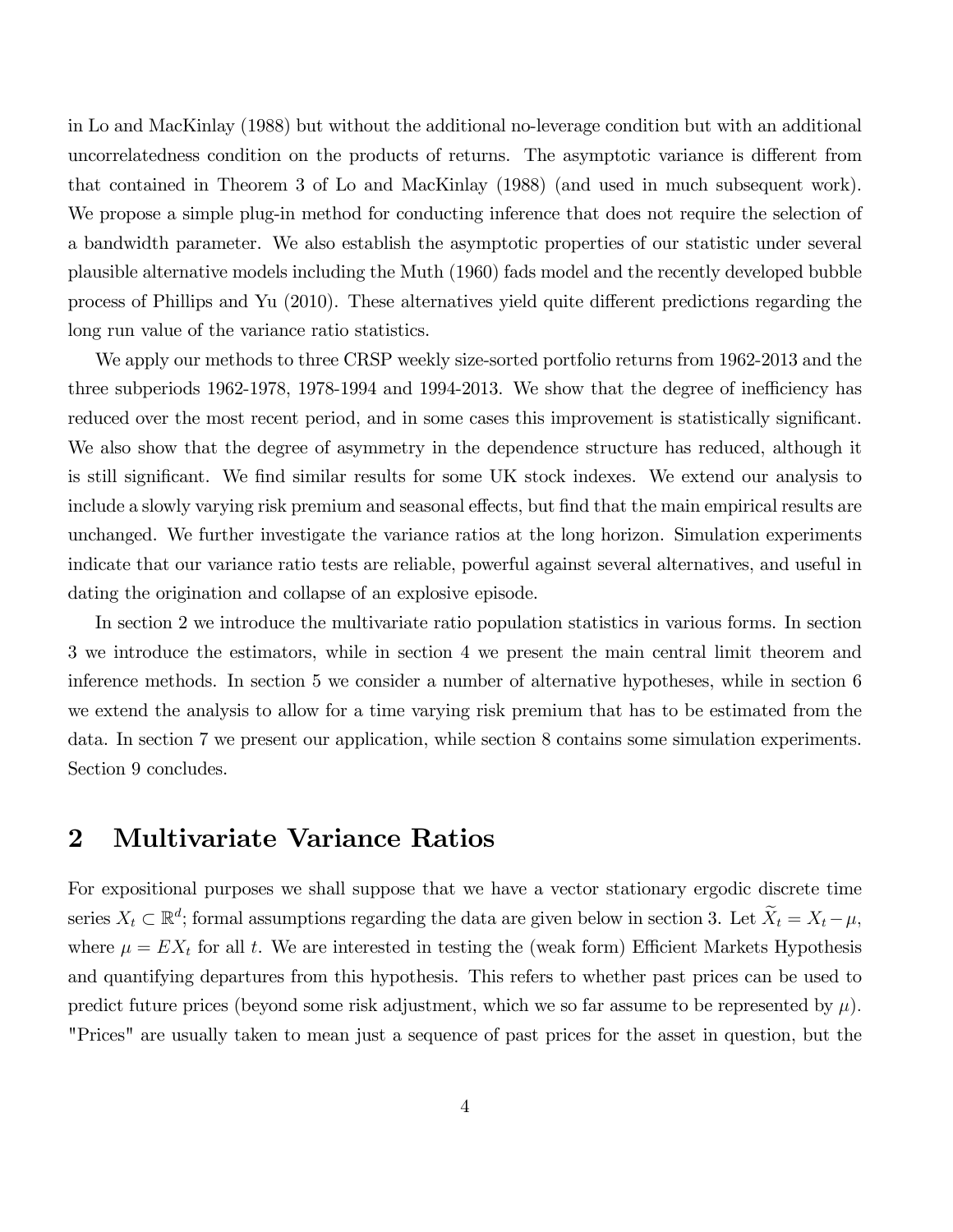in Lo and MacKinlay (1988) but without the additional no-leverage condition but with an additional uncorrelatedness condition on the products of returns. The asymptotic variance is different from that contained in Theorem 3 of Lo and MacKinlay (1988) (and used in much subsequent work). We propose a simple plug-in method for conducting inference that does not require the selection of a bandwidth parameter. We also establish the asymptotic properties of our statistic under several plausible alternative models including the Muth (1960) fads model and the recently developed bubble process of Phillips and Yu (2010). These alternatives yield quite different predictions regarding the long run value of the variance ratio statistics.

We apply our methods to three CRSP weekly size-sorted portfolio returns from 1962-2013 and the three subperiods 1962-1978, 1978-1994 and 1994-2013. We show that the degree of inefficiency has reduced over the most recent period, and in some cases this improvement is statistically significant. We also show that the degree of asymmetry in the dependence structure has reduced, although it is still significant. We find similar results for some UK stock indexes. We extend our analysis to include a slowly varying risk premium and seasonal effects, but find that the main empirical results are unchanged. We further investigate the variance ratios at the long horizon. Simulation experiments indicate that our variance ratio tests are reliable, powerful against several alternatives, and useful in dating the origination and collapse of an explosive episode.

In section 2 we introduce the multivariate ratio population statistics in various forms. In section 3 we introduce the estimators, while in section 4 we present the main central limit theorem and inference methods. In section 5 we consider a number of alternative hypotheses, while in section 6 we extend the analysis to allow for a time varying risk premium that has to be estimated from the data. In section 7 we present our application, while section 8 contains some simulation experiments. Section 9 concludes.

## 2 Multivariate Variance Ratios

For expositional purposes we shall suppose that we have a vector stationary ergodic discrete time series $X_t \subset \mathbb{R}^d$; formal assumptions regarding the data are given below in section 3. Let $\widetilde{X}_t = X_t - \mu$, where $\mu = EX_t$ for all $t$. We are interested in testing the (weak form) Efficient Markets Hypothesis and quantifying departures from this hypothesis. This refers to whether past prices can be used to predict future prices (beyond some risk adjustment, which we so far assume to be represented by $\mu$). "Prices" are usually taken to mean just a sequence of past prices for the asset in question, but the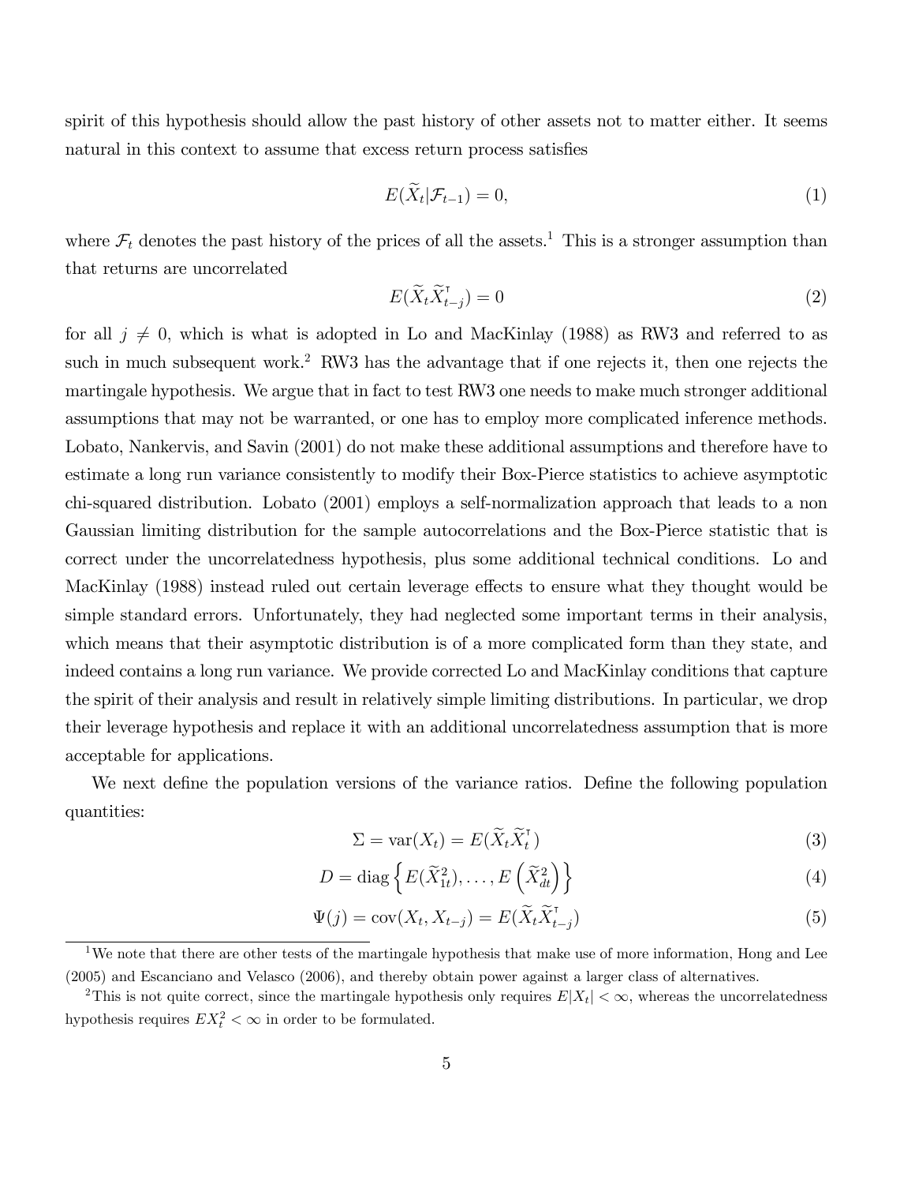spirit of this hypothesis should allow the past history of other assets not to matter either. It seems natural in this context to assume that excess return process satisfies

$$E(\widetilde{X}_t|\mathcal{F}_{t-1}) = 0, \tag{1}$$

where $\mathcal{F}_t$ denotes the past history of the prices of all the assets.[1] This is a stronger assumption than that returns are uncorrelated

$$E(\widetilde{X}_t\widetilde{X}_{t-j}^{\intercal}) = 0 \tag{2}$$

for all $j \neq 0$, which is what is adopted in Lo and MacKinlay (1988) as RW3 and referred to as such in much subsequent work.[2] RW3 has the advantage that if one rejects it, then one rejects the martingale hypothesis. We argue that in fact to test RW3 one needs to make much stronger additional assumptions that may not be warranted, or one has to employ more complicated inference methods. Lobato, Nankervis, and Savin (2001) do not make these additional assumptions and therefore have to estimate a long run variance consistently to modify their Box-Pierce statistics to achieve asymptotic chi-squared distribution. Lobato (2001) employs a self-normalization approach that leads to a non Gaussian limiting distribution for the sample autocorrelations and the Box-Pierce statistic that is correct under the uncorrelatedness hypothesis, plus some additional technical conditions. Lo and MacKinlay (1988) instead ruled out certain leverage effects to ensure what they thought would be simple standard errors. Unfortunately, they had neglected some important terms in their analysis, which means that their asymptotic distribution is of a more complicated form than they state, and indeed contains a long run variance. We provide corrected Lo and MacKinlay conditions that capture the spirit of their analysis and result in relatively simple limiting distributions. In particular, we drop their leverage hypothesis and replace it with an additional uncorrelatedness assumption that is more acceptable for applications.

We next define the population versions of the variance ratios. Define the following population quantities:

$$\Sigma = \text{var}(X_t) = E(\widetilde{X}_t\widetilde{X}_t^{\intercal}) \tag{3}$$

$$D = \text{diag}\left\{E(\widetilde{X}_{1t}^2), \ldots, E\left(\widetilde{X}_{dt}^2\right)\right\} \tag{4}$$

$$\Psi(j) = \text{cov}(X_t, X_{t-j}) = E(\widetilde{X}_t\widetilde{X}_{t-j}^{\intercal}) \tag{5}$$

[1] We note that there are other tests of the martingale hypothesis that make use of more information, Hong and Lee (2005) and Escanciano and Velasco (2006), and thereby obtain power against a larger class of alternatives.

[2] This is not quite correct, since the martingale hypothesis only requires $E|X_t| < \infty$, whereas the uncorrelatedness hypothesis requires $EX_t^2 < \infty$ in order to be formulated.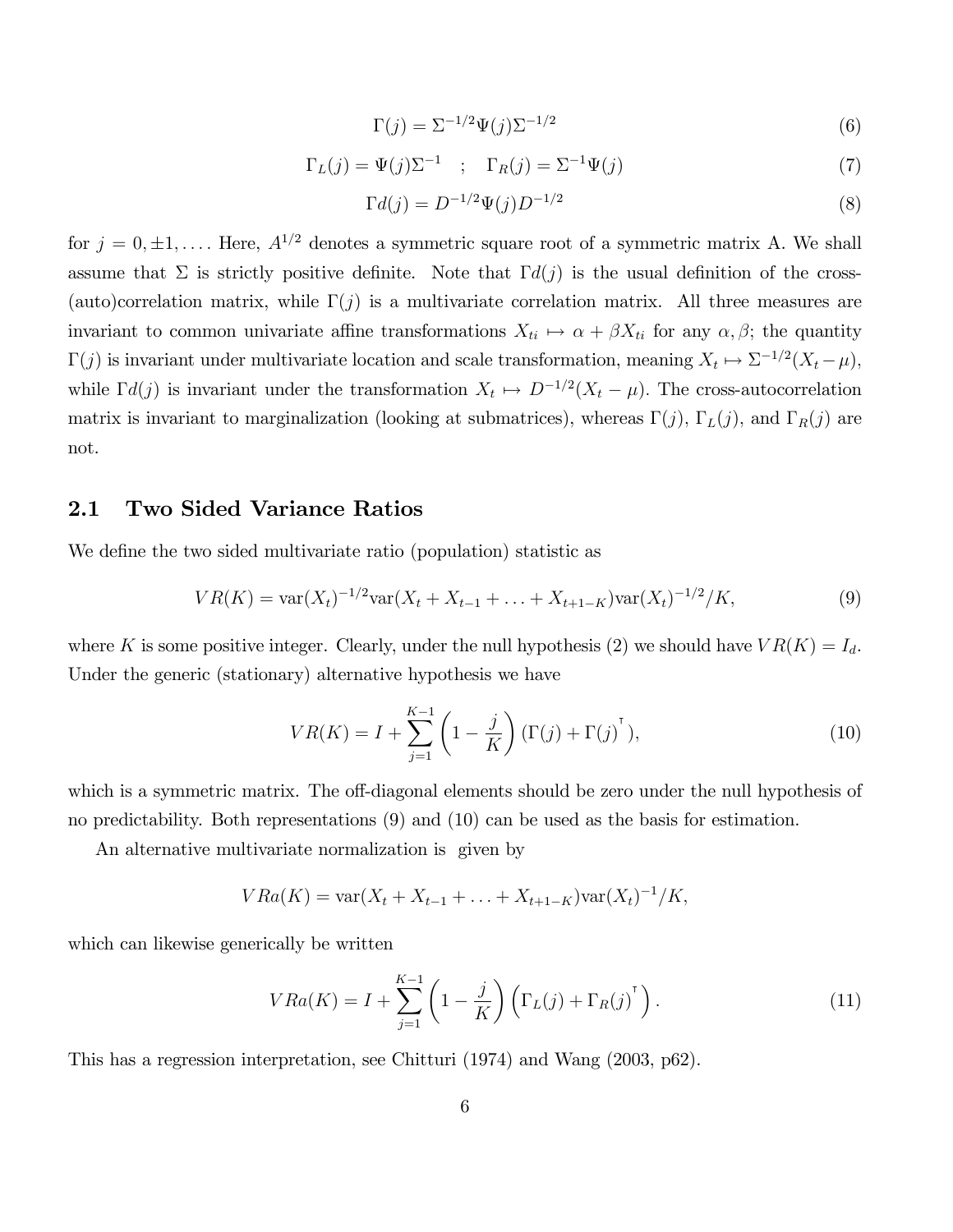$$\Gamma(j) = \Sigma^{-1/2}\Psi(j)\Sigma^{-1/2} \tag{6}$$

$$\Gamma_L(j) = \Psi(j)\Sigma^{-1} \quad ; \quad \Gamma_R(j) = \Sigma^{-1}\Psi(j) \tag{7}$$

$$\Gamma d(j) = D^{-1/2}\Psi(j)D^{-1/2} \tag{8}$$

for $j = 0, \pm 1, \ldots$. Here, $A^{1/2}$ denotes a symmetric square root of a symmetric matrix A. We shall assume that $\Sigma$ is strictly positive definite. Note that $\Gamma d(j)$ is the usual definition of the cross-(auto)correlation matrix, while $\Gamma(j)$ is a multivariate correlation matrix. All three measures are invariant to common univariate affine transformations $X_{ti} \mapsto \alpha + \beta X_{ti}$ for any $\alpha, \beta$; the quantity $\Gamma(j)$ is invariant under multivariate location and scale transformation, meaning $X_t \mapsto \Sigma^{-1/2}(X_t - \mu)$, while $\Gamma d(j)$ is invariant under the transformation $X_t \mapsto D^{-1/2}(X_t - \mu)$. The cross-autocorrelation matrix is invariant to marginalization (looking at submatrices), whereas $\Gamma(j)$, $\Gamma_L(j)$, and $\Gamma_R(j)$ are not.

## 2.1 Two Sided Variance Ratios

We define the two sided multivariate ratio (population) statistic as

$$VR(K) = \mathrm{var}(X_t)^{-1/2}\mathrm{var}(X_t + X_{t-1} + \ldots + X_{t+1-K})\mathrm{var}(X_t)^{-1/2}/K, \tag{9}$$

where $K$ is some positive integer. Clearly, under the null hypothesis (2) we should have $VR(K) = I_d$. Under the generic (stationary) alternative hypothesis we have

$$VR(K) = I + \sum_{j=1}^{K-1}\left(1 - \frac{j}{K}\right)(\Gamma(j) + \Gamma(j)^{\intercal}), \tag{10}$$

which is a symmetric matrix. The off-diagonal elements should be zero under the null hypothesis of no predictability. Both representations (9) and (10) can be used as the basis for estimation.

An alternative multivariate normalization is given by

$$VRa(K) = \mathrm{var}(X_t + X_{t-1} + \ldots + X_{t+1-K})\mathrm{var}(X_t)^{-1}/K,$$

which can likewise generically be written

$$VRa(K) = I + \sum_{j=1}^{K-1}\left(1 - \frac{j}{K}\right)\left(\Gamma_L(j) + \Gamma_R(j)^{\intercal}\right). \tag{11}$$

This has a regression interpretation, see Chitturi (1974) and Wang (2003, p62).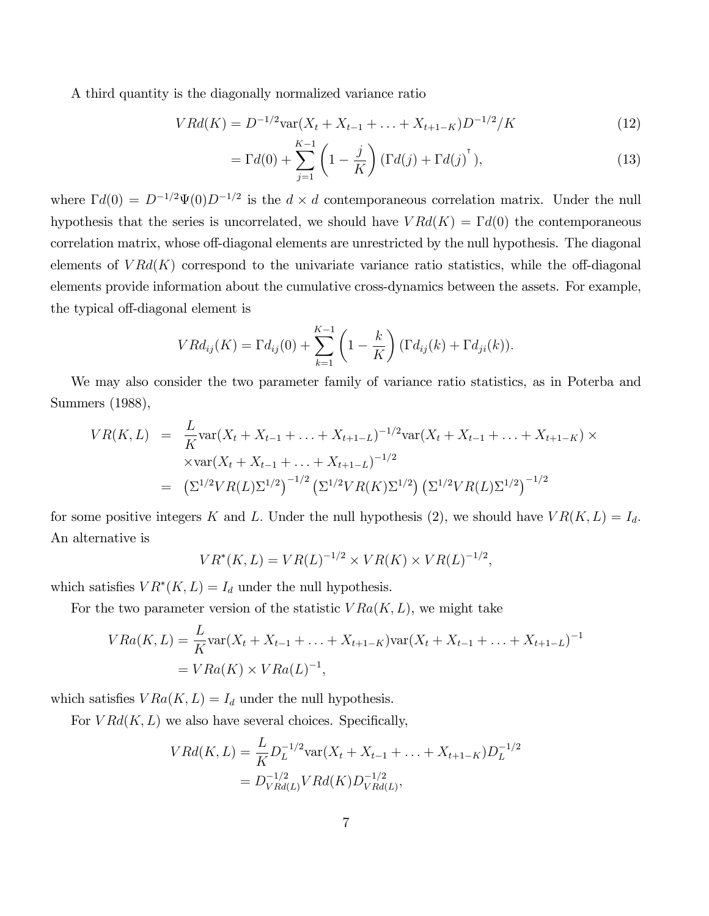A third quantity is the diagonally normalized variance ratio

$$VRd(K) = D^{-1/2}\text{var}(X_t + X_{t-1} + \ldots + X_{t+1-K})D^{-1/2}/K \tag{12}$$

$$= \Gamma d(0) + \sum_{j=1}^{K-1}\left(1 - \frac{j}{K}\right)(\Gamma d(j) + \Gamma d(j)^{\intercal}), \tag{13}$$

where $\Gamma d(0) = D^{-1/2}\Psi(0)D^{-1/2}$ is the $d \times d$ contemporaneous correlation matrix. Under the null hypothesis that the series is uncorrelated, we should have $VRd(K) = \Gamma d(0)$ the contemporaneous correlation matrix, whose off-diagonal elements are unrestricted by the null hypothesis. The diagonal elements of $VRd(K)$ correspond to the univariate variance ratio statistics, while the off-diagonal elements provide information about the cumulative cross-dynamics between the assets. For example, the typical off-diagonal element is

$$VRd_{ij}(K) = \Gamma d_{ij}(0) + \sum_{k=1}^{K-1}\left(1 - \frac{k}{K}\right)(\Gamma d_{ij}(k) + \Gamma d_{ji}(k)).$$

We may also consider the two parameter family of variance ratio statistics, as in Poterba and Summers (1988),

$$\begin{aligned}
VR(K, L) &= \frac{L}{K}\text{var}(X_t + X_{t-1} + \ldots + X_{t+1-L})^{-1/2}\text{var}(X_t + X_{t-1} + \ldots + X_{t+1-K}) \times \\
&\quad \times \text{var}(X_t + X_{t-1} + \ldots + X_{t+1-L})^{-1/2} \\
&= \left(\Sigma^{1/2}VR(L)\Sigma^{1/2}\right)^{-1/2}\left(\Sigma^{1/2}VR(K)\Sigma^{1/2}\right)\left(\Sigma^{1/2}VR(L)\Sigma^{1/2}\right)^{-1/2}
\end{aligned}$$

for some positive integers $K$ and $L$. Under the null hypothesis (2), we should have $VR(K, L) = I_d$. An alternative is

$$VR^*(K, L) = VR(L)^{-1/2} \times VR(K) \times VR(L)^{-1/2},$$

which satisfies $VR^*(K, L) = I_d$ under the null hypothesis.

For the two parameter version of the statistic $VRa(K, L)$, we might take

$$\begin{aligned}
VRa(K, L) &= \frac{L}{K}\text{var}(X_t + X_{t-1} + \ldots + X_{t+1-K})\text{var}(X_t + X_{t-1} + \ldots + X_{t+1-L})^{-1} \\
&= VRa(K) \times VRa(L)^{-1},
\end{aligned}$$

which satisfies $VRa(K, L) = I_d$ under the null hypothesis.

For $VRd(K, L)$ we also have several choices. Specifically,

$$\begin{aligned}
VRd(K, L) &= \frac{L}{K}D_L^{-1/2}\text{var}(X_t + X_{t-1} + \ldots + X_{t+1-K})D_L^{-1/2} \\
&= D_{VRd(L)}^{-1/2}VRd(K)D_{VRd(L)}^{-1/2},
\end{aligned}$$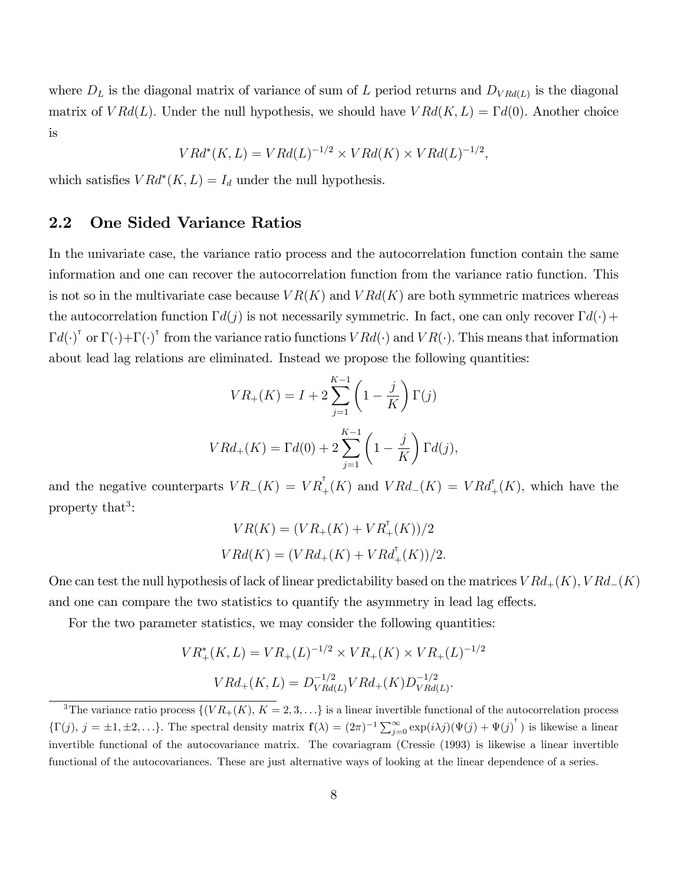where $D_L$ is the diagonal matrix of variance of sum of $L$ period returns and $D_{VRd(L)}$ is the diagonal matrix of $VRd(L)$. Under the null hypothesis, we should have $VRd(K,L) = \Gamma d(0)$. Another choice is

$$VRd^*(K,L) = VRd(L)^{-1/2} \times VRd(K) \times VRd(L)^{-1/2},$$

which satisfies $VRd^*(K,L) = I_d$ under the null hypothesis.

## 2.2 One Sided Variance Ratios

In the univariate case, the variance ratio process and the autocorrelation function contain the same information and one can recover the autocorrelation function from the variance ratio function. This is not so in the multivariate case because $VR(K)$ and $VRd(K)$ are both symmetric matrices whereas the autocorrelation function $\Gamma d(j)$ is not necessarily symmetric. In fact, one can only recover $\Gamma d(\cdot) + \Gamma d(\cdot)^\intercal$ or $\Gamma(\cdot) + \Gamma(\cdot)^\intercal$ from the variance ratio functions $VRd(\cdot)$ and $VR(\cdot)$. This means that information about lead lag relations are eliminated. Instead we propose the following quantities:

$$VR_+(K) = I + 2\sum_{j=1}^{K-1}\left(1 - \frac{j}{K}\right)\Gamma(j)$$

$$VRd_+(K) = \Gamma d(0) + 2\sum_{j=1}^{K-1}\left(1 - \frac{j}{K}\right)\Gamma d(j),$$

and the negative counterparts $VR_-(K) = VR_+^\intercal(K)$ and $VRd_-(K) = VRd_+^\intercal(K)$, which have the property that[3]:

$$VR(K) = (VR_+(K) + VR_+^\intercal(K))/2$$

$$VRd(K) = (VRd_+(K) + VRd_+^\intercal(K))/2.$$

One can test the null hypothesis of lack of linear predictability based on the matrices $VRd_+(K), VRd_-(K)$ and one can compare the two statistics to quantify the asymmetry in lead lag effects.

For the two parameter statistics, we may consider the following quantities:

$$VR_+^*(K,L) = VR_+(L)^{-1/2} \times VR_+(K) \times VR_+(L)^{-1/2}$$

$$VRd_+(K,L) = D_{VRd(L)}^{-1/2} VRd_+(K) D_{VRd(L)}^{-1/2}.$$

[3]The variance ratio process $\{(VR_+(K), K = 2, 3, \ldots\}$ is a linear invertible functional of the autocorrelation process $\{\Gamma(j),\, j = \pm 1, \pm 2, \ldots\}$. The spectral density matrix $\mathbf{f}(\lambda) = (2\pi)^{-1}\sum_{j=0}^{\infty}\exp(i\lambda j)(\Psi(j) + \Psi(j)^\intercal)$ is likewise a linear invertible functional of the autocovariance matrix. The covariagram (Cressie (1993) is likewise a linear invertible functional of the autocovariances. These are just alternative ways of looking at the linear dependence of a series.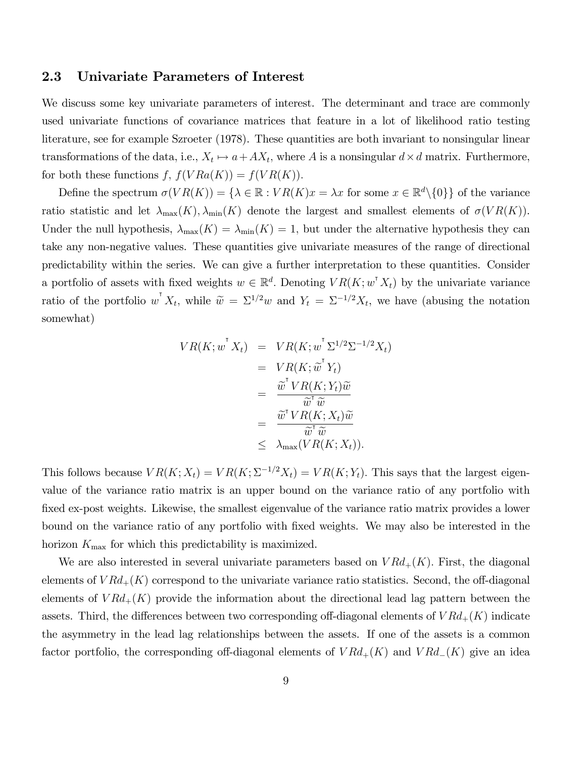### 2.3 Univariate Parameters of Interest

We discuss some key univariate parameters of interest. The determinant and trace are commonly used univariate functions of covariance matrices that feature in a lot of likelihood ratio testing literature, see for example Szroeter (1978). These quantities are both invariant to nonsingular linear transformations of the data, i.e., $X_t \mapsto a + AX_t$, where $A$ is a nonsingular $d \times d$ matrix. Furthermore, for both these functions $f$, $f(VRa(K)) = f(VR(K))$.

Define the spectrum $\sigma(VR(K)) = \{\lambda \in \mathbb{R} : VR(K)x = \lambda x \text{ for some } x \in \mathbb{R}^d \backslash \{0\}\}$ of the variance ratio statistic and let $\lambda_{\max}(K), \lambda_{\min}(K)$ denote the largest and smallest elements of $\sigma(VR(K))$. Under the null hypothesis, $\lambda_{\max}(K) = \lambda_{\min}(K) = 1$, but under the alternative hypothesis they can take any non-negative values. These quantities give univariate measures of the range of directional predictability within the series. We can give a further interpretation to these quantities. Consider a portfolio of assets with fixed weights $w \in \mathbb{R}^d$. Denoting $VR(K; w^{\intercal} X_t)$ by the univariate variance ratio of the portfolio $w^{\intercal} X_t$, while $\widetilde{w} = \Sigma^{1/2} w$ and $Y_t = \Sigma^{-1/2} X_t$, we have (abusing the notation somewhat)

$$
\begin{aligned}
VR(K; w^{\intercal} X_t) &= VR(K; w^{\intercal} \Sigma^{1/2} \Sigma^{-1/2} X_t) \\
&= VR(K; \widetilde{w}^{\intercal} Y_t) \\
&= \frac{\widetilde{w}^{\intercal} VR(K; Y_t) \widetilde{w}}{\widetilde{w}^{\intercal} \widetilde{w}} \\
&= \frac{\widetilde{w}^{\intercal} VR(K; X_t) \widetilde{w}}{\widetilde{w}^{\intercal} \widetilde{w}} \\
&\leq \lambda_{\max}(VR(K; X_t)).
\end{aligned}
$$

This follows because $VR(K; X_t) = VR(K; \Sigma^{-1/2} X_t) = VR(K; Y_t)$. This says that the largest eigenvalue of the variance ratio matrix is an upper bound on the variance ratio of any portfolio with fixed ex-post weights. Likewise, the smallest eigenvalue of the variance ratio matrix provides a lower bound on the variance ratio of any portfolio with fixed weights. We may also be interested in the horizon $K_{\max}$ for which this predictability is maximized.

We are also interested in several univariate parameters based on $VRd_+(K)$. First, the diagonal elements of $VRd_+(K)$ correspond to the univariate variance ratio statistics. Second, the off-diagonal elements of $VRd_+(K)$ provide the information about the directional lead lag pattern between the assets. Third, the differences between two corresponding off-diagonal elements of $VRd_+(K)$ indicate the asymmetry in the lead lag relationships between the assets. If one of the assets is a common factor portfolio, the corresponding off-diagonal elements of $VRd_+(K)$ and $VRd_-(K)$ give an idea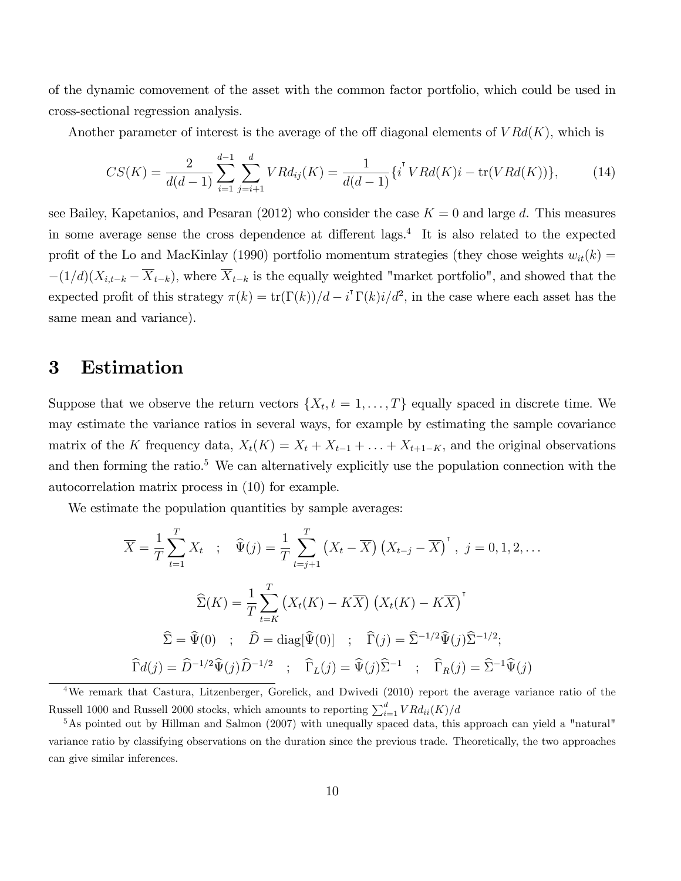of the dynamic comovement of the asset with the common factor portfolio, which could be used in cross-sectional regression analysis.

Another parameter of interest is the average of the off diagonal elements of $VRd(K)$, which is

$$CS(K) = \frac{2}{d(d-1)} \sum_{i=1}^{d-1} \sum_{j=i+1}^{d} VRd_{ij}(K) = \frac{1}{d(d-1)} \{ i^{\intercal} VRd(K) i - \mathrm{tr}(VRd(K)) \}, \tag{14}$$

see Bailey, Kapetanios, and Pesaran (2012) who consider the case $K = 0$ and large $d$. This measures in some average sense the cross dependence at different lags.[4] It is also related to the expected profit of the Lo and MacKinlay (1990) portfolio momentum strategies (they chose weights $w_{it}(k) = -(1/d)(X_{i,t-k} - \overline{X}_{t-k})$, where $\overline{X}_{t-k}$ is the equally weighted "market portfolio", and showed that the expected profit of this strategy $\pi(k) = \mathrm{tr}(\Gamma(k))/d - i^{\intercal}\Gamma(k)i/d^2$, in the case where each asset has the same mean and variance).

# 3 Estimation

Suppose that we observe the return vectors $\{X_t, t = 1, \ldots, T\}$ equally spaced in discrete time. We may estimate the variance ratios in several ways, for example by estimating the sample covariance matrix of the $K$ frequency data, $X_t(K) = X_t + X_{t-1} + \ldots + X_{t+1-K}$, and the original observations and then forming the ratio.[5] We can alternatively explicitly use the population connection with the autocorrelation matrix process in (10) for example.

We estimate the population quantities by sample averages:

$$\overline{X} = \frac{1}{T} \sum_{t=1}^{T} X_t \quad ; \quad \widehat{\Psi}(j) = \frac{1}{T} \sum_{t=j+1}^{T} \left( X_t - \overline{X} \right) \left( X_{t-j} - \overline{X} \right)^{\intercal}, \; j = 0, 1, 2, \ldots$$

$$\widehat{\Sigma}(K) = \frac{1}{T} \sum_{t=K}^{T} \left( X_t(K) - K\overline{X} \right) \left( X_t(K) - K\overline{X} \right)^{\intercal}$$

$$\widehat{\Sigma} = \widehat{\Psi}(0) \quad ; \quad \widehat{D} = \mathrm{diag}[\widehat{\Psi}(0)] \quad ; \quad \widehat{\Gamma}(j) = \widehat{\Sigma}^{-1/2} \widehat{\Psi}(j) \widehat{\Sigma}^{-1/2};$$

$$\widehat{\Gamma}d(j) = \widehat{D}^{-1/2} \widehat{\Psi}(j) \widehat{D}^{-1/2} \quad ; \quad \widehat{\Gamma}_L(j) = \widehat{\Psi}(j) \widehat{\Sigma}^{-1} \quad ; \quad \widehat{\Gamma}_R(j) = \widehat{\Sigma}^{-1} \widehat{\Psi}(j)$$

[4] We remark that Castura, Litzenberger, Gorelick, and Dwivedi (2010) report the average variance ratio of the Russell 1000 and Russell 2000 stocks, which amounts to reporting $\sum_{i=1}^{d} VRd_{ii}(K)/d$

[5] As pointed out by Hillman and Salmon (2007) with unequally spaced data, this approach can yield a "natural" variance ratio by classifying observations on the duration since the previous trade. Theoretically, the two approaches can give similar inferences.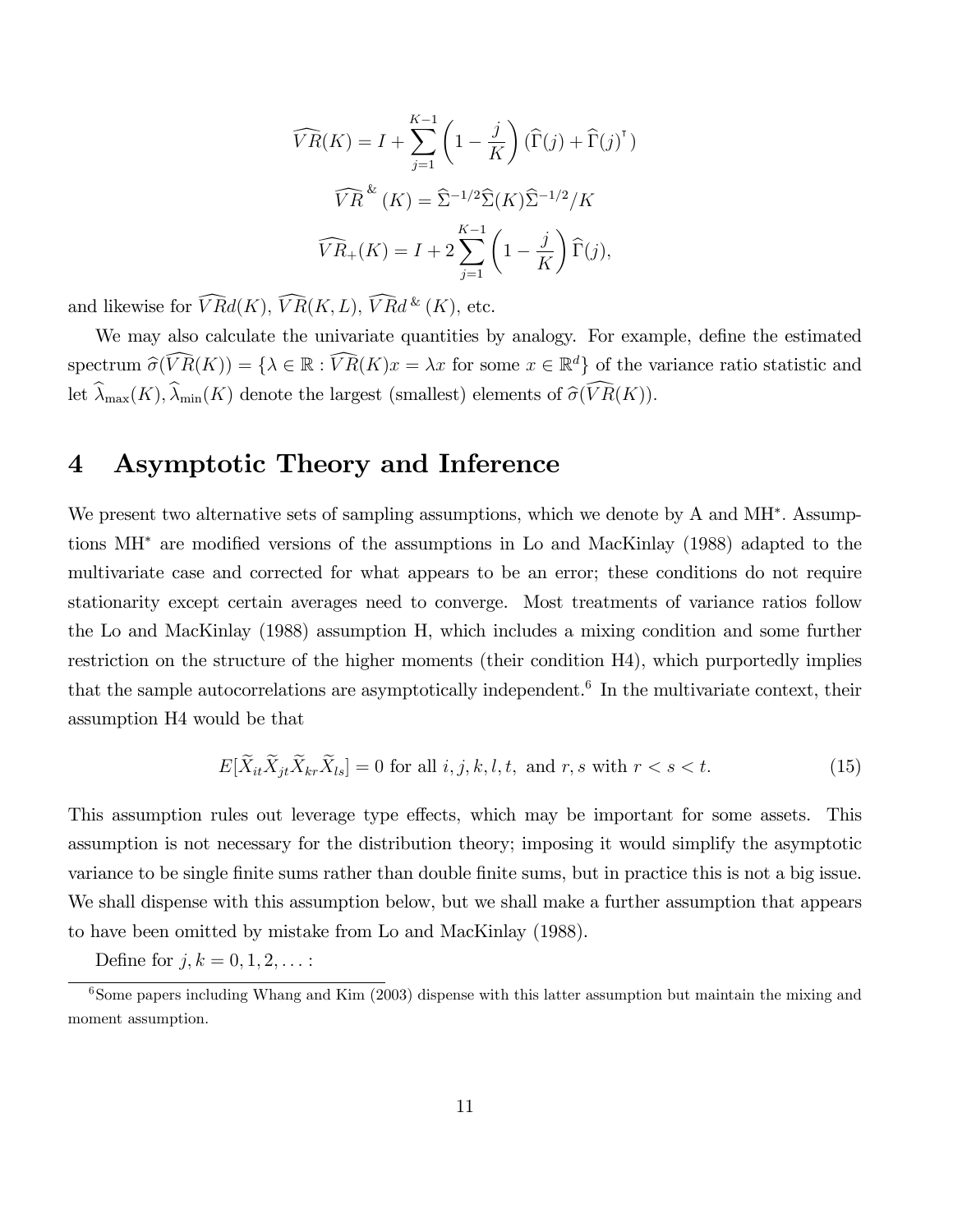$$\widehat{VR}(K) = I + \sum_{j=1}^{K-1} \left(1 - \frac{j}{K}\right) (\widehat{\Gamma}(j) + \widehat{\Gamma}(j)^{\intercal})$$

$$\widehat{VR}^{\&}(K) = \widehat{\Sigma}^{-1/2}\widehat{\Sigma}(K)\widehat{\Sigma}^{-1/2}/K$$

$$\widehat{VR}_{+}(K) = I + 2\sum_{j=1}^{K-1} \left(1 - \frac{j}{K}\right) \widehat{\Gamma}(j),$$

and likewise for $\widehat{VR}d(K)$, $\widehat{VR}(K, L)$, $\widehat{VR}d^{\&}(K)$, etc.

We may also calculate the univariate quantities by analogy. For example, define the estimated spectrum $\widehat{\sigma}(\widehat{VR}(K)) = \{\lambda \in \mathbb{R} : \widehat{VR}(K)x = \lambda x \text{ for some } x \in \mathbb{R}^d\}$ of the variance ratio statistic and let $\widehat{\lambda}_{\max}(K), \widehat{\lambda}_{\min}(K)$ denote the largest (smallest) elements of $\widehat{\sigma}(\widehat{VR}(K))$.

# 4 Asymptotic Theory and Inference

We present two alternative sets of sampling assumptions, which we denote by A and MH*. Assumptions MH* are modified versions of the assumptions in Lo and MacKinlay (1988) adapted to the multivariate case and corrected for what appears to be an error; these conditions do not require stationarity except certain averages need to converge. Most treatments of variance ratios follow the Lo and MacKinlay (1988) assumption H, which includes a mixing condition and some further restriction on the structure of the higher moments (their condition H4), which purportedly implies that the sample autocorrelations are asymptotically independent.[6] In the multivariate context, their assumption H4 would be that

$$E[\widetilde{X}_{it}\widetilde{X}_{jt}\widetilde{X}_{kr}\widetilde{X}_{ls}] = 0 \text{ for all } i, j, k, l, t, \text{ and } r, s \text{ with } r < s < t. \tag{15}$$

This assumption rules out leverage type effects, which may be important for some assets. This assumption is not necessary for the distribution theory; imposing it would simplify the asymptotic variance to be single finite sums rather than double finite sums, but in practice this is not a big issue. We shall dispense with this assumption below, but we shall make a further assumption that appears to have been omitted by mistake from Lo and MacKinlay (1988).

Define for $j, k = 0, 1, 2, \ldots$ :

[6] Some papers including Whang and Kim (2003) dispense with this latter assumption but maintain the mixing and moment assumption.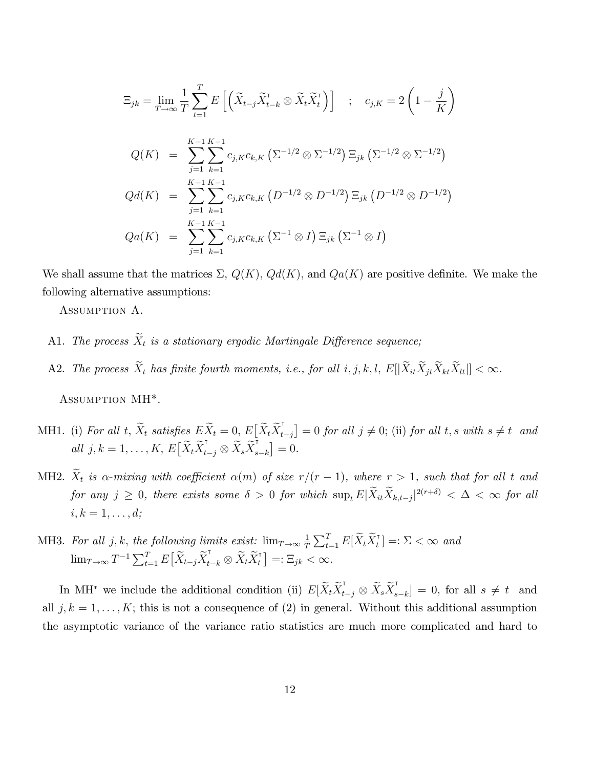$$\Xi_{jk} = \lim_{T\to\infty} \frac{1}{T}\sum_{t=1}^{T} E\left[\left(\widetilde{X}_{t-j}\widetilde{X}_{t-k}^{\intercal} \otimes \widetilde{X}_t\widetilde{X}_t^{\intercal}\right)\right] \quad ; \quad c_{j,K} = 2\left(1-\frac{j}{K}\right)$$

$$\begin{aligned}
Q(K) &= \sum_{j=1}^{K-1}\sum_{k=1}^{K-1} c_{j,K}c_{k,K}\left(\Sigma^{-1/2}\otimes\Sigma^{-1/2}\right)\Xi_{jk}\left(\Sigma^{-1/2}\otimes\Sigma^{-1/2}\right) \\
Qd(K) &= \sum_{j=1}^{K-1}\sum_{k=1}^{K-1} c_{j,K}c_{k,K}\left(D^{-1/2}\otimes D^{-1/2}\right)\Xi_{jk}\left(D^{-1/2}\otimes D^{-1/2}\right) \\
Qa(K) &= \sum_{j=1}^{K-1}\sum_{k=1}^{K-1} c_{j,K}c_{k,K}\left(\Sigma^{-1}\otimes I\right)\Xi_{jk}\left(\Sigma^{-1}\otimes I\right)
\end{aligned}$$

We shall assume that the matrices $\Sigma$, $Q(K)$, $Qd(K)$, and $Qa(K)$ are positive definite. We make the following alternative assumptions:

Assumption A.

- A1. *The process $\widetilde{X}_t$ is a stationary ergodic Martingale Difference sequence;*
- A2. *The process $\widetilde{X}_t$ has finite fourth moments, i.e., for all $i,j,k,l$, $E[|\widetilde{X}_{it}\widetilde{X}_{jt}\widetilde{X}_{kt}\widetilde{X}_{lt}|] < \infty$.*

Assumption MH*.

- MH1. (i) *For all $t$, $\widetilde{X}_t$ satisfies $E\widetilde{X}_t = 0$, $E\big[\widetilde{X}_t\widetilde{X}_{t-j}^{\intercal}\big] = 0$ for all $j \neq 0$;* (ii) *for all $t,s$ with $s \neq t$ and all $j,k = 1,\ldots,K$, $E\big[\widetilde{X}_t\widetilde{X}_{t-j}^{\intercal} \otimes \widetilde{X}_s\widetilde{X}_{s-k}^{\intercal}\big] = 0$.*
- MH2. *$\widetilde{X}_t$ is $\alpha$-mixing with coefficient $\alpha(m)$ of size $r/(r-1)$, where $r > 1$, such that for all $t$ and for any $j \geq 0$, there exists some $\delta > 0$ for which $\sup_t E|\widetilde{X}_{it}\widetilde{X}_{k,t-j}|^{2(r+\delta)} < \Delta < \infty$ for all $i,k = 1,\ldots,d$;*
- MH3. *For all $j,k$, the following limits exist: $\lim_{T\to\infty}\frac{1}{T}\sum_{t=1}^{T} E[\widetilde{X}_t\widetilde{X}_t^{\intercal}] =: \Sigma < \infty$ and $\lim_{T\to\infty} T^{-1}\sum_{t=1}^{T} E\big[\widetilde{X}_{t-j}\widetilde{X}_{t-k}^{\intercal} \otimes \widetilde{X}_t\widetilde{X}_t^{\intercal}\big] =: \Xi_{jk} < \infty$.*

In MH* we include the additional condition (ii) $E[\widetilde{X}_t\widetilde{X}_{t-j}^{\intercal} \otimes \widetilde{X}_s\widetilde{X}_{s-k}^{\intercal}] = 0$, for all $s \neq t$ and all $j,k = 1,\ldots,K$; this is not a consequence of (2) in general. Without this additional assumption the asymptotic variance of the variance ratio statistics are much more complicated and hard to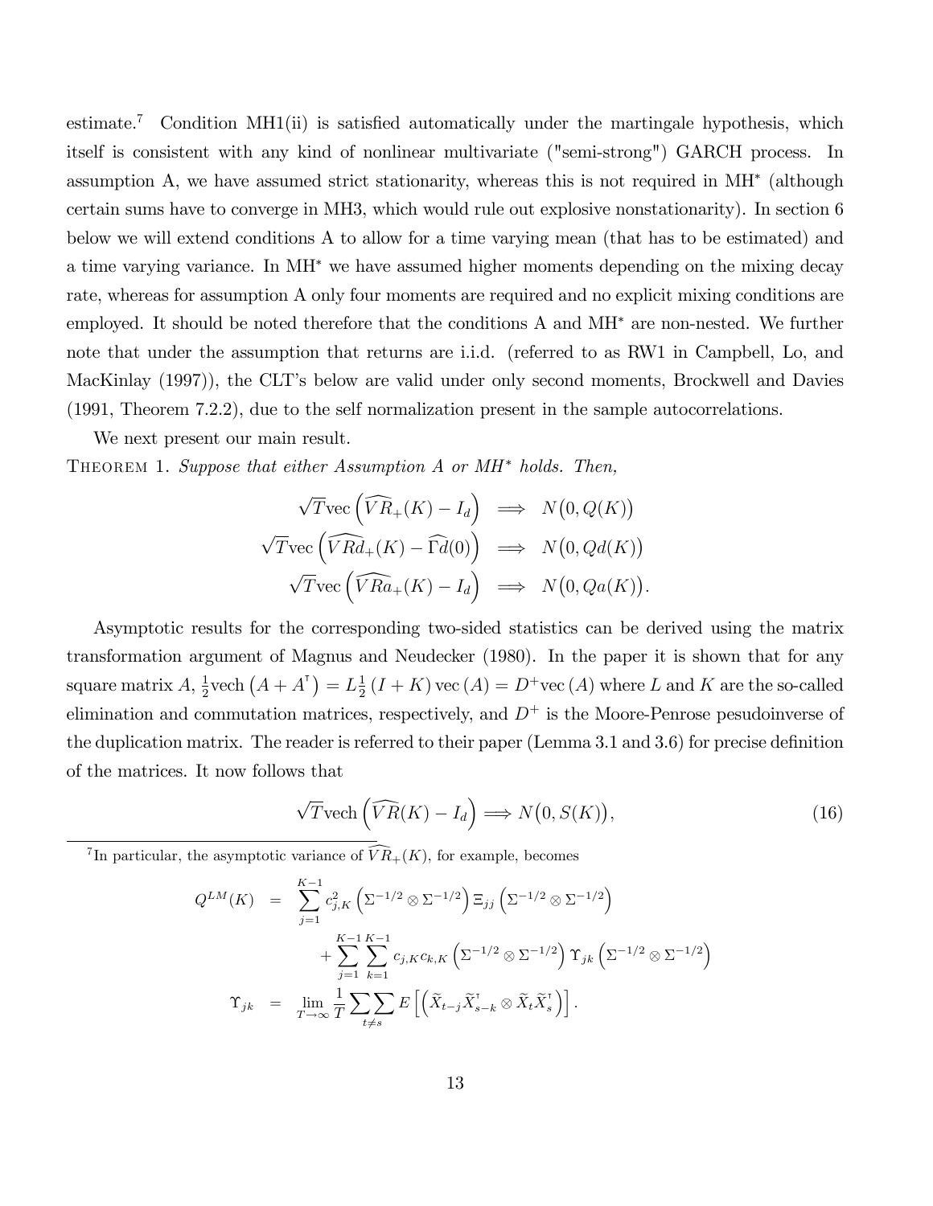estimate.[7] Condition MH1(ii) is satisfied automatically under the martingale hypothesis, which itself is consistent with any kind of nonlinear multivariate ("semi-strong") GARCH process. In assumption A, we have assumed strict stationarity, whereas this is not required in MH$^*$ (although certain sums have to converge in MH3, which would rule out explosive nonstationarity). In section 6 below we will extend conditions A to allow for a time varying mean (that has to be estimated) and a time varying variance. In MH$^*$ we have assumed higher moments depending on the mixing decay rate, whereas for assumption A only four moments are required and no explicit mixing conditions are employed. It should be noted therefore that the conditions A and MH$^*$ are non-nested. We further note that under the assumption that returns are i.i.d. (referred to as RW1 in Campbell, Lo, and MacKinlay (1997)), the CLT's below are valid under only second moments, Brockwell and Davies (1991, Theorem 7.2.2), due to the self normalization present in the sample autocorrelations.

We next present our main result.

THEOREM 1. *Suppose that either Assumption A or MH$^*$ holds. Then,*

$$
\begin{aligned}
\sqrt{T}\text{vec}\left(\widehat{VR}_{+}(K) - I_d\right) &\implies N\big(0, Q(K)\big) \\
\sqrt{T}\text{vec}\left(\widehat{VRd}_{+}(K) - \widehat{\Gamma d}(0)\right) &\implies N\big(0, Qd(K)\big) \\
\sqrt{T}\text{vec}\left(\widehat{VRa}_{+}(K) - I_d\right) &\implies N\big(0, Qa(K)\big).
\end{aligned}
$$

Asymptotic results for the corresponding two-sided statistics can be derived using the matrix transformation argument of Magnus and Neudecker (1980). In the paper it is shown that for any square matrix $A$, $\frac{1}{2}\text{vech}\left(A + A^{\intercal}\right) = L\frac{1}{2}\left(I + K\right)\text{vec}\left(A\right) = D^{+}\text{vec}\left(A\right)$ where $L$ and $K$ are the so-called elimination and commutation matrices, respectively, and $D^{+}$ is the Moore-Penrose pesudoinverse of the duplication matrix. The reader is referred to their paper (Lemma 3.1 and 3.6) for precise definition of the matrices. It now follows that

$$
\sqrt{T}\text{vech}\left(\widehat{VR}(K) - I_d\right) \Longrightarrow N\big(0, S(K)\big), \tag{16}
$$

[7] In particular, the asymptotic variance of $\widehat{VR}_{+}(K)$, for example, becomes

$$
\begin{aligned}
Q^{LM}(K) &= \sum_{j=1}^{K-1} c_{j,K}^2 \left(\Sigma^{-1/2} \otimes \Sigma^{-1/2}\right) \Xi_{jj} \left(\Sigma^{-1/2} \otimes \Sigma^{-1/2}\right) \\
&\quad + \sum_{j=1}^{K-1}\sum_{k=1}^{K-1} c_{j,K} c_{k,K} \left(\Sigma^{-1/2} \otimes \Sigma^{-1/2}\right) \Upsilon_{jk} \left(\Sigma^{-1/2} \otimes \Sigma^{-1/2}\right) \\
\Upsilon_{jk} &= \lim_{T\to\infty} \frac{1}{T} \sum_{t\neq s}\sum E\left[\left(\widetilde{X}_{t-j}\widetilde{X}_{s-k}^{\intercal} \otimes \widetilde{X}_t \widetilde{X}_s^{\intercal}\right)\right].
\end{aligned}
$$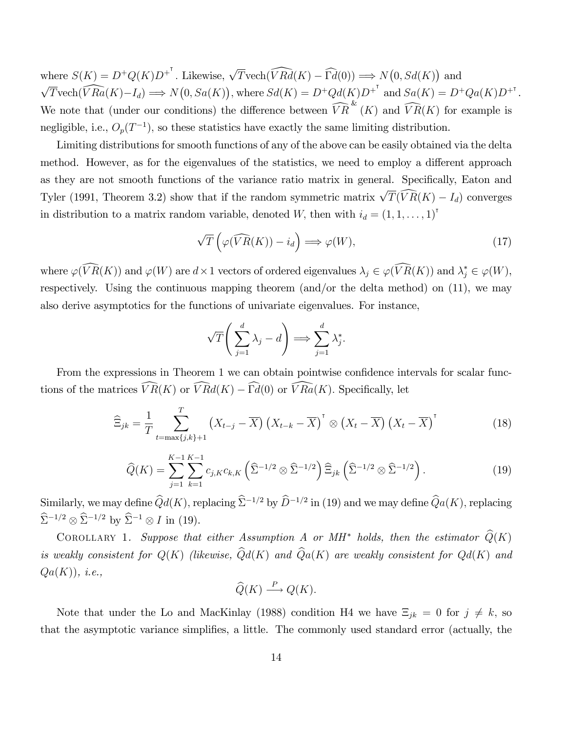where $S(K) = D^{+}Q(K)D^{+^{\intercal}}$. Likewise, $\sqrt{T}\text{vech}(\widehat{VRd}(K) - \widehat{\Gamma}d(0)) \Longrightarrow N\big(0, Sd(K)\big)$ and $\sqrt{T}\text{vech}(\widehat{VRa}(K) - I_d) \Longrightarrow N\big(0, Sa(K)\big)$, where $Sd(K) = D^{+}Qd(K)D^{+^{\intercal}}$ and $Sa(K) = D^{+}Qa(K)D^{+\intercal}$. We note that (under our conditions) the difference between $\widehat{VR}^{\&}(K)$ and $\widehat{VR}(K)$ for example is negligible, i.e., $O_p(T^{-1})$, so these statistics have exactly the same limiting distribution.

Limiting distributions for smooth functions of any of the above can be easily obtained via the delta method. However, as for the eigenvalues of the statistics, we need to employ a different approach as they are not smooth functions of the variance ratio matrix in general. Specifically, Eaton and Tyler (1991, Theorem 3.2) show that if the random symmetric matrix $\sqrt{T}(\widehat{VR}(K) - I_d)$ converges in distribution to a matrix random variable, denoted $W$, then with $i_d = (1, 1, \ldots, 1)^{\intercal}$

$$
\sqrt{T}\left(\varphi(\widehat{VR}(K)) - i_d\right) \Longrightarrow \varphi(W), \tag{17}
$$

where $\varphi(\widehat{VR}(K))$ and $\varphi(W)$ are $d \times 1$ vectors of ordered eigenvalues $\lambda_j \in \varphi(\widehat{VR}(K))$ and $\lambda_j^* \in \varphi(W)$, respectively. Using the continuous mapping theorem (and/or the delta method) on (11), we may also derive asymptotics for the functions of univariate eigenvalues. For instance,

$$
\sqrt{T}\left(\sum_{j=1}^{d} \lambda_j - d\right) \Longrightarrow \sum_{j=1}^{d} \lambda_j^*.
$$

From the expressions in Theorem 1 we can obtain pointwise confidence intervals for scalar functions of the matrices $\widehat{VR}(K)$ or $\widehat{VRd}(K) - \widehat{\Gamma}d(0)$ or $\widehat{VRa}(K)$. Specifically, let

$$
\widehat{\Xi}_{jk} = \frac{1}{T} \sum_{t=\max\{j,k\}+1}^{T} \left(X_{t-j} - \overline{X}\right)\left(X_{t-k} - \overline{X}\right)^{\intercal} \otimes \left(X_t - \overline{X}\right)\left(X_t - \overline{X}\right)^{\intercal} \tag{18}
$$

$$
\widehat{Q}(K) = \sum_{j=1}^{K-1} \sum_{k=1}^{K-1} c_{j,K} c_{k,K} \left(\widehat{\Sigma}^{-1/2} \otimes \widehat{\Sigma}^{-1/2}\right) \widehat{\Xi}_{jk} \left(\widehat{\Sigma}^{-1/2} \otimes \widehat{\Sigma}^{-1/2}\right). \tag{19}
$$

Similarly, we may define $\widehat{Q}d(K)$, replacing $\widehat{\Sigma}^{-1/2}$ by $\widehat{D}^{-1/2}$ in (19) and we may define $\widehat{Q}a(K)$, replacing $\widehat{\Sigma}^{-1/2} \otimes \widehat{\Sigma}^{-1/2}$ by $\widehat{\Sigma}^{-1} \otimes I$ in (19).

Corollary 1. *Suppose that either Assumption A or MH\* holds, then the estimator $\widehat{Q}(K)$ is weakly consistent for $Q(K)$ (likewise, $\widehat{Q}d(K)$ and $\widehat{Q}a(K)$ are weakly consistent for $Qd(K)$ and $Qa(K)$), i.e.,*

$$
\widehat{Q}(K) \xrightarrow{P} Q(K).
$$

Note that under the Lo and MacKinlay (1988) condition H4 we have $\Xi_{jk} = 0$ for $j \neq k$, so that the asymptotic variance simplifies, a little. The commonly used standard error (actually, the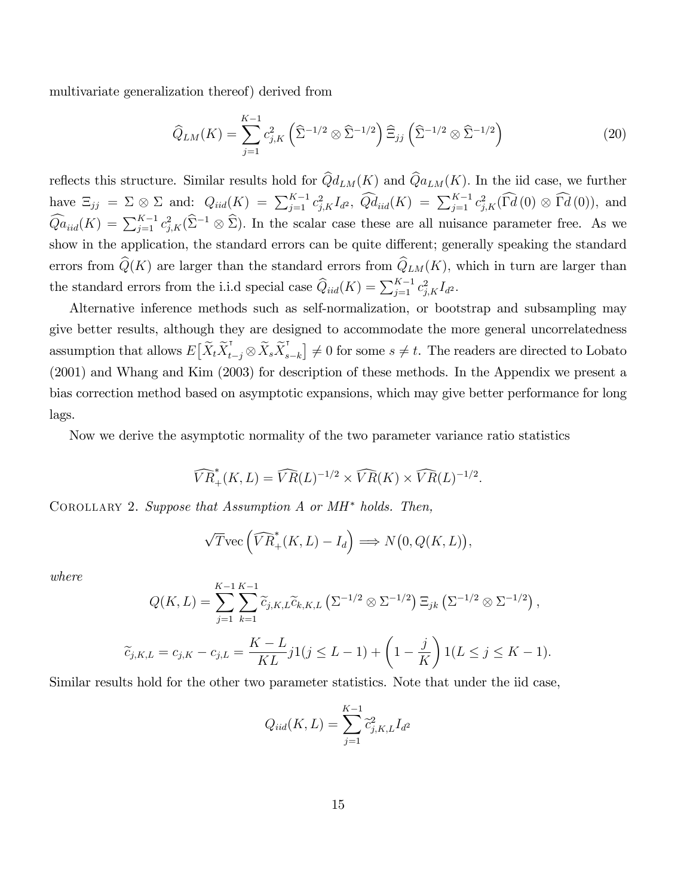multivariate generalization thereof) derived from

$$\widehat{Q}_{LM}(K) = \sum_{j=1}^{K-1} c_{j,K}^2 \left(\widehat{\Sigma}^{-1/2} \otimes \widehat{\Sigma}^{-1/2}\right) \widehat{\Xi}_{jj} \left(\widehat{\Sigma}^{-1/2} \otimes \widehat{\Sigma}^{-1/2}\right) \tag{20}$$

reflects this structure. Similar results hold for $\widehat{Q}d_{LM}(K)$ and $\widehat{Q}a_{LM}(K)$. In the iid case, we further have $\Xi_{jj} = \Sigma \otimes \Sigma$ and: $Q_{iid}(K) = \sum_{j=1}^{K-1} c_{j,K}^2 I_{d^2}$, $\widehat{Qd}_{iid}(K) = \sum_{j=1}^{K-1} c_{j,K}^2 (\widehat{\Gamma d}(0) \otimes \widehat{\Gamma d}(0))$, and $\widehat{Qa}_{iid}(K) = \sum_{j=1}^{K-1} c_{j,K}^2 (\widehat{\Sigma}^{-1} \otimes \widehat{\Sigma})$. In the scalar case these are all nuisance parameter free. As we show in the application, the standard errors can be quite different; generally speaking the standard errors from $\widehat{Q}(K)$ are larger than the standard errors from $\widehat{Q}_{LM}(K)$, which in turn are larger than the standard errors from the i.i.d special case $\widehat{Q}_{iid}(K) = \sum_{j=1}^{K-1} c_{j,K}^2 I_{d^2}$.

Alternative inference methods such as self-normalization, or bootstrap and subsampling may give better results, although they are designed to accommodate the more general uncorrelatedness assumption that allows $E\big[\widetilde{X}_t \widetilde{X}_{t-j}^{\intercal} \otimes \widetilde{X}_s \widetilde{X}_{s-k}^{\intercal}\big] \neq 0$ for some $s \neq t$. The readers are directed to Lobato (2001) and Whang and Kim (2003) for description of these methods. In the Appendix we present a bias correction method based on asymptotic expansions, which may give better performance for long lags.

Now we derive the asymptotic normality of the two parameter variance ratio statistics

$$\widehat{VR}_{+}^{*}(K,L) = \widehat{VR}(L)^{-1/2} \times \widehat{VR}(K) \times \widehat{VR}(L)^{-1/2}.$$

Corollary 2. *Suppose that Assumption A or MH$^*$ holds. Then,*

$$\sqrt{T}\text{vec}\left(\widehat{VR}_{+}^{*}(K,L) - I_d\right) \Longrightarrow N\big(0, Q(K,L)\big),$$

*where*

$$Q(K,L) = \sum_{j=1}^{K-1}\sum_{k=1}^{K-1} \widetilde{c}_{j,K,L}\widetilde{c}_{k,K,L} \left(\Sigma^{-1/2} \otimes \Sigma^{-1/2}\right) \Xi_{jk} \left(\Sigma^{-1/2} \otimes \Sigma^{-1/2}\right),$$

$$\widetilde{c}_{j,K,L} = c_{j,K} - c_{j,L} = \frac{K-L}{KL} j 1(j \leq L-1) + \left(1 - \frac{j}{K}\right) 1(L \leq j \leq K-1).$$

Similar results hold for the other two parameter statistics. Note that under the iid case,

$$Q_{iid}(K,L) = \sum_{j=1}^{K-1} \widetilde{c}_{j,K,L}^2 I_{d^2}$$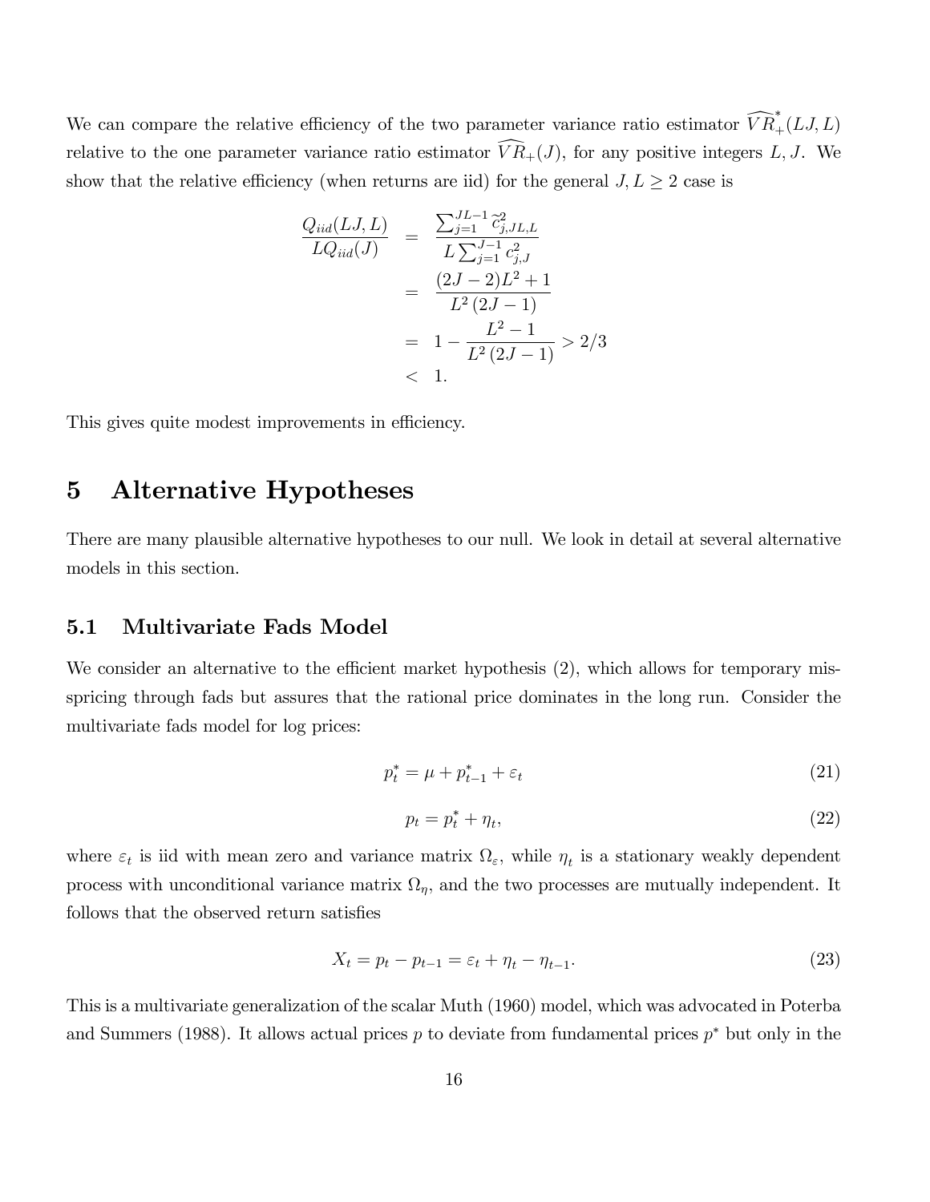We can compare the relative efficiency of the two parameter variance ratio estimator $\widehat{VR}^*_+(LJ, L)$ relative to the one parameter variance ratio estimator $\widehat{VR}_+(J)$, for any positive integers $L, J$. We show that the relative efficiency (when returns are iid) for the general $J, L \geq 2$ case is

$$
\begin{aligned}
\frac{Q_{iid}(LJ, L)}{LQ_{iid}(J)} &= \frac{\sum_{j=1}^{JL-1} \tilde{c}^2_{j,JL,L}}{L\sum_{j=1}^{J-1} c^2_{j,J}} \\
&= \frac{(2J-2)L^2+1}{L^2\,(2J-1)} \\
&= 1 - \frac{L^2-1}{L^2\,(2J-1)} > 2/3 \\
&< 1.
\end{aligned}
$$

This gives quite modest improvements in efficiency.

# 5 Alternative Hypotheses

There are many plausible alternative hypotheses to our null. We look in detail at several alternative models in this section.

## 5.1 Multivariate Fads Model

We consider an alternative to the efficient market hypothesis (2), which allows for temporary misspricing through fads but assures that the rational price dominates in the long run. Consider the multivariate fads model for log prices:

$$p^*_t = \mu + p^*_{t-1} + \varepsilon_t \tag{21}$$

$$p_t = p^*_t + \eta_t, \tag{22}$$

where $\varepsilon_t$ is iid with mean zero and variance matrix $\Omega_\varepsilon$, while $\eta_t$ is a stationary weakly dependent process with unconditional variance matrix $\Omega_\eta$, and the two processes are mutually independent. It follows that the observed return satisfies

$$X_t = p_t - p_{t-1} = \varepsilon_t + \eta_t - \eta_{t-1}. \tag{23}$$

This is a multivariate generalization of the scalar Muth (1960) model, which was advocated in Poterba and Summers (1988). It allows actual prices $p$ to deviate from fundamental prices $p^*$ but only in the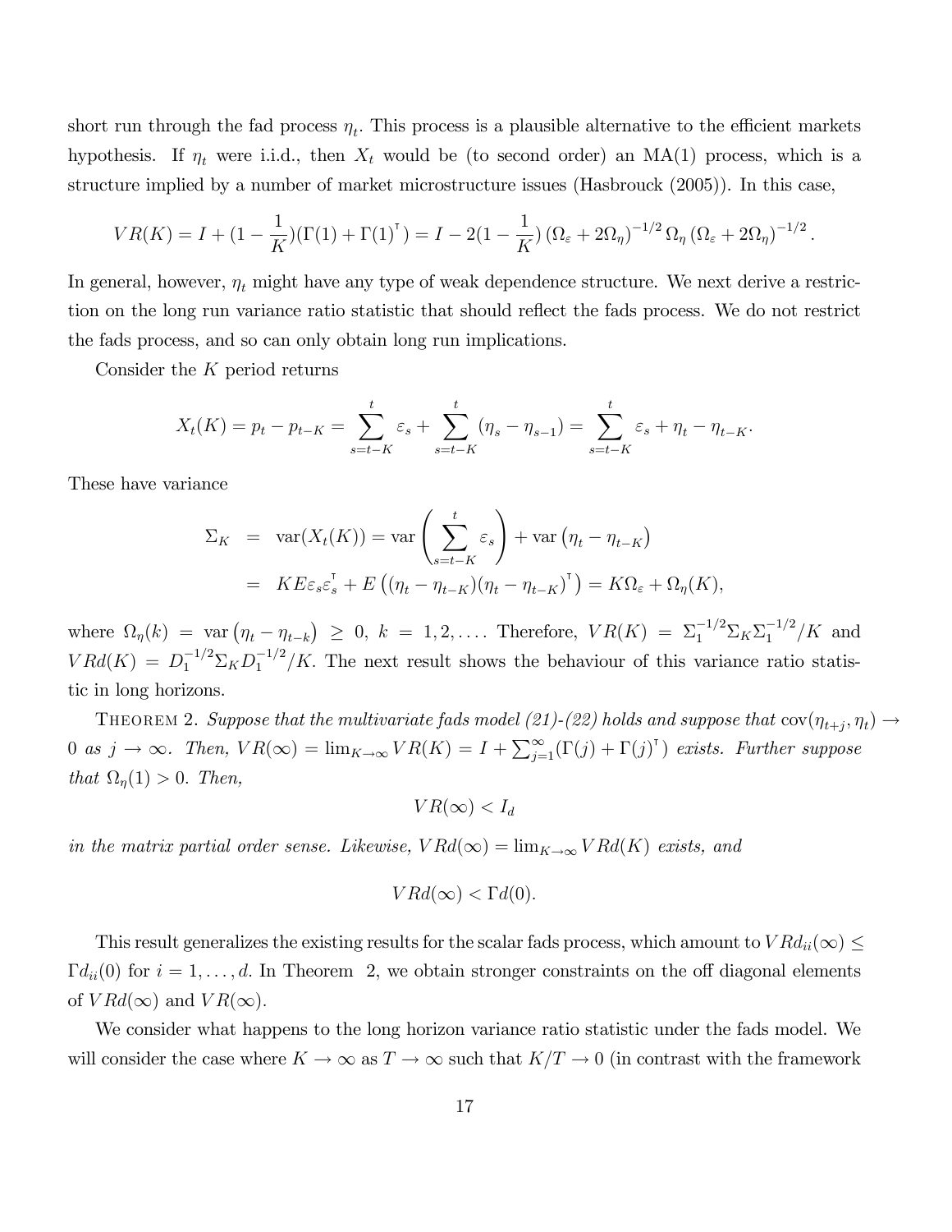short run through the fad process $\eta_t$. This process is a plausible alternative to the efficient markets hypothesis. If $\eta_t$ were i.i.d., then $X_t$ would be (to second order) an MA(1) process, which is a structure implied by a number of market microstructure issues (Hasbrouck (2005)). In this case,

$$VR(K) = I + (1 - \frac{1}{K})(\Gamma(1) + \Gamma(1)^\intercal) = I - 2(1 - \frac{1}{K})\left(\Omega_\varepsilon + 2\Omega_\eta\right)^{-1/2}\Omega_\eta\left(\Omega_\varepsilon + 2\Omega_\eta\right)^{-1/2}.$$

In general, however, $\eta_t$ might have any type of weak dependence structure. We next derive a restriction on the long run variance ratio statistic that should reflect the fads process. We do not restrict the fads process, and so can only obtain long run implications.

Consider the $K$ period returns

$$X_t(K) = p_t - p_{t-K} = \sum_{s=t-K}^{t} \varepsilon_s + \sum_{s=t-K}^{t} (\eta_s - \eta_{s-1}) = \sum_{s=t-K}^{t} \varepsilon_s + \eta_t - \eta_{t-K}.$$

These have variance

$$\begin{aligned}
\Sigma_K &= \text{var}(X_t(K)) = \text{var}\left(\sum_{s=t-K}^{t} \varepsilon_s\right) + \text{var}\left(\eta_t - \eta_{t-K}\right) \\
&= KE\varepsilon_s\varepsilon_s^\intercal + E\left((\eta_t - \eta_{t-K})(\eta_t - \eta_{t-K})^\intercal\right) = K\Omega_\varepsilon + \Omega_\eta(K),
\end{aligned}$$

where $\Omega_\eta(k) = \text{var}\left(\eta_t - \eta_{t-k}\right) \geq 0$, $k = 1, 2, \ldots$. Therefore, $VR(K) = \Sigma_1^{-1/2}\Sigma_K\Sigma_1^{-1/2}/K$ and $VRd(K) = D_1^{-1/2}\Sigma_K D_1^{-1/2}/K$. The next result shows the behaviour of this variance ratio statistic in long horizons.

THEOREM 2. *Suppose that the multivariate fads model (21)-(22) holds and suppose that* $\text{cov}(\eta_{t+j}, \eta_t) \to 0$ *as* $j \to \infty$. *Then,* $VR(\infty) = \lim_{K\to\infty} VR(K) = I + \sum_{j=1}^{\infty}(\Gamma(j) + \Gamma(j)^\intercal)$ *exists. Further suppose that* $\Omega_\eta(1) > 0$. *Then,*

$$VR(\infty) < I_d$$

*in the matrix partial order sense. Likewise,* $VRd(\infty) = \lim_{K\to\infty} VRd(K)$ *exists, and*

$$VRd(\infty) < \Gamma d(0).$$

This result generalizes the existing results for the scalar fads process, which amount to $VRd_{ii}(\infty) \leq \Gamma d_{ii}(0)$ for $i = 1, \ldots, d$. In Theorem 2, we obtain stronger constraints on the off diagonal elements of $VRd(\infty)$ and $VR(\infty)$.

We consider what happens to the long horizon variance ratio statistic under the fads model. We will consider the case where $K \to \infty$ as $T \to \infty$ such that $K/T \to 0$ (in contrast with the framework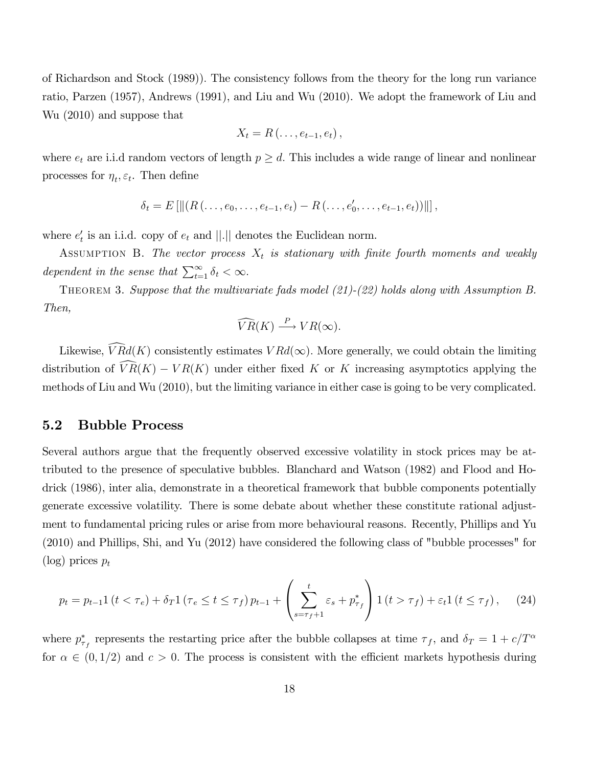of Richardson and Stock (1989)). The consistency follows from the theory for the long run variance ratio, Parzen (1957), Andrews (1991), and Liu and Wu (2010). We adopt the framework of Liu and Wu (2010) and suppose that

$$X_t = R\left(\ldots, e_{t-1}, e_t\right),$$

where $e_t$ are i.i.d random vectors of length $p \geq d$. This includes a wide range of linear and nonlinear processes for $\eta_t, \varepsilon_t$. Then define

$$\delta_t = E\left[\left\|\left(R\left(\ldots, e_0, \ldots, e_{t-1}, e_t\right) - R\left(\ldots, e_0', \ldots, e_{t-1}, e_t\right)\right)\right\|\right],$$

where $e_t'$ is an i.i.d. copy of $e_t$ and $||.||$ denotes the Euclidean norm.

Assumption B. *The vector process $X_t$ is stationary with finite fourth moments and weakly dependent in the sense that $\sum_{t=1}^{\infty} \delta_t < \infty$.*

Theorem 3. *Suppose that the multivariate fads model (21)-(22) holds along with Assumption B. Then,*

$$\widehat{VR}(K) \xrightarrow{P} VR(\infty).$$

Likewise, $\widehat{VR}d(K)$ consistently estimates $VRd(\infty)$. More generally, we could obtain the limiting distribution of $\widehat{VR}(K) - VR(K)$ under either fixed $K$ or $K$ increasing asymptotics applying the methods of Liu and Wu (2010), but the limiting variance in either case is going to be very complicated.

## 5.2 Bubble Process

Several authors argue that the frequently observed excessive volatility in stock prices may be attributed to the presence of speculative bubbles. Blanchard and Watson (1982) and Flood and Hodrick (1986), inter alia, demonstrate in a theoretical framework that bubble components potentially generate excessive volatility. There is some debate about whether these constitute rational adjustment to fundamental pricing rules or arise from more behavioural reasons. Recently, Phillips and Yu (2010) and Phillips, Shi, and Yu (2012) have considered the following class of "bubble processes" for (log) prices $p_t$

$$p_t = p_{t-1} 1\left(t < \tau_e\right) + \delta_T 1\left(\tau_e \leq t \leq \tau_f\right) p_{t-1} + \left(\sum_{s=\tau_f+1}^{t} \varepsilon_s + p_{\tau_f}^*\right) 1\left(t > \tau_f\right) + \varepsilon_t 1\left(t \leq \tau_f\right), \quad (24)$$

where $p_{\tau_f}^*$ represents the restarting price after the bubble collapses at time $\tau_f$, and $\delta_T = 1 + c/T^{\alpha}$ for $\alpha \in (0, 1/2)$ and $c > 0$. The process is consistent with the efficient markets hypothesis during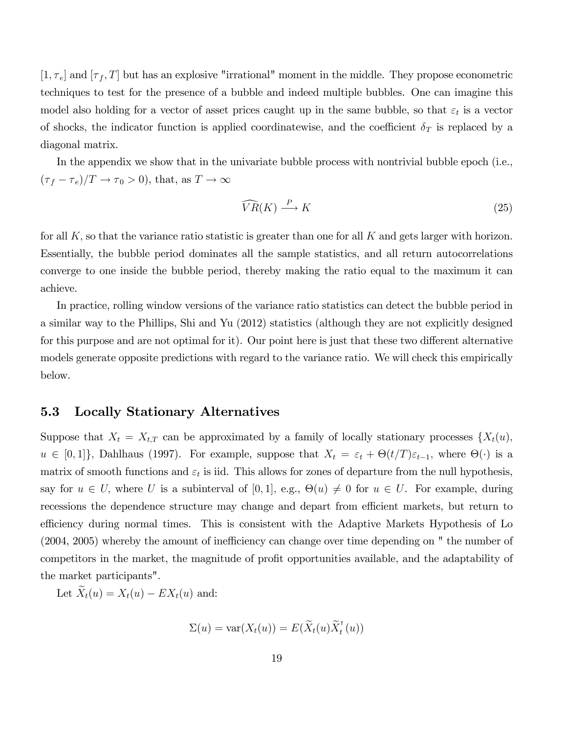$[1, \tau_e]$ and $[\tau_f, T]$ but has an explosive "irrational" moment in the middle. They propose econometric techniques to test for the presence of a bubble and indeed multiple bubbles. One can imagine this model also holding for a vector of asset prices caught up in the same bubble, so that $\varepsilon_t$ is a vector of shocks, the indicator function is applied coordinatewise, and the coefficient $\delta_T$ is replaced by a diagonal matrix.

In the appendix we show that in the univariate bubble process with nontrivial bubble epoch (i.e., $(\tau_f - \tau_e)/T \to \tau_0 > 0$), that, as $T \to \infty$

$$\widehat{VR}(K) \xrightarrow{P} K \tag{25}$$

for all $K$, so that the variance ratio statistic is greater than one for all $K$ and gets larger with horizon. Essentially, the bubble period dominates all the sample statistics, and all return autocorrelations converge to one inside the bubble period, thereby making the ratio equal to the maximum it can achieve.

In practice, rolling window versions of the variance ratio statistics can detect the bubble period in a similar way to the Phillips, Shi and Yu (2012) statistics (although they are not explicitly designed for this purpose and are not optimal for it). Our point here is just that these two different alternative models generate opposite predictions with regard to the variance ratio. We will check this empirically below.

### 5.3 Locally Stationary Alternatives

Suppose that $X_t = X_{t,T}$ can be approximated by a family of locally stationary processes $\{X_t(u), u \in [0, 1]\}$, Dahlhaus (1997). For example, suppose that $X_t = \varepsilon_t + \Theta(t/T)\varepsilon_{t-1}$, where $\Theta(\cdot)$ is a matrix of smooth functions and $\varepsilon_t$ is iid. This allows for zones of departure from the null hypothesis, say for $u \in U$, where $U$ is a subinterval of $[0, 1]$, e.g., $\Theta(u) \neq 0$ for $u \in U$. For example, during recessions the dependence structure may change and depart from efficient markets, but return to efficiency during normal times. This is consistent with the Adaptive Markets Hypothesis of Lo (2004, 2005) whereby the amount of inefficiency can change over time depending on " the number of competitors in the market, the magnitude of profit opportunities available, and the adaptability of the market participants".

Let $\widetilde{X}_t(u) = X_t(u) - EX_t(u)$ and:

$$\Sigma(u) = \text{var}(X_t(u)) = E(\widetilde{X}_t(u)\widetilde{X}_t^{\intercal}(u))$$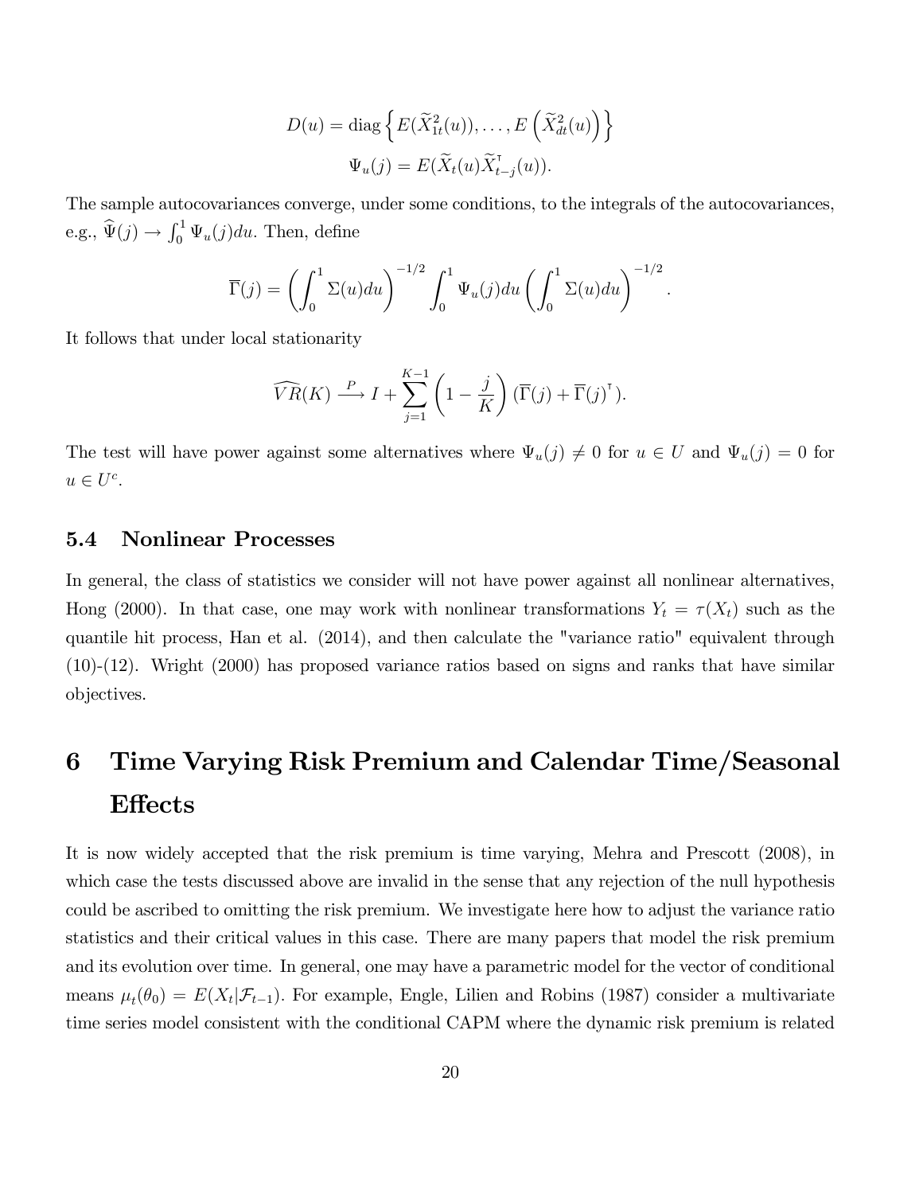$$D(u) = \operatorname{diag}\left\{ E(\widetilde{X}_{1t}^2(u)), \ldots, E\left(\widetilde{X}_{dt}^2(u)\right) \right\}$$

$$\Psi_u(j) = E(\widetilde{X}_t(u)\widetilde{X}_{t-j}^{\intercal}(u)).$$

The sample autocovariances converge, under some conditions, to the integrals of the autocovariances, e.g., $\widehat{\Psi}(j) \to \int_0^1 \Psi_u(j)du$. Then, define

$$\overline{\Gamma}(j) = \left( \int_0^1 \Sigma(u)du \right)^{-1/2} \int_0^1 \Psi_u(j)du \left( \int_0^1 \Sigma(u)du \right)^{-1/2}.$$

It follows that under local stationarity

$$\widehat{VR}(K) \xrightarrow{P} I + \sum_{j=1}^{K-1} \left(1 - \frac{j}{K}\right)(\overline{\Gamma}(j) + \overline{\Gamma}(j)^{\intercal}).$$

The test will have power against some alternatives where $\Psi_u(j) \neq 0$ for $u \in U$ and $\Psi_u(j) = 0$ for $u \in U^c$.

### 5.4 Nonlinear Processes

In general, the class of statistics we consider will not have power against all nonlinear alternatives, Hong (2000). In that case, one may work with nonlinear transformations $Y_t = \tau(X_t)$ such as the quantile hit process, Han et al. (2014), and then calculate the "variance ratio" equivalent through (10)-(12). Wright (2000) has proposed variance ratios based on signs and ranks that have similar objectives.

## 6 Time Varying Risk Premium and Calendar Time/Seasonal Effects

It is now widely accepted that the risk premium is time varying, Mehra and Prescott (2008), in which case the tests discussed above are invalid in the sense that any rejection of the null hypothesis could be ascribed to omitting the risk premium. We investigate here how to adjust the variance ratio statistics and their critical values in this case. There are many papers that model the risk premium and its evolution over time. In general, one may have a parametric model for the vector of conditional means $\mu_t(\theta_0) = E(X_t|\mathcal{F}_{t-1})$. For example, Engle, Lilien and Robins (1987) consider a multivariate time series model consistent with the conditional CAPM where the dynamic risk premium is related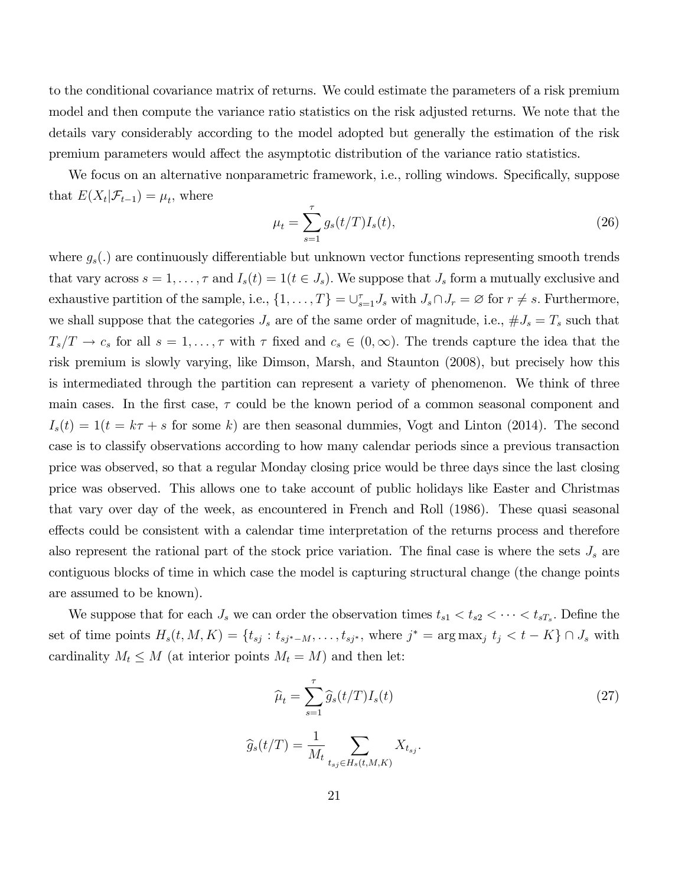to the conditional covariance matrix of returns. We could estimate the parameters of a risk premium model and then compute the variance ratio statistics on the risk adjusted returns. We note that the details vary considerably according to the model adopted but generally the estimation of the risk premium parameters would affect the asymptotic distribution of the variance ratio statistics.

We focus on an alternative nonparametric framework, i.e., rolling windows. Specifically, suppose that $E(X_t|\mathcal{F}_{t-1}) = \mu_t$, where

$$\mu_t = \sum_{s=1}^{\tau} g_s(t/T) I_s(t), \tag{26}$$

where $g_s(.)$ are continuously differentiable but unknown vector functions representing smooth trends that vary across $s = 1, \ldots, \tau$ and $I_s(t) = 1(t \in J_s)$. We suppose that $J_s$ form a mutually exclusive and exhaustive partition of the sample, i.e., $\{1, \ldots, T\} = \cup_{s=1}^{\tau} J_s$ with $J_s \cap J_r = \varnothing$ for $r \neq s$. Furthermore, we shall suppose that the categories $J_s$ are of the same order of magnitude, i.e., $\# J_s = T_s$ such that $T_s/T \to c_s$ for all $s = 1, \ldots, \tau$ with $\tau$ fixed and $c_s \in (0, \infty)$. The trends capture the idea that the risk premium is slowly varying, like Dimson, Marsh, and Staunton (2008), but precisely how this is intermediated through the partition can represent a variety of phenomenon. We think of three main cases. In the first case, $\tau$ could be the known period of a common seasonal component and $I_s(t) = 1(t = k\tau + s$ for some $k)$ are then seasonal dummies, Vogt and Linton (2014). The second case is to classify observations according to how many calendar periods since a previous transaction price was observed, so that a regular Monday closing price would be three days since the last closing price was observed. This allows one to take account of public holidays like Easter and Christmas that vary over day of the week, as encountered in French and Roll (1986). These quasi seasonal effects could be consistent with a calendar time interpretation of the returns process and therefore also represent the rational part of the stock price variation. The final case is where the sets $J_s$ are contiguous blocks of time in which case the model is capturing structural change (the change points are assumed to be known).

We suppose that for each $J_s$ we can order the observation times $t_{s1} < t_{s2} < \cdots < t_{sT_s}$. Define the set of time points $H_s(t, M, K) = \{t_{sj} : t_{sj^*-M}, \ldots, t_{sj^*}$, where $j^* = \arg\max_j t_j < t - K\} \cap J_s$ with cardinality $M_t \leq M$ (at interior points $M_t = M$) and then let:

$$\widehat{\mu}_t = \sum_{s=1}^{\tau} \widehat{g}_s(t/T) I_s(t) \tag{27}$$

$$\widehat{g}_s(t/T) = \frac{1}{M_t} \sum_{t_{sj} \in H_s(t,M,K)} X_{t_{sj}}.$$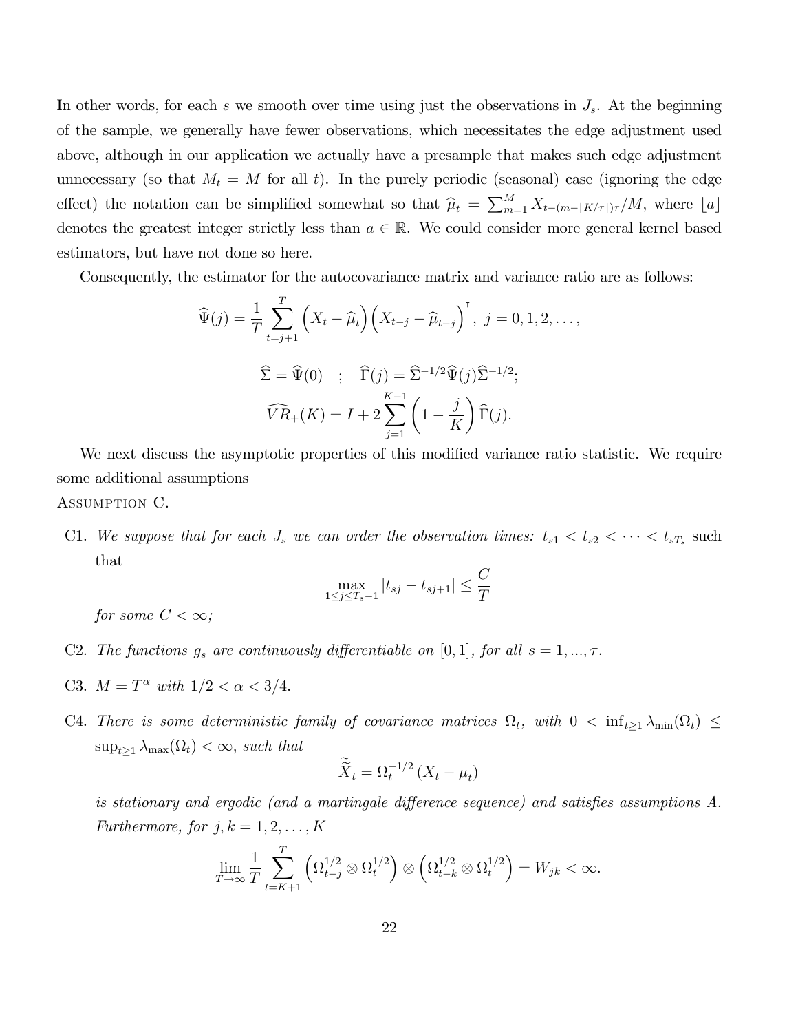In other words, for each $s$ we smooth over time using just the observations in $J_s$. At the beginning of the sample, we generally have fewer observations, which necessitates the edge adjustment used above, although in our application we actually have a presample that makes such edge adjustment unnecessary (so that $M_t = M$ for all $t$). In the purely periodic (seasonal) case (ignoring the edge effect) the notation can be simplified somewhat so that $\widehat{\mu}_t = \sum_{m=1}^{M} X_{t-(m-\lfloor K/\tau \rfloor)\tau}/M$, where $\lfloor a \rfloor$ denotes the greatest integer strictly less than $a \in \mathbb{R}$. We could consider more general kernel based estimators, but have not done so here.

Consequently, the estimator for the autocovariance matrix and variance ratio are as follows:

$$\widehat{\Psi}(j) = \frac{1}{T}\sum_{t=j+1}^{T}\left(X_t - \widehat{\mu}_t\right)\left(X_{t-j} - \widehat{\mu}_{t-j}\right)^{\intercal},\ j = 0, 1, 2, \ldots,$$

$$\widehat{\Sigma} = \widehat{\Psi}(0) \quad ; \quad \widehat{\Gamma}(j) = \widehat{\Sigma}^{-1/2}\widehat{\Psi}(j)\widehat{\Sigma}^{-1/2};$$

$$\widehat{VR}_{+}(K) = I + 2\sum_{j=1}^{K-1}\left(1 - \frac{j}{K}\right)\widehat{\Gamma}(j).$$

We next discuss the asymptotic properties of this modified variance ratio statistic. We require some additional assumptions

Assumption C.

C1. *We suppose that for each $J_s$ we can order the observation times: $t_{s1} < t_{s2} < \cdots < t_{sT_s}$* such that

$$\max_{1 \le j \le T_s - 1} |t_{sj} - t_{sj+1}| \le \frac{C}{T}$$

*for some $C < \infty$;*

C2. *The functions $g_s$ are continuously differentiable on $[0, 1]$, for all $s = 1, ..., \tau$.*

C3. *$M = T^{\alpha}$ with $1/2 < \alpha < 3/4$.*

C4. *There is some deterministic family of covariance matrices $\Omega_t$, with $0 < \inf_{t \ge 1} \lambda_{\min}(\Omega_t) \le \sup_{t \ge 1} \lambda_{\max}(\Omega_t) < \infty$, such that*

$$\widetilde{\widetilde{X}}_t = \Omega_t^{-1/2}\left(X_t - \mu_t\right)$$

*is stationary and ergodic (and a martingale difference sequence) and satisfies assumptions A. Furthermore, for $j, k = 1, 2, \ldots, K$*

$$\lim_{T \to \infty} \frac{1}{T}\sum_{t=K+1}^{T}\left(\Omega_{t-j}^{1/2} \otimes \Omega_t^{1/2}\right) \otimes \left(\Omega_{t-k}^{1/2} \otimes \Omega_t^{1/2}\right) = W_{jk} < \infty.$$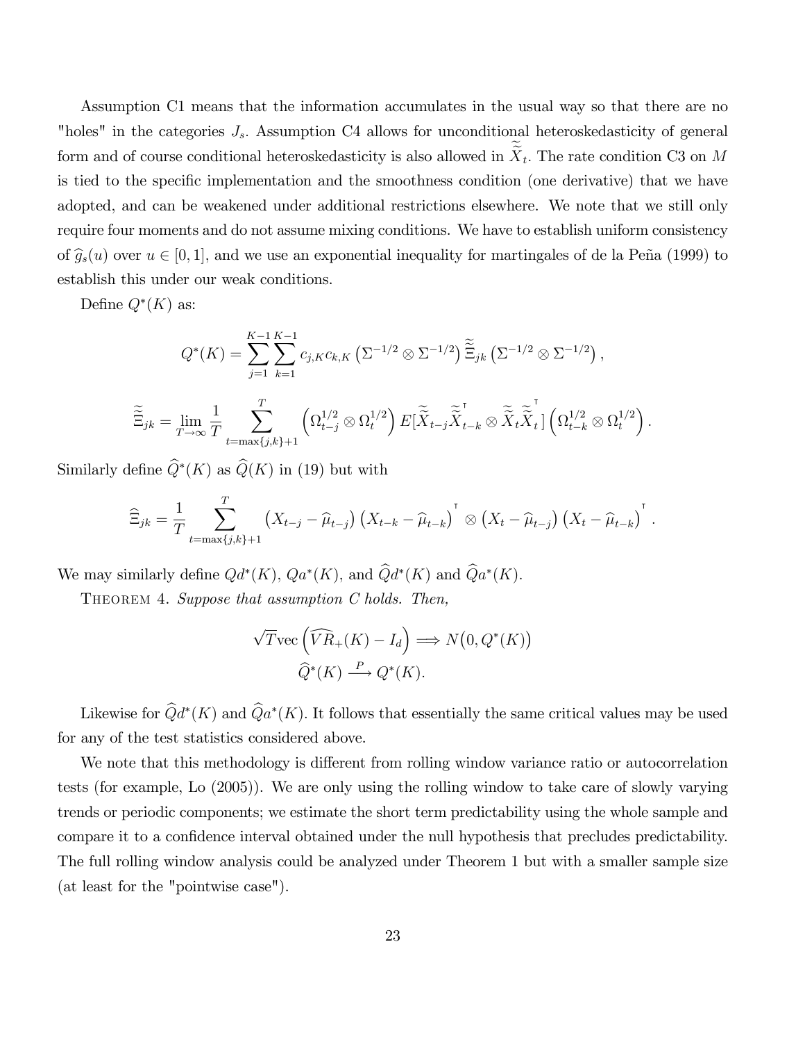Assumption C1 means that the information accumulates in the usual way so that there are no "holes" in the categories $J_s$. Assumption C4 allows for unconditional heteroskedasticity of general form and of course conditional heteroskedasticity is also allowed in $\widetilde{\widetilde{X}}_t$. The rate condition C3 on $M$ is tied to the specific implementation and the smoothness condition (one derivative) that we have adopted, and can be weakened under additional restrictions elsewhere. We note that we still only require four moments and do not assume mixing conditions. We have to establish uniform consistency of $\widehat{g}_s(u)$ over $u \in [0,1]$, and we use an exponential inequality for martingales of de la Peña (1999) to establish this under our weak conditions.

Define $Q^*(K)$ as:

$$
Q^*(K) = \sum_{j=1}^{K-1} \sum_{k=1}^{K-1} c_{j,K} c_{k,K} \left(\Sigma^{-1/2} \otimes \Sigma^{-1/2}\right) \widetilde{\widetilde{\Xi}}_{jk} \left(\Sigma^{-1/2} \otimes \Sigma^{-1/2}\right),
$$

$$
\widetilde{\widetilde{\Xi}}_{jk} = \lim_{T\to\infty} \frac{1}{T} \sum_{t=\max\{j,k\}+1}^{T} \left(\Omega_{t-j}^{1/2} \otimes \Omega_t^{1/2}\right) E[\widetilde{\widetilde{X}}_{t-j} \widetilde{\widetilde{X}}_{t-k}^{\intercal} \otimes \widetilde{\widetilde{X}}_t \widetilde{\widetilde{X}}_t^{\intercal}] \left(\Omega_{t-k}^{1/2} \otimes \Omega_t^{1/2}\right).
$$

Similarly define $\widehat{Q}^*(K)$ as $\widehat{Q}(K)$ in (19) but with

$$
\widehat{\Xi}_{jk} = \frac{1}{T} \sum_{t=\max\{j,k\}+1}^{T} \left(X_{t-j} - \widehat{\mu}_{t-j}\right)\left(X_{t-k} - \widehat{\mu}_{t-k}\right)^{\intercal} \otimes \left(X_t - \widehat{\mu}_{t-j}\right)\left(X_t - \widehat{\mu}_{t-k}\right)^{\intercal}.
$$

We may similarly define $Qd^*(K)$, $Qa^*(K)$, and $\widehat{Q}d^*(K)$ and $\widehat{Q}a^*(K)$.

Theorem 4. *Suppose that assumption C holds. Then,*

$$
\sqrt{T}\mathrm{vec}\left(\widehat{VR}_+(K) - I_d\right) \Longrightarrow N\big(0, Q^*(K)\big)
$$

$$
\widehat{Q}^*(K) \xrightarrow{P} Q^*(K).
$$

Likewise for $\widehat{Q}d^*(K)$ and $\widehat{Q}a^*(K)$. It follows that essentially the same critical values may be used for any of the test statistics considered above.

We note that this methodology is different from rolling window variance ratio or autocorrelation tests (for example, Lo (2005)). We are only using the rolling window to take care of slowly varying trends or periodic components; we estimate the short term predictability using the whole sample and compare it to a confidence interval obtained under the null hypothesis that precludes predictability. The full rolling window analysis could be analyzed under Theorem 1 but with a smaller sample size (at least for the "pointwise case").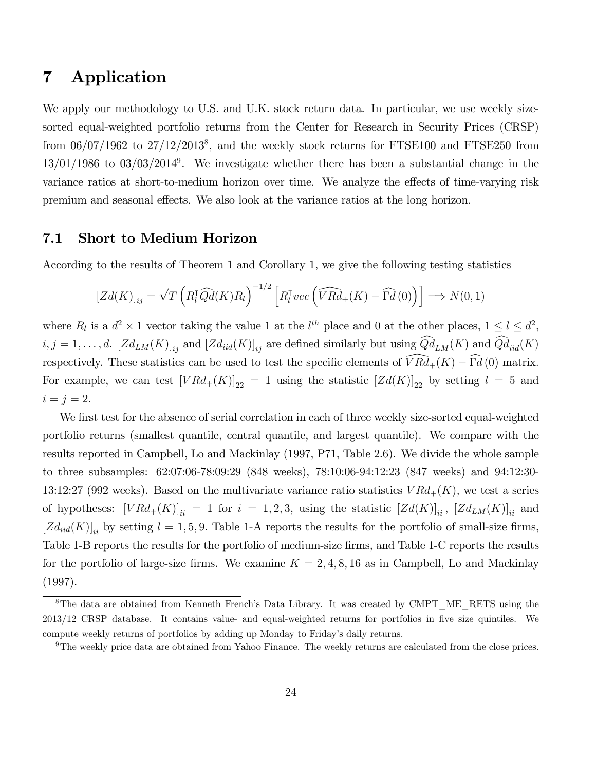# 7 Application

We apply our methodology to U.S. and U.K. stock return data. In particular, we use weekly size-sorted equal-weighted portfolio returns from the Center for Research in Security Prices (CRSP) from 06/07/1962 to 27/12/2013[8], and the weekly stock returns for FTSE100 and FTSE250 from 13/01/1986 to 03/03/2014[9]. We investigate whether there has been a substantial change in the variance ratios at short-to-medium horizon over time. We analyze the effects of time-varying risk premium and seasonal effects. We also look at the variance ratios at the long horizon.

## 7.1 Short to Medium Horizon

According to the results of Theorem 1 and Corollary 1, we give the following testing statistics

$$[Zd(K)]_{ij} = \sqrt{T}\left(R_l^{\intercal}\widehat{Q}d(K)R_l\right)^{-1/2}\left[R_l^{\intercal}vec\left(\widehat{VRd}_{+}(K) - \widehat{\Gamma}d\,(0)\right)\right] \Longrightarrow N(0,1)$$

where $R_l$ is a $d^2 \times 1$ vector taking the value 1 at the $l^{th}$ place and 0 at the other places, $1 \leq l \leq d^2$, $i, j = 1, \ldots, d$. $[Zd_{LM}(K)]_{ij}$ and $[Zd_{iid}(K)]_{ij}$ are defined similarly but using $\widehat{Q}d_{LM}(K)$ and $\widehat{Q}d_{iid}(K)$ respectively. These statistics can be used to test the specific elements of $\widehat{VRd}_{+}(K) - \widehat{\Gamma}d\,(0)$ matrix. For example, we can test $[VRd_{+}(K)]_{22} = 1$ using the statistic $[Zd(K)]_{22}$ by setting $l = 5$ and $i = j = 2$.

We first test for the absence of serial correlation in each of three weekly size-sorted equal-weighted portfolio returns (smallest quantile, central quantile, and largest quantile). We compare with the results reported in Campbell, Lo and Mackinlay (1997, P71, Table 2.6). We divide the whole sample to three subsamples: 62:07:06-78:09:29 (848 weeks), 78:10:06-94:12:23 (847 weeks) and 94:12:30-13:12:27 (992 weeks). Based on the multivariate variance ratio statistics $VRd_{+}(K)$, we test a series of hypotheses: $[VRd_{+}(K)]_{ii} = 1$ for $i = 1, 2, 3$, using the statistic $[Zd(K)]_{ii}$, $[Zd_{LM}(K)]_{ii}$ and $[Zd_{iid}(K)]_{ii}$ by setting $l = 1, 5, 9$. Table 1-A reports the results for the portfolio of small-size firms, Table 1-B reports the results for the portfolio of medium-size firms, and Table 1-C reports the results for the portfolio of large-size firms. We examine $K = 2, 4, 8, 16$ as in Campbell, Lo and Mackinlay (1997).

[8] The data are obtained from Kenneth French's Data Library. It was created by CMPT_ME_RETS using the 2013/12 CRSP database. It contains value- and equal-weighted returns for portfolios in five size quintiles. We compute weekly returns of portfolios by adding up Monday to Friday's daily returns.

[9] The weekly price data are obtained from Yahoo Finance. The weekly returns are calculated from the close prices.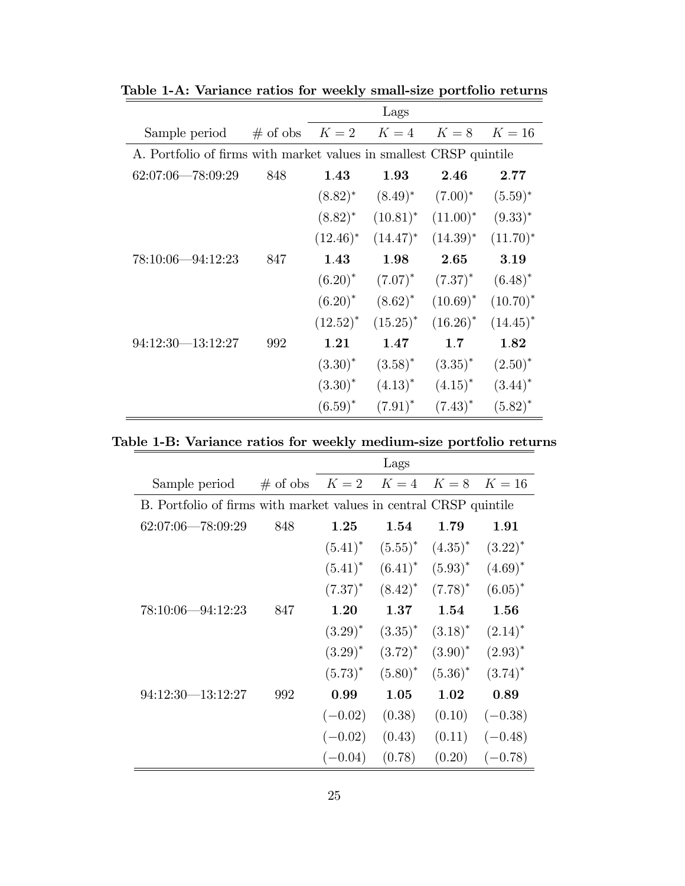**Table 1-A: Variance ratios for weekly small-size portfolio returns**

| | | Lags | | | |
|---|---|---|---|---|---|
| Sample period | # of obs | $K=2$ | $K=4$ | $K=8$ | $K=16$ |
| A. Portfolio of firms with market values in smallest CRSP quintile | | | | | |
| 62:07:06—78:09:29 | 848 | **1.43** | **1.93** | **2.46** | **2.77** |
| | | $(8.82)^*$ | $(8.49)^*$ | $(7.00)^*$ | $(5.59)^*$ |
| | | $(8.82)^*$ | $(10.81)^*$ | $(11.00)^*$ | $(9.33)^*$ |
| | | $(12.46)^*$ | $(14.47)^*$ | $(14.39)^*$ | $(11.70)^*$ |
| 78:10:06—94:12:23 | 847 | **1.43** | **1.98** | **2.65** | **3.19** |
| | | $(6.20)^*$ | $(7.07)^*$ | $(7.37)^*$ | $(6.48)^*$ |
| | | $(6.20)^*$ | $(8.62)^*$ | $(10.69)^*$ | $(10.70)^*$ |
| | | $(12.52)^*$ | $(15.25)^*$ | $(16.26)^*$ | $(14.45)^*$ |
| 94:12:30—13:12:27 | 992 | **1.21** | **1.47** | **1.7** | **1.82** |
| | | $(3.30)^*$ | $(3.58)^*$ | $(3.35)^*$ | $(2.50)^*$ |
| | | $(3.30)^*$ | $(4.13)^*$ | $(4.15)^*$ | $(3.44)^*$ |
| | | $(6.59)^*$ | $(7.91)^*$ | $(7.43)^*$ | $(5.82)^*$ |

**Table 1-B: Variance ratios for weekly medium-size portfolio returns**

| | | Lags | | | |
|---|---|---|---|---|---|
| Sample period | # of obs | $K=2$ | $K=4$ | $K=8$ | $K=16$ |
| B. Portfolio of firms with market values in central CRSP quintile | | | | | |
| 62:07:06—78:09:29 | 848 | **1.25** | **1.54** | **1.79** | **1.91** |
| | | $(5.41)^*$ | $(5.55)^*$ | $(4.35)^*$ | $(3.22)^*$ |
| | | $(5.41)^*$ | $(6.41)^*$ | $(5.93)^*$ | $(4.69)^*$ |
| | | $(7.37)^*$ | $(8.42)^*$ | $(7.78)^*$ | $(6.05)^*$ |
| 78:10:06—94:12:23 | 847 | **1.20** | **1.37** | **1.54** | **1.56** |
| | | $(3.29)^*$ | $(3.35)^*$ | $(3.18)^*$ | $(2.14)^*$ |
| | | $(3.29)^*$ | $(3.72)^*$ | $(3.90)^*$ | $(2.93)^*$ |
| | | $(5.73)^*$ | $(5.80)^*$ | $(5.36)^*$ | $(3.74)^*$ |
| 94:12:30—13:12:27 | 992 | **0.99** | **1.05** | **1.02** | **0.89** |
| | | $(-0.02)$ | $(0.38)$ | $(0.10)$ | $(-0.38)$ |
| | | $(-0.02)$ | $(0.43)$ | $(0.11)$ | $(-0.48)$ |
| | | $(-0.04)$ | $(0.78)$ | $(0.20)$ | $(-0.78)$ |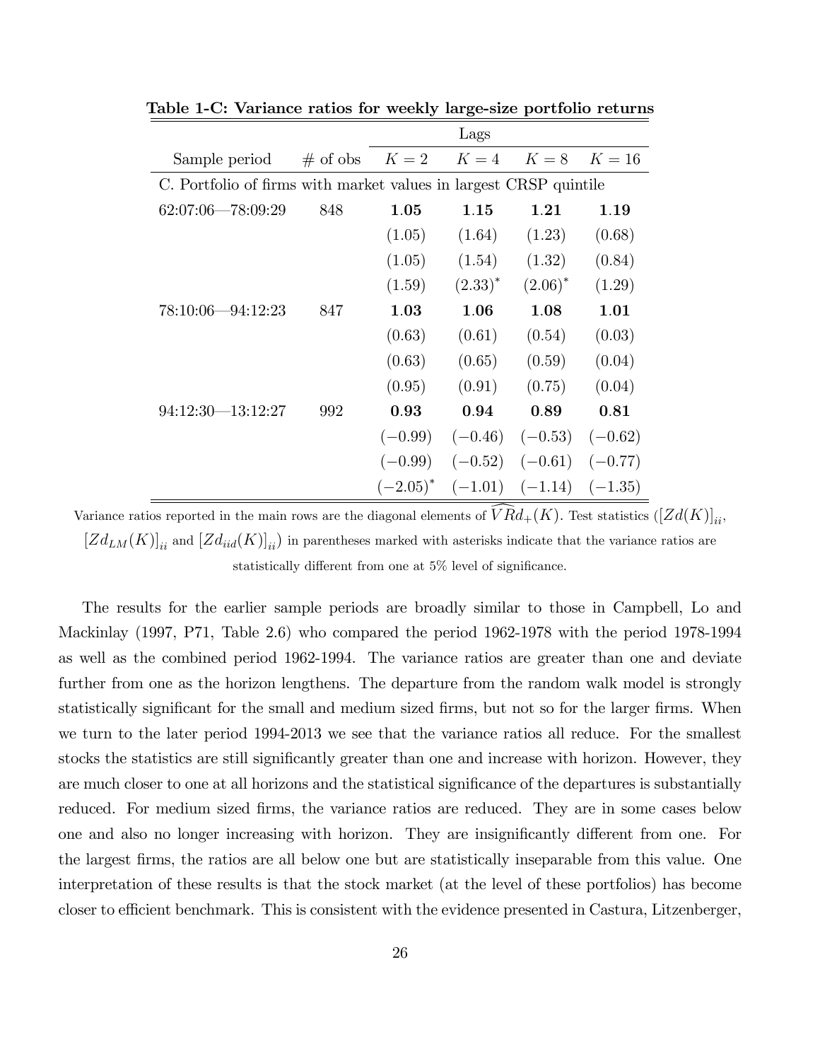**Table 1-C: Variance ratios for weekly large-size portfolio returns**

| | | Lags | | | |
|---|---|---|---|---|---|
| Sample period | # of obs | $K = 2$ | $K = 4$ | $K = 8$ | $K = 16$ |
| C. Portfolio of firms with market values in largest CRSP quintile | | | | | |
| 62:07:06—78:09:29 | 848 | **1.05** | **1.15** | **1.21** | **1.19** |
| | | (1.05) | (1.64) | (1.23) | (0.68) |
| | | (1.05) | (1.54) | (1.32) | (0.84) |
| | | (1.59) | $(2.33)^{*}$ | $(2.06)^{*}$ | (1.29) |
| 78:10:06—94:12:23 | 847 | **1.03** | **1.06** | **1.08** | **1.01** |
| | | (0.63) | (0.61) | (0.54) | (0.03) |
| | | (0.63) | (0.65) | (0.59) | (0.04) |
| | | (0.95) | (0.91) | (0.75) | (0.04) |
| 94:12:30—13:12:27 | 992 | **0.93** | **0.94** | **0.89** | **0.81** |
| | | (−0.99) | (−0.46) | (−0.53) | (−0.62) |
| | | (−0.99) | (−0.52) | (−0.61) | (−0.77) |
| | | $(-2.05)^{*}$ | (−1.01) | (−1.14) | (−1.35) |

Variance ratios reported in the main rows are the diagonal elements of $\widehat{VRd}_{+}(K)$. Test statistics ($[Zd(K)]_{ii}$, $[Zd_{LM}(K)]_{ii}$ and $[Zd_{iid}(K)]_{ii}$) in parentheses marked with asterisks indicate that the variance ratios are statistically different from one at 5% level of significance.

The results for the earlier sample periods are broadly similar to those in Campbell, Lo and Mackinlay (1997, P71, Table 2.6) who compared the period 1962-1978 with the period 1978-1994 as well as the combined period 1962-1994. The variance ratios are greater than one and deviate further from one as the horizon lengthens. The departure from the random walk model is strongly statistically significant for the small and medium sized firms, but not so for the larger firms. When we turn to the later period 1994-2013 we see that the variance ratios all reduce. For the smallest stocks the statistics are still significantly greater than one and increase with horizon. However, they are much closer to one at all horizons and the statistical significance of the departures is substantially reduced. For medium sized firms, the variance ratios are reduced. They are in some cases below one and also no longer increasing with horizon. They are insignificantly different from one. For the largest firms, the ratios are all below one but are statistically inseparable from this value. One interpretation of these results is that the stock market (at the level of these portfolios) has become closer to efficient benchmark. This is consistent with the evidence presented in Castura, Litzenberger,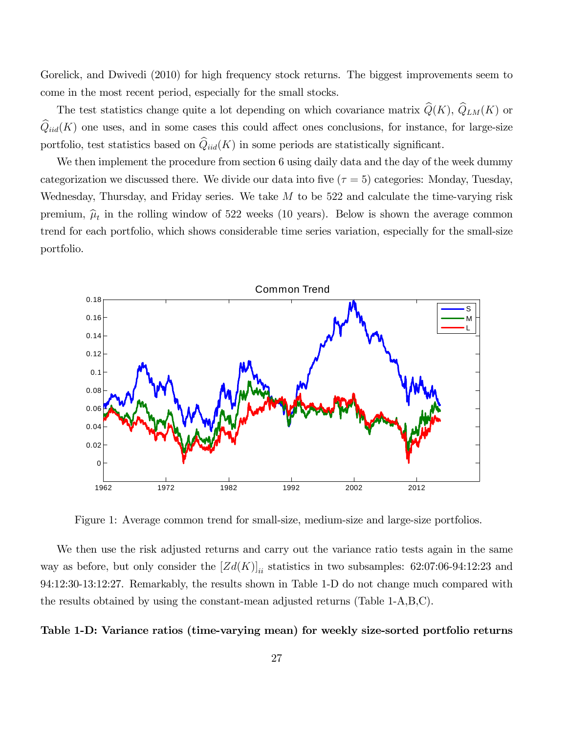Gorelick, and Dwivedi (2010) for high frequency stock returns. The biggest improvements seem to come in the most recent period, especially for the small stocks.

The test statistics change quite a lot depending on which covariance matrix $\widehat{Q}(K)$, $\widehat{Q}_{LM}(K)$ or $\widehat{Q}_{iid}(K)$ one uses, and in some cases this could affect ones conclusions, for instance, for large-size portfolio, test statistics based on $\widehat{Q}_{iid}(K)$ in some periods are statistically significant.

We then implement the procedure from section 6 using daily data and the day of the week dummy categorization we discussed there. We divide our data into five ($\tau = 5$) categories: Monday, Tuesday, Wednesday, Thursday, and Friday series. We take $M$ to be 522 and calculate the time-varying risk premium, $\widehat{\mu}_t$ in the rolling window of 522 weeks (10 years). Below is shown the average common trend for each portfolio, which shows considerable time series variation, especially for the small-size portfolio.

Figure 1: Average common trend for small-size, medium-size and large-size portfolios.

We then use the risk adjusted returns and carry out the variance ratio tests again in the same way as before, but only consider the $[Zd(K)]_{ii}$ statistics in two subsamples: 62:07:06-94:12:23 and 94:12:30-13:12:27. Remarkably, the results shown in Table 1-D do not change much compared with the results obtained by using the constant-mean adjusted returns (Table 1-A,B,C).

**Table 1-D: Variance ratios (time-varying mean) for weekly size-sorted portfolio returns**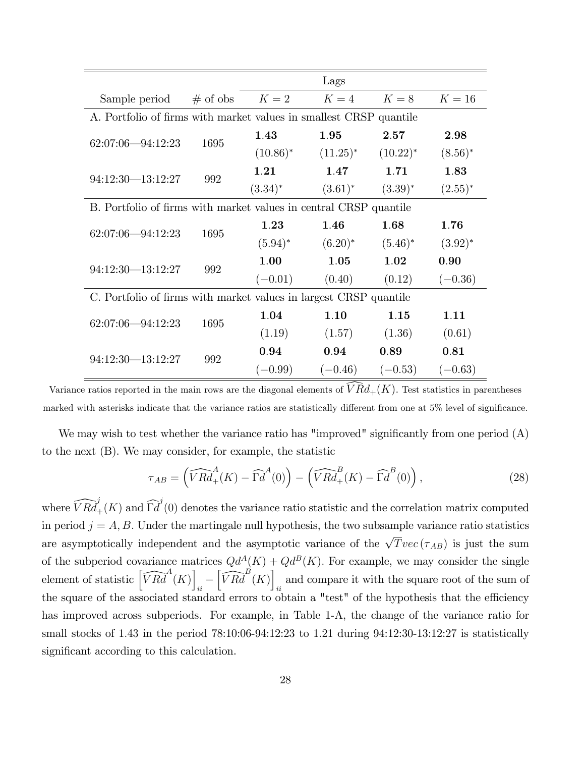| Sample period | # of obs | Lags | | | |
|---|---|---|---|---|---|
| | | $K=2$ | $K=4$ | $K=8$ | $K=16$ |
| A. Portfolio of firms with market values in smallest CRSP quantile | | | | | |
| 62:07:06—94:12:23 | 1695 | **1.43** | **1.95** | **2.57** | **2.98** |
| | | $(10.86)^{*}$ | $(11.25)^{*}$ | $(10.22)^{*}$ | $(8.56)^{*}$ |
| 94:12:30—13:12:27 | 992 | **1.21** | **1.47** | **1.71** | **1.83** |
| | | $(3.34)^{*}$ | $(3.61)^{*}$ | $(3.39)^{*}$ | $(2.55)^{*}$ |
| B. Portfolio of firms with market values in central CRSP quantile | | | | | |
| 62:07:06—94:12:23 | 1695 | **1.23** | **1.46** | **1.68** | **1.76** |
| | | $(5.94)^{*}$ | $(6.20)^{*}$ | $(5.46)^{*}$ | $(3.92)^{*}$ |
| 94:12:30—13:12:27 | 992 | **1.00** | **1.05** | **1.02** | **0.90** |
| | | $(-0.01)$ | $(0.40)$ | $(0.12)$ | $(-0.36)$ |
| C. Portfolio of firms with market values in largest CRSP quantile | | | | | |
| 62:07:06—94:12:23 | 1695 | **1.04** | **1.10** | **1.15** | **1.11** |
| | | $(1.19)$ | $(1.57)$ | $(1.36)$ | $(0.61)$ |
| 94:12:30—13:12:27 | 992 | **0.94** | **0.94** | **0.89** | **0.81** |
| | | $(-0.99)$ | $(-0.46)$ | $(-0.53)$ | $(-0.63)$ |

Variance ratios reported in the main rows are the diagonal elements of $\widehat{VR}d_{+}(K)$. Test statistics in parentheses marked with asterisks indicate that the variance ratios are statistically different from one at 5% level of significance.

We may wish to test whether the variance ratio has "improved" significantly from one period (A) to the next (B). We may consider, for example, the statistic

$$\tau_{AB} = \left(\widehat{VRd}_{+}^{A}(K) - \widehat{\Gamma d}^{A}(0)\right) - \left(\widehat{VRd}_{+}^{B}(K) - \widehat{\Gamma d}^{B}(0)\right), \tag{28}$$

where $\widehat{VRd}_{+}^{j}(K)$ and $\widehat{\Gamma d}^{j}(0)$ denotes the variance ratio statistic and the correlation matrix computed in period $j = A, B$. Under the martingale null hypothesis, the two subsample variance ratio statistics are asymptotically independent and the asymptotic variance of the $\sqrt{T} vec(\tau_{AB})$ is just the sum of the subperiod covariance matrices $Qd^{A}(K) + Qd^{B}(K)$. For example, we may consider the single element of statistic $\left[\widehat{VRd}^{A}(K)\right]_{ii} - \left[\widehat{VRd}^{B}(K)\right]_{ii}$ and compare it with the square root of the sum of the square of the associated standard errors to obtain a "test" of the hypothesis that the efficiency has improved across subperiods. For example, in Table 1-A, the change of the variance ratio for small stocks of 1.43 in the period 78:10:06-94:12:23 to 1.21 during 94:12:30-13:12:27 is statistically significant according to this calculation.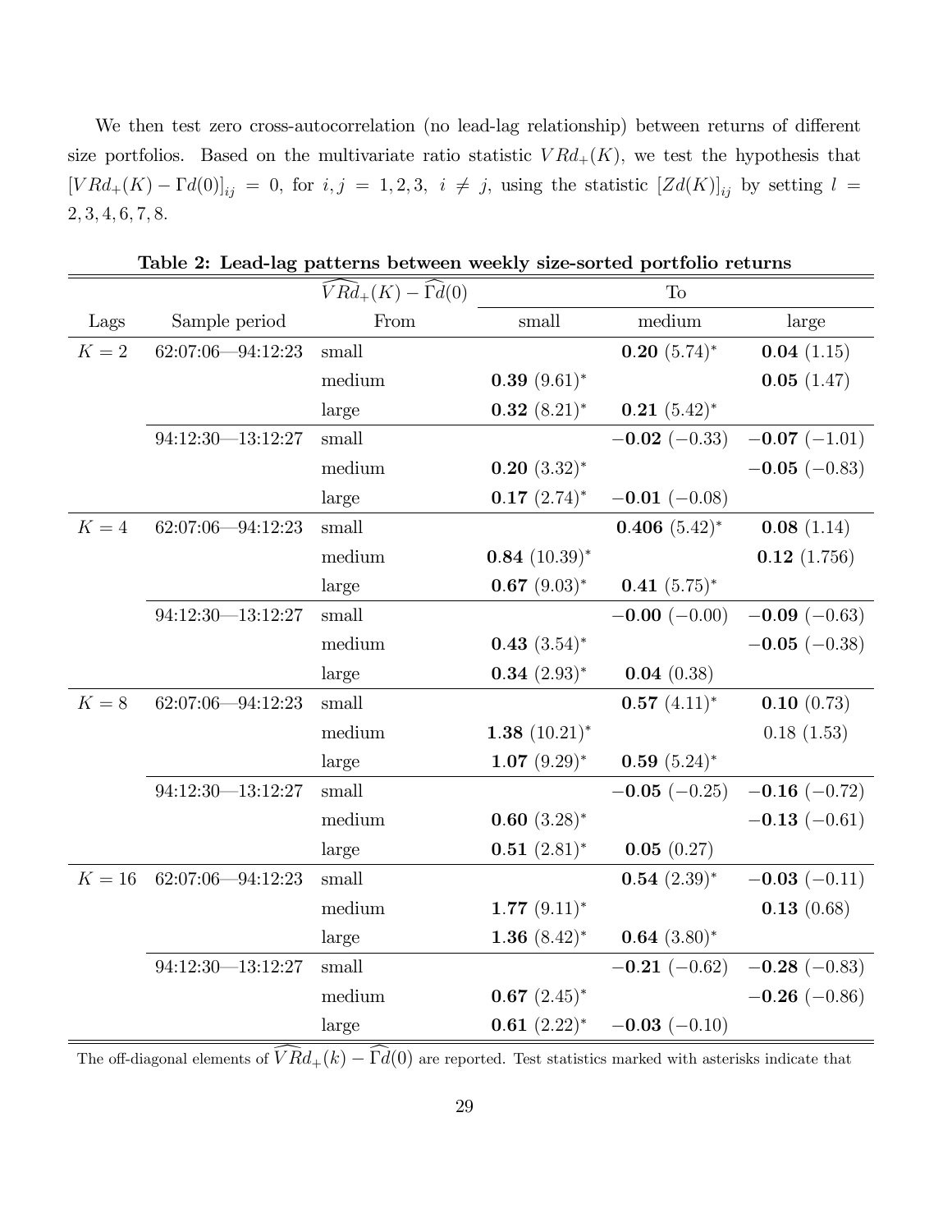We then test zero cross-autocorrelation (no lead-lag relationship) between returns of different size portfolios. Based on the multivariate ratio statistic $VRd_+(K)$, we test the hypothesis that $[VRd_+(K) - \Gamma d(0)]_{ij} = 0$, for $i, j = 1, 2, 3,\ i \neq j$, using the statistic $[Zd(K)]_{ij}$ by setting $l = 2, 3, 4, 6, 7, 8$.

**Table 2: Lead-lag patterns between weekly size-sorted portfolio returns**

| | | $\widehat{VRd}_+(K) - \widehat{\Gamma d}(0)$ | To | | |
|---|---|---|---|---|---|
| Lags | Sample period | From | small | medium | large |
| $K = 2$ | 62:07:06—94:12:23 | small | | **0.20** $(5.74)^*$ | **0.04** $(1.15)$ |
| | | medium | **0.39** $(9.61)^*$ | | **0.05** $(1.47)$ |
| | | large | **0.32** $(8.21)^*$ | **0.21** $(5.42)^*$ | |
| | 94:12:30—13:12:27 | small | | **−0.02** $(-0.33)$ | **−0.07** $(-1.01)$ |
| | | medium | **0.20** $(3.32)^*$ | | **−0.05** $(-0.83)$ |
| | | large | **0.17** $(2.74)^*$ | **−0.01** $(-0.08)$ | |
| $K = 4$ | 62:07:06—94:12:23 | small | | **0.406** $(5.42)^*$ | **0.08** $(1.14)$ |
| | | medium | **0.84** $(10.39)^*$ | | **0.12** $(1.756)$ |
| | | large | **0.67** $(9.03)^*$ | **0.41** $(5.75)^*$ | |
| | 94:12:30—13:12:27 | small | | **−0.00** $(-0.00)$ | **−0.09** $(-0.63)$ |
| | | medium | **0.43** $(3.54)^*$ | | **−0.05** $(-0.38)$ |
| | | large | **0.34** $(2.93)^*$ | **0.04** $(0.38)$ | |
| $K = 8$ | 62:07:06—94:12:23 | small | | **0.57** $(4.11)^*$ | **0.10** $(0.73)$ |
| | | medium | **1.38** $(10.21)^*$ | | 0.18 $(1.53)$ |
| | | large | **1.07** $(9.29)^*$ | **0.59** $(5.24)^*$ | |
| | 94:12:30—13:12:27 | small | | **−0.05** $(-0.25)$ | **−0.16** $(-0.72)$ |
| | | medium | **0.60** $(3.28)^*$ | | **−0.13** $(-0.61)$ |
| | | large | **0.51** $(2.81)^*$ | **0.05** $(0.27)$ | |
| $K = 16$ | 62:07:06—94:12:23 | small | | **0.54** $(2.39)^*$ | **−0.03** $(-0.11)$ |
| | | medium | **1.77** $(9.11)^*$ | | **0.13** $(0.68)$ |
| | | large | **1.36** $(8.42)^*$ | **0.64** $(3.80)^*$ | |
| | 94:12:30—13:12:27 | small | | **−0.21** $(-0.62)$ | **−0.28** $(-0.83)$ |
| | | medium | **0.67** $(2.45)^*$ | | **−0.26** $(-0.86)$ |
| | | large | **0.61** $(2.22)^*$ | **−0.03** $(-0.10)$ | |

The off-diagonal elements of $\widehat{VRd}_+(k) - \widehat{\Gamma d}(0)$ are reported. Test statistics marked with asterisks indicate that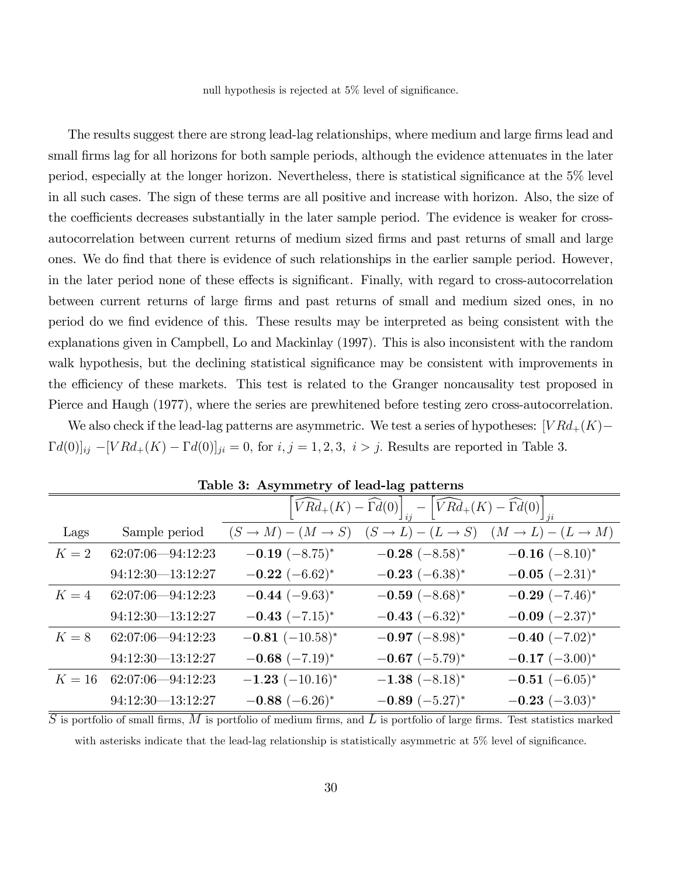null hypothesis is rejected at 5% level of significance.

The results suggest there are strong lead-lag relationships, where medium and large firms lead and small firms lag for all horizons for both sample periods, although the evidence attenuates in the later period, especially at the longer horizon. Nevertheless, there is statistical significance at the 5% level in all such cases. The sign of these terms are all positive and increase with horizon. Also, the size of the coefficients decreases substantially in the later sample period. The evidence is weaker for cross-autocorrelation between current returns of medium sized firms and past returns of small and large ones. We do find that there is evidence of such relationships in the earlier sample period. However, in the later period none of these effects is significant. Finally, with regard to cross-autocorrelation between current returns of large firms and past returns of small and medium sized ones, in no period do we find evidence of this. These results may be interpreted as being consistent with the explanations given in Campbell, Lo and Mackinlay (1997). This is also inconsistent with the random walk hypothesis, but the declining statistical significance may be consistent with improvements in the efficiency of these markets. This test is related to the Granger noncausality test proposed in Pierce and Haugh (1977), where the series are prewhitened before testing zero cross-autocorrelation.

We also check if the lead-lag patterns are asymmetric. We test a series of hypotheses: $[VRd_+(K) - \Gamma d(0)]_{ij} - [VRd_+(K) - \Gamma d(0)]_{ji} = 0$, for $i, j = 1, 2, 3,\ i > j$. Results are reported in Table 3.

**Table 3: Asymmetry of lead-lag patterns**

| | | $\left[\widehat{VRd}_+(K) - \widehat{\Gamma}d(0)\right]_{ij} - \left[\widehat{VRd}_+(K) - \widehat{\Gamma}d(0)\right]_{ji}$ | | |
|---|---|---|---|---|
| Lags | Sample period | $(S \to M) - (M \to S)$ | $(S \to L) - (L \to S)$ | $(M \to L) - (L \to M)$ |
| $K = 2$ | 62:07:06—94:12:23 | **−0.19** $(-8.75)^*$ | **−0.28** $(-8.58)^*$ | **−0.16** $(-8.10)^*$ |
| | 94:12:30—13:12:27 | **−0.22** $(-6.62)^*$ | **−0.23** $(-6.38)^*$ | **−0.05** $(-2.31)^*$ |
| $K = 4$ | 62:07:06—94:12:23 | **−0.44** $(-9.63)^*$ | **−0.59** $(-8.68)^*$ | **−0.29** $(-7.46)^*$ |
| | 94:12:30—13:12:27 | **−0.43** $(-7.15)^*$ | **−0.43** $(-6.32)^*$ | **−0.09** $(-2.37)^*$ |
| $K = 8$ | 62:07:06—94:12:23 | **−0.81** $(-10.58)^*$ | **−0.97** $(-8.98)^*$ | **−0.40** $(-7.02)^*$ |
| | 94:12:30—13:12:27 | **−0.68** $(-7.19)^*$ | **−0.67** $(-5.79)^*$ | **−0.17** $(-3.00)^*$ |
| $K = 16$ | 62:07:06—94:12:23 | **−1.23** $(-10.16)^*$ | **−1.38** $(-8.18)^*$ | **−0.51** $(-6.05)^*$ |
| | 94:12:30—13:12:27 | **−0.88** $(-6.26)^*$ | **−0.89** $(-5.27)^*$ | **−0.23** $(-3.03)^*$ |

$S$ is portfolio of small firms, $M$ is portfolio of medium firms, and $L$ is portfolio of large firms. Test statistics marked with asterisks indicate that the lead-lag relationship is statistically asymmetric at 5% level of significance.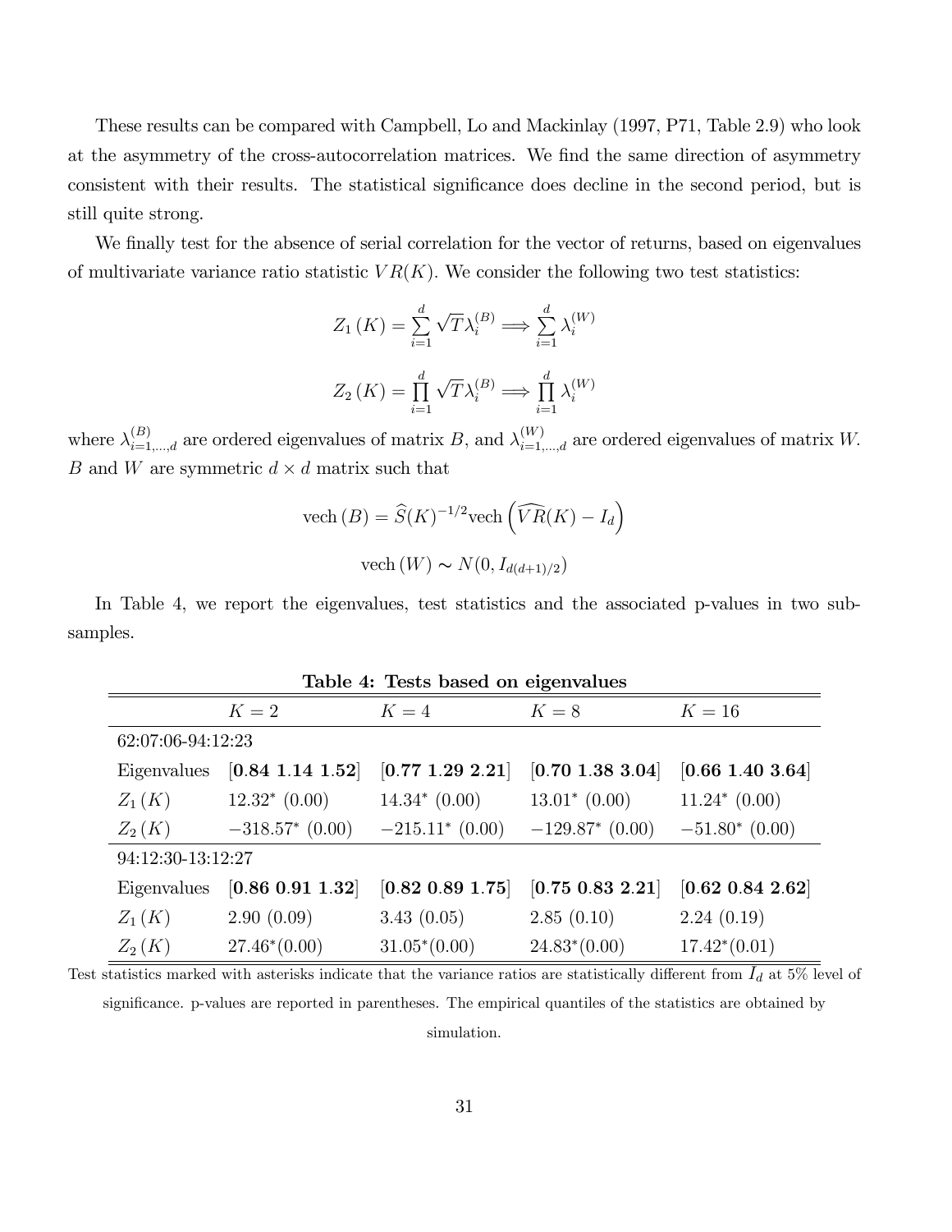These results can be compared with Campbell, Lo and Mackinlay (1997, P71, Table 2.9) who look at the asymmetry of the cross-autocorrelation matrices. We find the same direction of asymmetry consistent with their results. The statistical significance does decline in the second period, but is still quite strong.

We finally test for the absence of serial correlation for the vector of returns, based on eigenvalues of multivariate variance ratio statistic $VR(K)$. We consider the following two test statistics:

$$Z_1(K) = \sum_{i=1}^{d} \sqrt{T}\lambda_i^{(B)} \Longrightarrow \sum_{i=1}^{d} \lambda_i^{(W)}$$

$$Z_2(K) = \prod_{i=1}^{d} \sqrt{T}\lambda_i^{(B)} \Longrightarrow \prod_{i=1}^{d} \lambda_i^{(W)}$$

where $\lambda_{i=1,\ldots,d}^{(B)}$ are ordered eigenvalues of matrix $B$, and $\lambda_{i=1,\ldots,d}^{(W)}$ are ordered eigenvalues of matrix $W$. $B$ and $W$ are symmetric $d \times d$ matrix such that

$$\text{vech}(B) = \widehat{S}(K)^{-1/2}\text{vech}\left(\widehat{VR}(K) - I_d\right)$$

$$\text{vech}(W) \sim N(0, I_{d(d+1)/2})$$

In Table 4, we report the eigenvalues, test statistics and the associated p-values in two subsamples.

**Table 4: Tests based on eigenvalues**

| | $K=2$ | $K=4$ | $K=8$ | $K=16$ |
|---|---|---|---|---|
| 62:07:06-94:12:23 | | | | |
| Eigenvalues | **[0.84 1.14 1.52]** | **[0.77 1.29 2.21]** | **[0.70 1.38 3.04]** | **[0.66 1.40 3.64]** |
| $Z_1(K)$ | $12.32^*$ (0.00) | $14.34^*$ (0.00) | $13.01^*$ (0.00) | $11.24^*$ (0.00) |
| $Z_2(K)$ | $-318.57^*$ (0.00) | $-215.11^*$ (0.00) | $-129.87^*$ (0.00) | $-51.80^*$ (0.00) |
| 94:12:30-13:12:27 | | | | |
| Eigenvalues | **[0.86 0.91 1.32]** | **[0.82 0.89 1.75]** | **[0.75 0.83 2.21]** | **[0.62 0.84 2.62]** |
| $Z_1(K)$ | 2.90 (0.09) | 3.43 (0.05) | 2.85 (0.10) | 2.24 (0.19) |
| $Z_2(K)$ | $27.46^*$(0.00) | $31.05^*$(0.00) | $24.83^*$(0.00) | $17.42^*$(0.01) |

Test statistics marked with asterisks indicate that the variance ratios are statistically different from $I_d$ at 5% level of significance. p-values are reported in parentheses. The empirical quantiles of the statistics are obtained by simulation.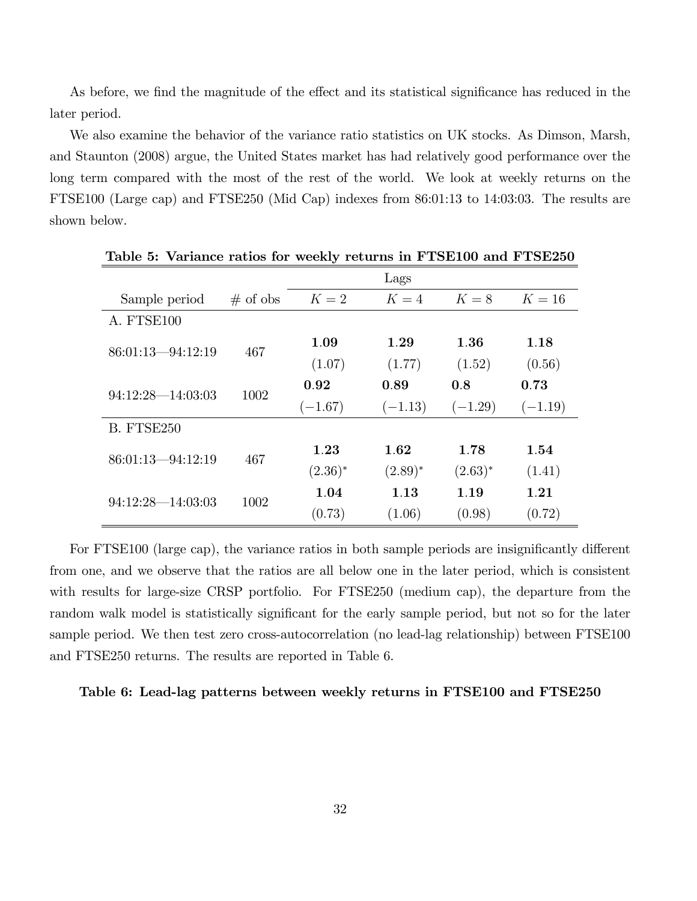As before, we find the magnitude of the effect and its statistical significance has reduced in the later period.

We also examine the behavior of the variance ratio statistics on UK stocks. As Dimson, Marsh, and Staunton (2008) argue, the United States market has had relatively good performance over the long term compared with the most of the rest of the world. We look at weekly returns on the FTSE100 (Large cap) and FTSE250 (Mid Cap) indexes from 86:01:13 to 14:03:03. The results are shown below.

**Table 5: Variance ratios for weekly returns in FTSE100 and FTSE250**

| | | Lags | | | |
|---|---|---|---|---|---|
| Sample period | # of obs | $K = 2$ | $K = 4$ | $K = 8$ | $K = 16$ |
| A. FTSE100 | | | | | |
| 86:01:13—94:12:19 | 467 | **1.09** | **1.29** | **1.36** | **1.18** |
| | | (1.07) | (1.77) | (1.52) | (0.56) |
| 94:12:28—14:03:03 | 1002 | **0.92** | **0.89** | **0.8** | **0.73** |
| | | (−1.67) | (−1.13) | (−1.29) | (−1.19) |
| B. FTSE250 | | | | | |
| 86:01:13—94:12:19 | 467 | **1.23** | **1.62** | **1.78** | **1.54** |
| | | $(2.36)^*$ | $(2.89)^*$ | $(2.63)^*$ | (1.41) |
| 94:12:28—14:03:03 | 1002 | **1.04** | **1.13** | **1.19** | **1.21** |
| | | (0.73) | (1.06) | (0.98) | (0.72) |

For FTSE100 (large cap), the variance ratios in both sample periods are insignificantly different from one, and we observe that the ratios are all below one in the later period, which is consistent with results for large-size CRSP portfolio. For FTSE250 (medium cap), the departure from the random walk model is statistically significant for the early sample period, but not so for the later sample period. We then test zero cross-autocorrelation (no lead-lag relationship) between FTSE100 and FTSE250 returns. The results are reported in Table 6.

**Table 6: Lead-lag patterns between weekly returns in FTSE100 and FTSE250**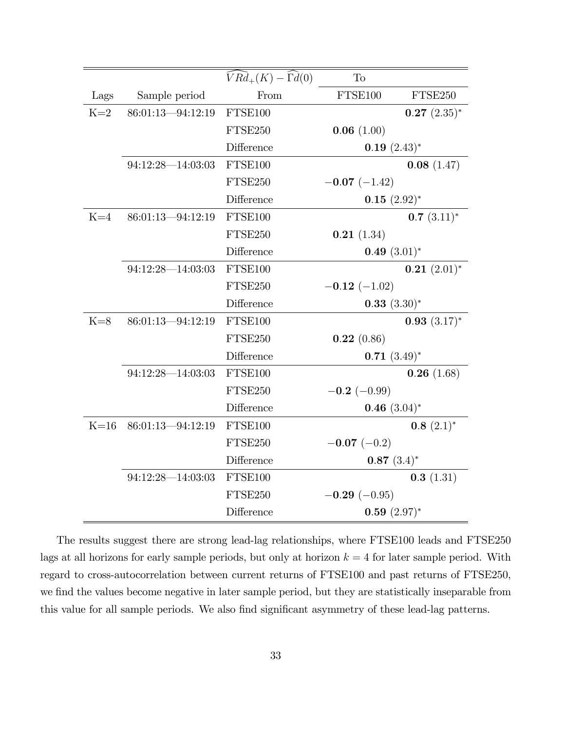| | | $\widehat{VRd}_{+}(K) - \widehat{\Gamma d}(0)$ | To | |
|---|---|---|---|---|
| Lags | Sample period | From | FTSE100 | FTSE250 |
| K=2 | 86:01:13—94:12:19 | FTSE100 | | **0.27** (2.35)* |
| | | FTSE250 | **0.06** (1.00) | |
| | | Difference | **0.19** (2.43)* | |
| | 94:12:28—14:03:03 | FTSE100 | | **0.08** (1.47) |
| | | FTSE250 | **−0.07** (−1.42) | |
| | | Difference | **0.15** (2.92)* | |
| K=4 | 86:01:13—94:12:19 | FTSE100 | | **0.7** (3.11)* |
| | | FTSE250 | **0.21** (1.34) | |
| | | Difference | **0.49** (3.01)* | |
| | 94:12:28—14:03:03 | FTSE100 | | **0.21** (2.01)* |
| | | FTSE250 | **−0.12** (−1.02) | |
| | | Difference | **0.33** (3.30)* | |
| K=8 | 86:01:13—94:12:19 | FTSE100 | | **0.93** (3.17)* |
| | | FTSE250 | **0.22** (0.86) | |
| | | Difference | **0.71** (3.49)* | |
| | 94:12:28—14:03:03 | FTSE100 | | **0.26** (1.68) |
| | | FTSE250 | **−0.2** (−0.99) | |
| | | Difference | **0.46** (3.04)* | |
| K=16 | 86:01:13—94:12:19 | FTSE100 | | **0.8** (2.1)* |
| | | FTSE250 | **−0.07** (−0.2) | |
| | | Difference | **0.87** (3.4)* | |
| | 94:12:28—14:03:03 | FTSE100 | | **0.3** (1.31) |
| | | FTSE250 | **−0.29** (−0.95) | |
| | | Difference | **0.59** (2.97)* | |

The results suggest there are strong lead-lag relationships, where FTSE100 leads and FTSE250 lags at all horizons for early sample periods, but only at horizon $k = 4$ for later sample period. With regard to cross-autocorrelation between current returns of FTSE100 and past returns of FTSE250, we find the values become negative in later sample period, but they are statistically inseparable from this value for all sample periods. We also find significant asymmetry of these lead-lag patterns.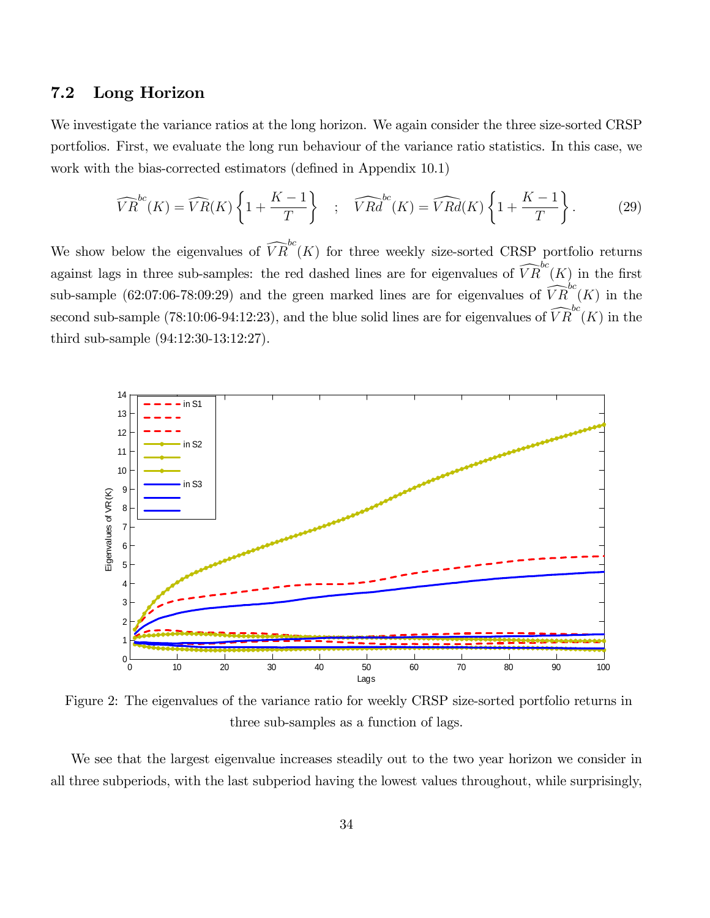### 7.2 Long Horizon

We investigate the variance ratios at the long horizon. We again consider the three size-sorted CRSP portfolios. First, we evaluate the long run behaviour of the variance ratio statistics. In this case, we work with the bias-corrected estimators (defined in Appendix 10.1)

$$\widehat{VR}^{bc}(K) = \widehat{VR}(K)\left\{1 + \frac{K-1}{T}\right\} \quad ; \quad \widehat{VRd}^{bc}(K) = \widehat{VRd}(K)\left\{1 + \frac{K-1}{T}\right\}. \tag{29}$$

We show below the eigenvalues of $\widehat{VR}^{bc}(K)$ for three weekly size-sorted CRSP portfolio returns against lags in three sub-samples: the red dashed lines are for eigenvalues of $\widehat{VR}^{bc}(K)$ in the first sub-sample (62:07:06-78:09:29) and the green marked lines are for eigenvalues of $\widehat{VR}^{bc}(K)$ in the second sub-sample (78:10:06-94:12:23), and the blue solid lines are for eigenvalues of $\widehat{VR}^{bc}(K)$ in the third sub-sample (94:12:30-13:12:27).

Figure 2: The eigenvalues of the variance ratio for weekly CRSP size-sorted portfolio returns in three sub-samples as a function of lags.

We see that the largest eigenvalue increases steadily out to the two year horizon we consider in all three subperiods, with the last subperiod having the lowest values throughout, while surprisingly,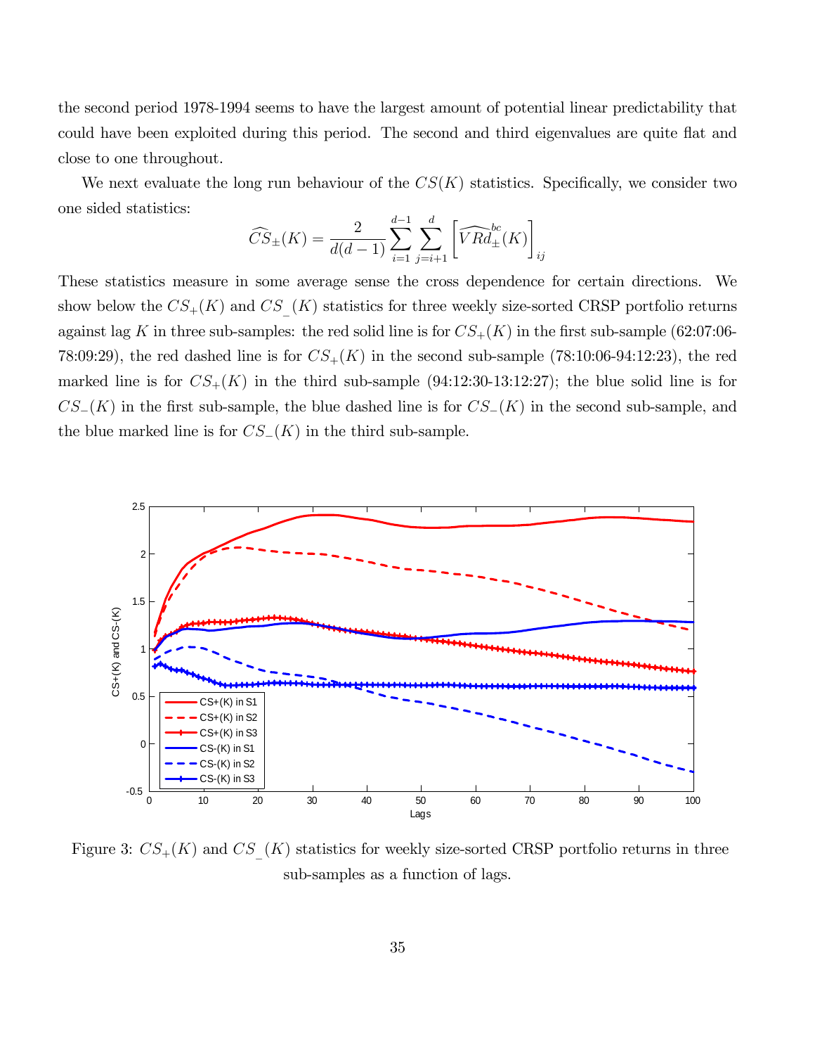the second period 1978-1994 seems to have the largest amount of potential linear predictability that could have been exploited during this period. The second and third eigenvalues are quite flat and close to one throughout.

We next evaluate the long run behaviour of the $CS(K)$ statistics. Specifically, we consider two one sided statistics:

$$\widehat{CS}_{\pm}(K) = \frac{2}{d(d-1)} \sum_{i=1}^{d-1} \sum_{j=i+1}^{d} \left[ \widehat{VRd}_{\pm}^{bc}(K) \right]_{ij}$$

These statistics measure in some average sense the cross dependence for certain directions. We show below the $CS_+(K)$ and $CS_-(K)$ statistics for three weekly size-sorted CRSP portfolio returns against lag $K$ in three sub-samples: the red solid line is for $CS_+(K)$ in the first sub-sample (62:07:06-78:09:29), the red dashed line is for $CS_+(K)$ in the second sub-sample (78:10:06-94:12:23), the red marked line is for $CS_+(K)$ in the third sub-sample (94:12:30-13:12:27); the blue solid line is for $CS_-(K)$ in the first sub-sample, the blue dashed line is for $CS_-(K)$ in the second sub-sample, and the blue marked line is for $CS_-(K)$ in the third sub-sample.

Figure 3: $CS_+(K)$ and $CS_-(K)$ statistics for weekly size-sorted CRSP portfolio returns in three sub-samples as a function of lags.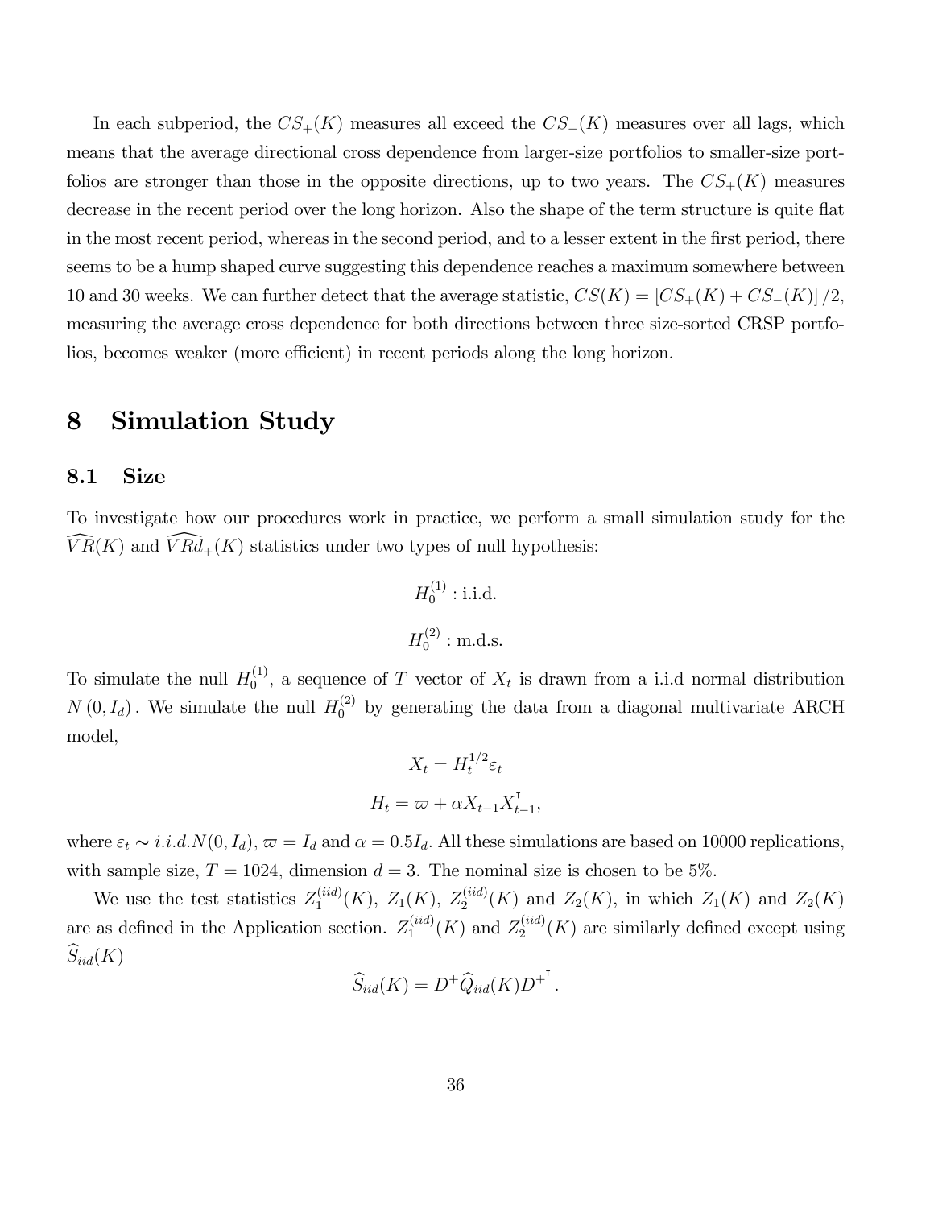In each subperiod, the $CS_+(K)$ measures all exceed the $CS_-(K)$ measures over all lags, which means that the average directional cross dependence from larger-size portfolios to smaller-size portfolios are stronger than those in the opposite directions, up to two years. The $CS_+(K)$ measures decrease in the recent period over the long horizon. Also the shape of the term structure is quite flat in the most recent period, whereas in the second period, and to a lesser extent in the first period, there seems to be a hump shaped curve suggesting this dependence reaches a maximum somewhere between 10 and 30 weeks. We can further detect that the average statistic, $CS(K) = [CS_+(K) + CS_-(K)]/2$, measuring the average cross dependence for both directions between three size-sorted CRSP portfolios, becomes weaker (more efficient) in recent periods along the long horizon.

# 8 Simulation Study

## 8.1 Size

To investigate how our procedures work in practice, we perform a small simulation study for the $\widehat{VR}(K)$ and $\widehat{VRd}_+(K)$ statistics under two types of null hypothesis:

$$H_0^{(1)} : \text{i.i.d.}$$

$$H_0^{(2)} : \text{m.d.s.}$$

To simulate the null $H_0^{(1)}$, a sequence of $T$ vector of $X_t$ is drawn from a i.i.d normal distribution $N(0, I_d)$. We simulate the null $H_0^{(2)}$ by generating the data from a diagonal multivariate ARCH model,

$$X_t = H_t^{1/2} \varepsilon_t$$

$$H_t = \varpi + \alpha X_{t-1} X_{t-1}^{\intercal},$$

where $\varepsilon_t \sim i.i.d.N(0, I_d)$, $\varpi = I_d$ and $\alpha = 0.5 I_d$. All these simulations are based on 10000 replications, with sample size, $T = 1024$, dimension $d = 3$. The nominal size is chosen to be 5%.

We use the test statistics $Z_1^{(iid)}(K)$, $Z_1(K)$, $Z_2^{(iid)}(K)$ and $Z_2(K)$, in which $Z_1(K)$ and $Z_2(K)$ are as defined in the Application section. $Z_1^{(iid)}(K)$ and $Z_2^{(iid)}(K)$ are similarly defined except using $\widehat{S}_{iid}(K)$

$$\widehat{S}_{iid}(K) = D^+ \widehat{Q}_{iid}(K) D^{+^{\intercal}}.$$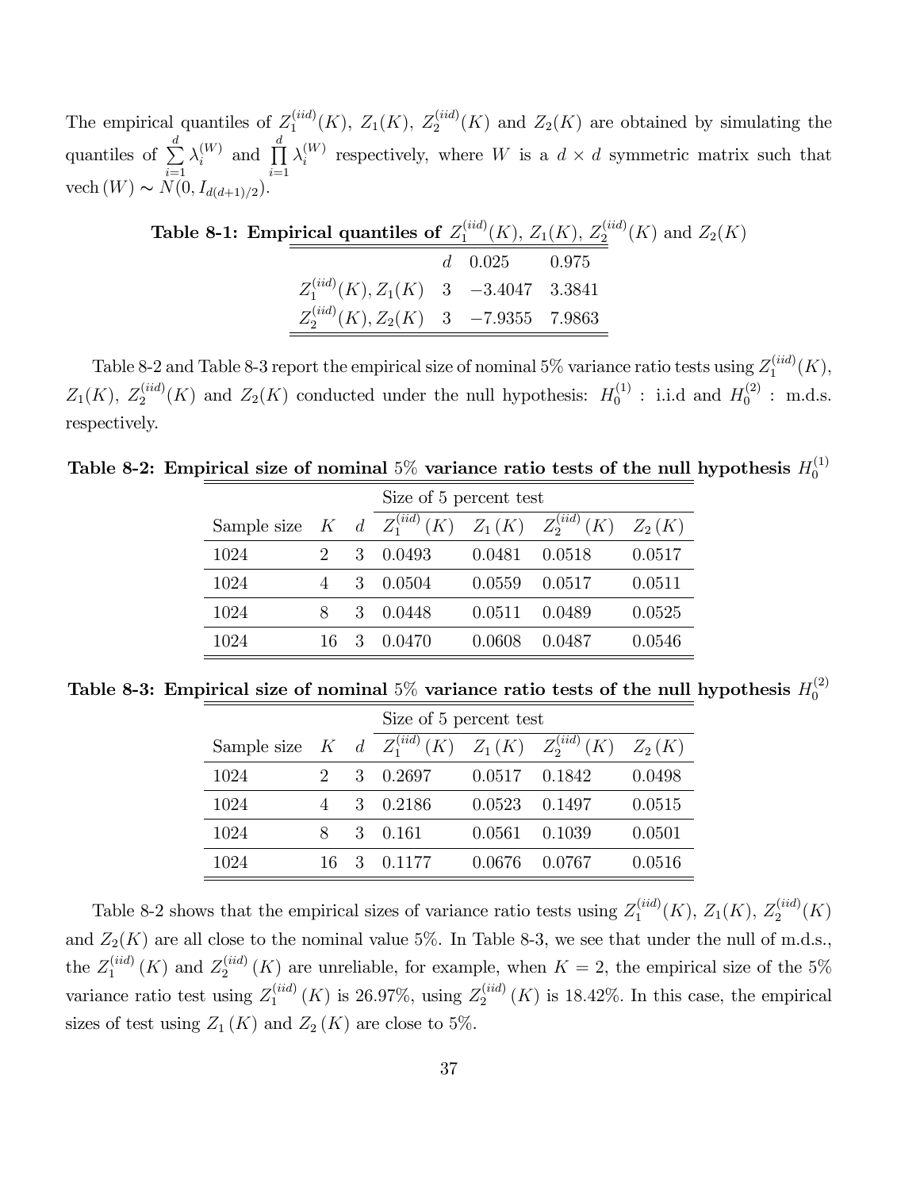The empirical quantiles of $Z_1^{(iid)}(K)$, $Z_1(K)$, $Z_2^{(iid)}(K)$ and $Z_2(K)$ are obtained by simulating the quantiles of $\sum_{i=1}^{d} \lambda_i^{(W)}$ and $\prod_{i=1}^{d} \lambda_i^{(W)}$ respectively, where $W$ is a $d \times d$ symmetric matrix such that $\text{vech}(W) \sim N(0, I_{d(d+1)/2})$.

**Table 8-1: Empirical quantiles of $Z_1^{(iid)}(K)$, $Z_1(K)$, $Z_2^{(iid)}(K)$ and $Z_2(K)$**

| | $d$ | 0.025 | 0.975 |
|---|---|---|---|
| $Z_1^{(iid)}(K), Z_1(K)$ | 3 | $-3.4047$ | 3.3841 |
| $Z_2^{(iid)}(K), Z_2(K)$ | 3 | $-7.9355$ | 7.9863 |

Table 8-2 and Table 8-3 report the empirical size of nominal 5% variance ratio tests using $Z_1^{(iid)}(K)$, $Z_1(K)$, $Z_2^{(iid)}(K)$ and $Z_2(K)$ conducted under the null hypothesis: $H_0^{(1)}$ : i.i.d and $H_0^{(2)}$ : m.d.s. respectively.

**Table 8-2: Empirical size of nominal 5% variance ratio tests of the null hypothesis $H_0^{(1)}$**

| | | | Size of 5 percent test | | | |
|---|---|---|---|---|---|---|
| Sample size | $K$ | $d$ | $Z_1^{(iid)}(K)$ | $Z_1(K)$ | $Z_2^{(iid)}(K)$ | $Z_2(K)$ |
| 1024 | 2 | 3 | 0.0493 | 0.0481 | 0.0518 | 0.0517 |
| 1024 | 4 | 3 | 0.0504 | 0.0559 | 0.0517 | 0.0511 |
| 1024 | 8 | 3 | 0.0448 | 0.0511 | 0.0489 | 0.0525 |
| 1024 | 16 | 3 | 0.0470 | 0.0608 | 0.0487 | 0.0546 |

**Table 8-3: Empirical size of nominal 5% variance ratio tests of the null hypothesis $H_0^{(2)}$**

| | | | Size of 5 percent test | | | |
|---|---|---|---|---|---|---|
| Sample size | $K$ | $d$ | $Z_1^{(iid)}(K)$ | $Z_1(K)$ | $Z_2^{(iid)}(K)$ | $Z_2(K)$ |
| 1024 | 2 | 3 | 0.2697 | 0.0517 | 0.1842 | 0.0498 |
| 1024 | 4 | 3 | 0.2186 | 0.0523 | 0.1497 | 0.0515 |
| 1024 | 8 | 3 | 0.161 | 0.0561 | 0.1039 | 0.0501 |
| 1024 | 16 | 3 | 0.1177 | 0.0676 | 0.0767 | 0.0516 |

Table 8-2 shows that the empirical sizes of variance ratio tests using $Z_1^{(iid)}(K)$, $Z_1(K)$, $Z_2^{(iid)}(K)$ and $Z_2(K)$ are all close to the nominal value 5%. In Table 8-3, we see that under the null of m.d.s., the $Z_1^{(iid)}(K)$ and $Z_2^{(iid)}(K)$ are unreliable, for example, when $K = 2$, the empirical size of the 5% variance ratio test using $Z_1^{(iid)}(K)$ is 26.97%, using $Z_2^{(iid)}(K)$ is 18.42%. In this case, the empirical sizes of test using $Z_1(K)$ and $Z_2(K)$ are close to 5%.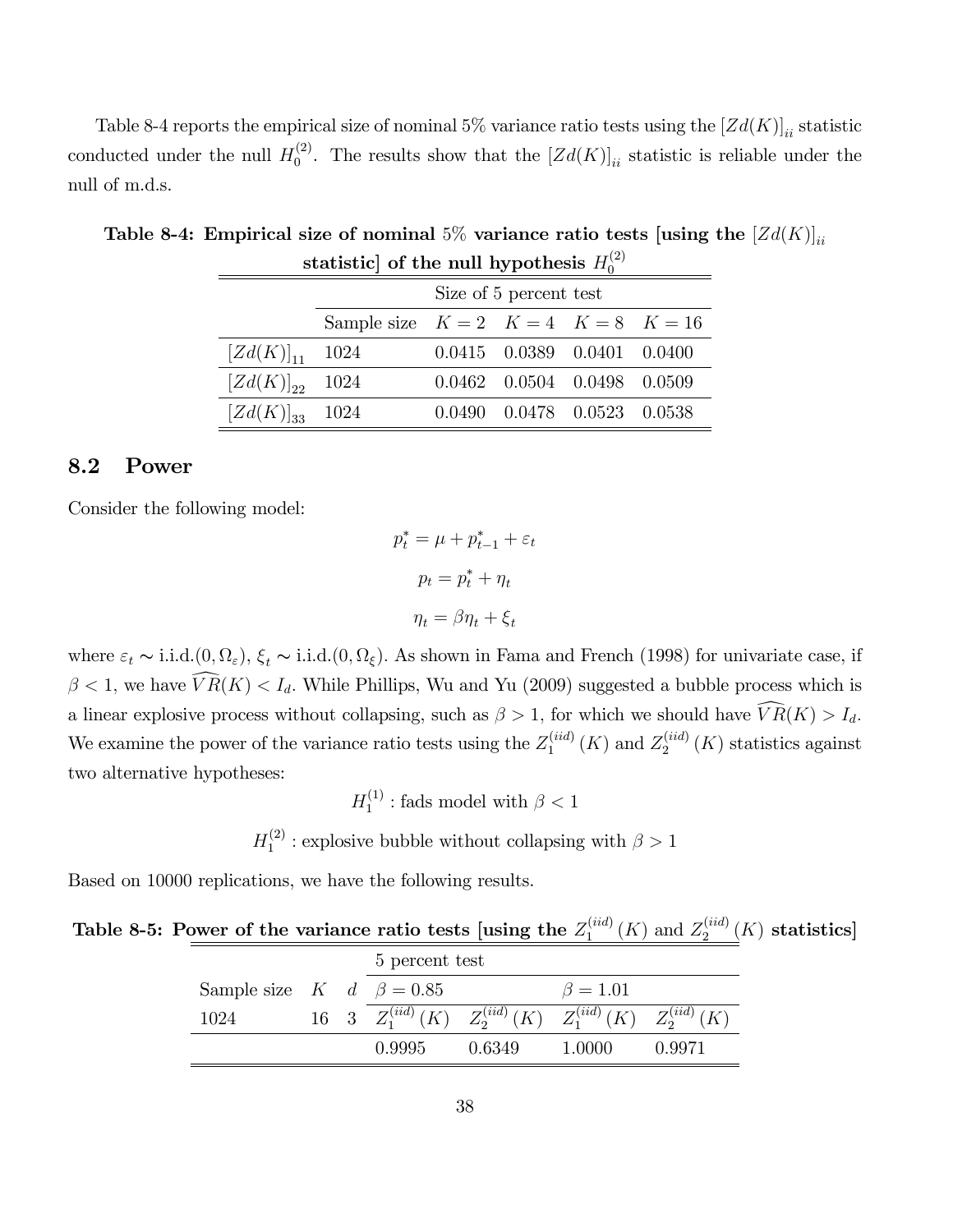Table 8-4 reports the empirical size of nominal 5% variance ratio tests using the $[Zd(K)]_{ii}$ statistic conducted under the null $H_0^{(2)}$. The results show that the $[Zd(K)]_{ii}$ statistic is reliable under the null of m.d.s.

**Table 8-4: Empirical size of nominal 5% variance ratio tests [using the $[Zd(K)]_{ii}$ statistic] of the null hypothesis $H_0^{(2)}$**

| | Size of 5 percent test | | | | |
|---|---|---|---|---|---|
| | Sample size | $K=2$ | $K=4$ | $K=8$ | $K=16$ |
| $[Zd(K)]_{11}$ | 1024 | 0.0415 | 0.0389 | 0.0401 | 0.0400 |
| $[Zd(K)]_{22}$ | 1024 | 0.0462 | 0.0504 | 0.0498 | 0.0509 |
| $[Zd(K)]_{33}$ | 1024 | 0.0490 | 0.0478 | 0.0523 | 0.0538 |

## 8.2 Power

Consider the following model:

$$p_t^* = \mu + p_{t-1}^* + \varepsilon_t$$

$$p_t = p_t^* + \eta_t$$

$$\eta_t = \beta\eta_t + \xi_t$$

where $\varepsilon_t \sim$ i.i.d.$(0, \Omega_\varepsilon)$, $\xi_t \sim$ i.i.d.$(0, \Omega_\xi)$. As shown in Fama and French (1998) for univariate case, if $\beta < 1$, we have $\widehat{VR}(K) < I_d$. While Phillips, Wu and Yu (2009) suggested a bubble process which is a linear explosive process without collapsing, such as $\beta > 1$, for which we should have $\widehat{VR}(K) > I_d$. We examine the power of the variance ratio tests using the $Z_1^{(iid)}(K)$ and $Z_2^{(iid)}(K)$ statistics against two alternative hypotheses:

$$H_1^{(1)} : \text{fads model with } \beta < 1$$

$$H_1^{(2)} : \text{explosive bubble without collapsing with } \beta > 1$$

Based on 10000 replications, we have the following results.

**Table 8-5: Power of the variance ratio tests [using the $Z_1^{(iid)}(K)$ and $Z_2^{(iid)}(K)$ statistics]**

| | | | 5 percent test | | | |
|---|---|---|---|---|---|---|
| Sample size | $K$ | $d$ | $\beta = 0.85$ | | $\beta = 1.01$ | |
| 1024 | 16 | 3 | $Z_1^{(iid)}(K)$ | $Z_2^{(iid)}(K)$ | $Z_1^{(iid)}(K)$ | $Z_2^{(iid)}(K)$ |
| | | | 0.9995 | 0.6349 | 1.0000 | 0.9971 |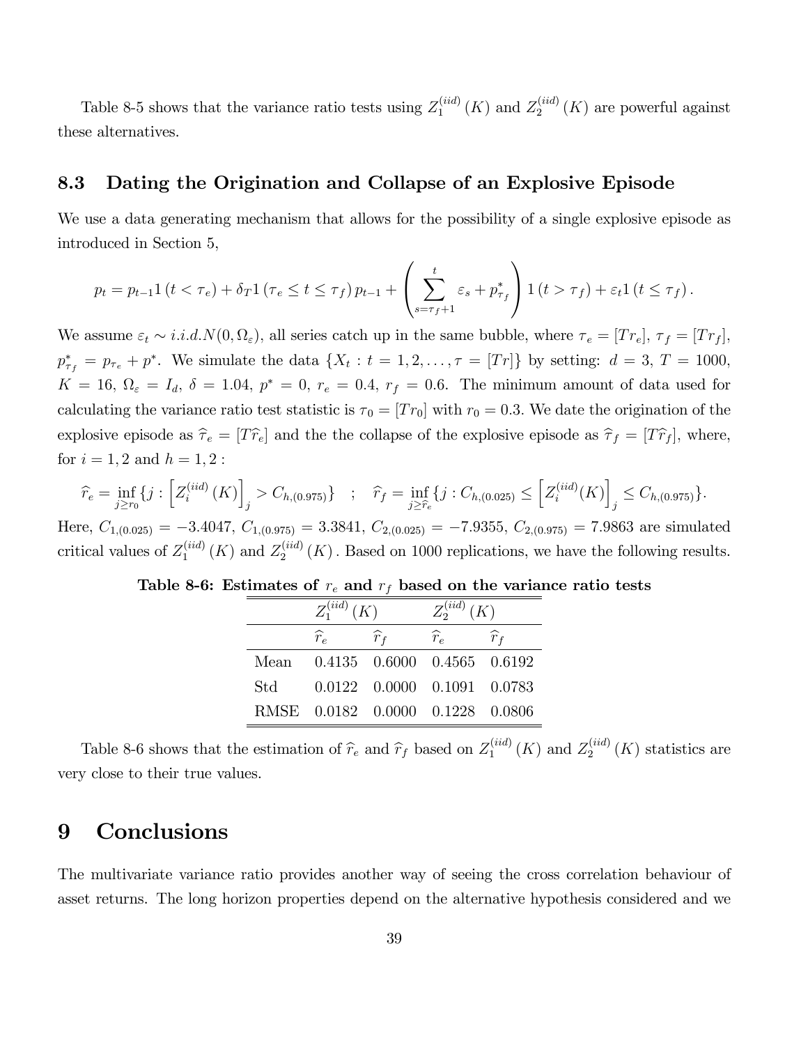Table 8-5 shows that the variance ratio tests using $Z_1^{(iid)}(K)$ and $Z_2^{(iid)}(K)$ are powerful against these alternatives.

### 8.3 Dating the Origination and Collapse of an Explosive Episode

We use a data generating mechanism that allows for the possibility of a single explosive episode as introduced in Section 5,

$$p_t = p_{t-1} 1(t < \tau_e) + \delta_T 1(\tau_e \leq t \leq \tau_f) p_{t-1} + \left( \sum_{s=\tau_f+1}^{t} \varepsilon_s + p_{\tau_f}^* \right) 1(t > \tau_f) + \varepsilon_t 1(t \leq \tau_f).$$

We assume $\varepsilon_t \sim i.i.d.N(0, \Omega_\varepsilon)$, all series catch up in the same bubble, where $\tau_e = [Tr_e]$, $\tau_f = [Tr_f]$, $p_{\tau_f}^* = p_{\tau_e} + p^*$. We simulate the data $\{X_t : t = 1, 2, \ldots, \tau = [Tr]\}$ by setting: $d = 3$, $T = 1000$, $K = 16$, $\Omega_\varepsilon = I_d$, $\delta = 1.04$, $p^* = 0$, $r_e = 0.4$, $r_f = 0.6$. The minimum amount of data used for calculating the variance ratio test statistic is $\tau_0 = [Tr_0]$ with $r_0 = 0.3$. We date the origination of the explosive episode as $\widehat{\tau}_e = [T\widehat{r}_e]$ and the the collapse of the explosive episode as $\widehat{\tau}_f = [T\widehat{r}_f]$, where, for $i = 1, 2$ and $h = 1, 2$ :

$$\widehat{r}_e = \inf_{j \geq r_0} \{ j : \left[ Z_i^{(iid)}(K) \right]_j > C_{h,(0.975)} \} \quad ; \quad \widehat{r}_f = \inf_{j \geq \widehat{r}_e} \{ j : C_{h,(0.025)} \leq \left[ Z_i^{(iid)}(K) \right]_j \leq C_{h,(0.975)} \}.$$

Here, $C_{1,(0.025)} = -3.4047$, $C_{1,(0.975)} = 3.3841$, $C_{2,(0.025)} = -7.9355$, $C_{2,(0.975)} = 7.9863$ are simulated critical values of $Z_1^{(iid)}(K)$ and $Z_2^{(iid)}(K)$. Based on 1000 replications, we have the following results.

**Table 8-6: Estimates of $r_e$ and $r_f$ based on the variance ratio tests**

| | $Z_1^{(iid)}(K)$ | | $Z_2^{(iid)}(K)$ | |
|---|---|---|---|---|
| | $\widehat{r}_e$ | $\widehat{r}_f$ | $\widehat{r}_e$ | $\widehat{r}_f$ |
| Mean | 0.4135 | 0.6000 | 0.4565 | 0.6192 |
| Std | 0.0122 | 0.0000 | 0.1091 | 0.0783 |
| RMSE | 0.0182 | 0.0000 | 0.1228 | 0.0806 |

Table 8-6 shows that the estimation of $\widehat{r}_e$ and $\widehat{r}_f$ based on $Z_1^{(iid)}(K)$ and $Z_2^{(iid)}(K)$ statistics are very close to their true values.

# 9 Conclusions

The multivariate variance ratio provides another way of seeing the cross correlation behaviour of asset returns. The long horizon properties depend on the alternative hypothesis considered and we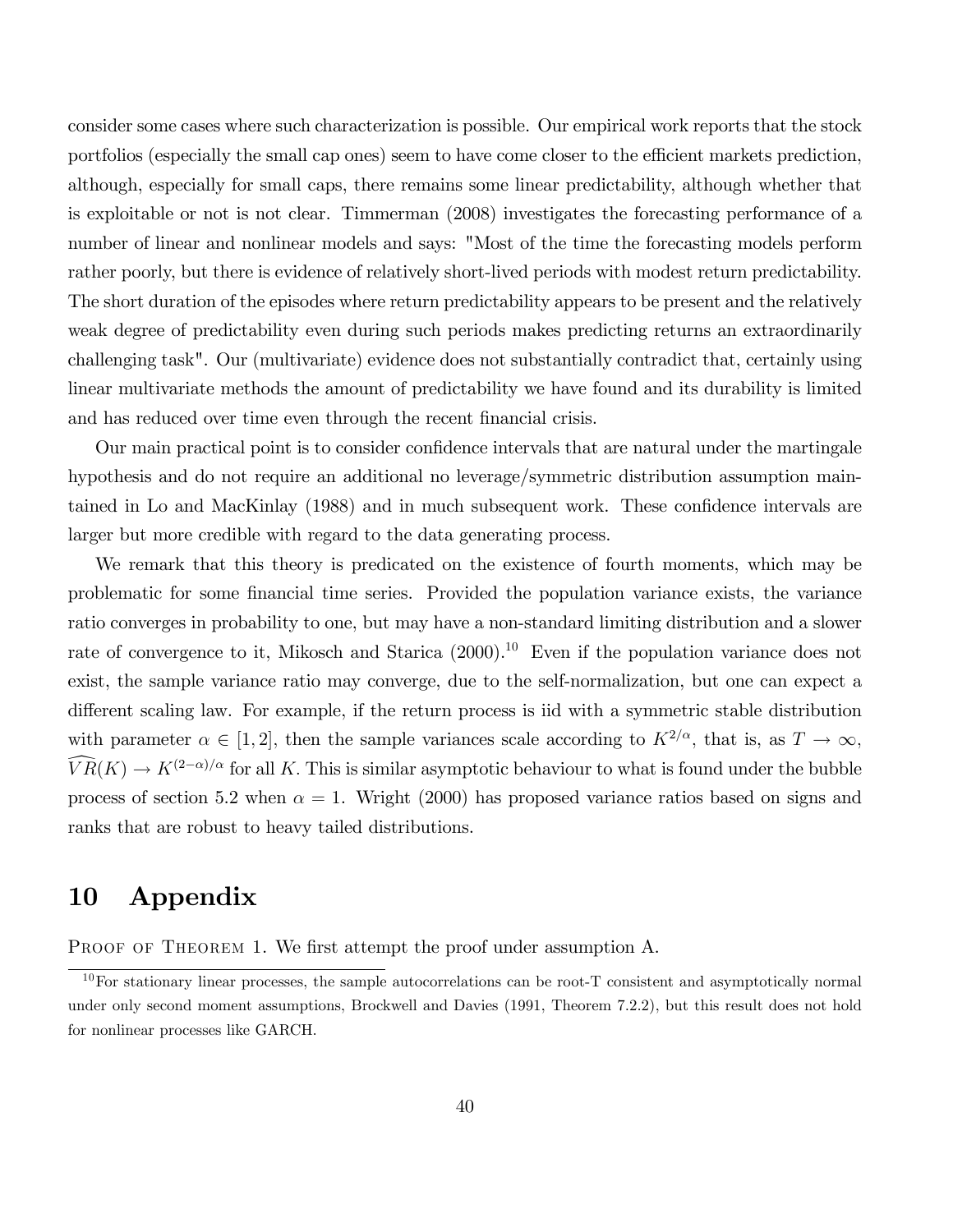consider some cases where such characterization is possible. Our empirical work reports that the stock portfolios (especially the small cap ones) seem to have come closer to the efficient markets prediction, although, especially for small caps, there remains some linear predictability, although whether that is exploitable or not is not clear. Timmerman (2008) investigates the forecasting performance of a number of linear and nonlinear models and says: "Most of the time the forecasting models perform rather poorly, but there is evidence of relatively short-lived periods with modest return predictability. The short duration of the episodes where return predictability appears to be present and the relatively weak degree of predictability even during such periods makes predicting returns an extraordinarily challenging task". Our (multivariate) evidence does not substantially contradict that, certainly using linear multivariate methods the amount of predictability we have found and its durability is limited and has reduced over time even through the recent financial crisis.

Our main practical point is to consider confidence intervals that are natural under the martingale hypothesis and do not require an additional no leverage/symmetric distribution assumption maintained in Lo and MacKinlay (1988) and in much subsequent work. These confidence intervals are larger but more credible with regard to the data generating process.

We remark that this theory is predicated on the existence of fourth moments, which may be problematic for some financial time series. Provided the population variance exists, the variance ratio converges in probability to one, but may have a non-standard limiting distribution and a slower rate of convergence to it, Mikosch and Starica (2000).[10] Even if the population variance does not exist, the sample variance ratio may converge, due to the self-normalization, but one can expect a different scaling law. For example, if the return process is iid with a symmetric stable distribution with parameter $\alpha \in [1, 2]$, then the sample variances scale according to $K^{2/\alpha}$, that is, as $T \to \infty$, $\widehat{VR}(K) \to K^{(2-\alpha)/\alpha}$ for all $K$. This is similar asymptotic behaviour to what is found under the bubble process of section 5.2 when $\alpha = 1$. Wright (2000) has proposed variance ratios based on signs and ranks that are robust to heavy tailed distributions.

# 10 Appendix

Proof of Theorem 1. We first attempt the proof under assumption A.

[10] For stationary linear processes, the sample autocorrelations can be root-T consistent and asymptotically normal under only second moment assumptions, Brockwell and Davies (1991, Theorem 7.2.2), but this result does not hold for nonlinear processes like GARCH.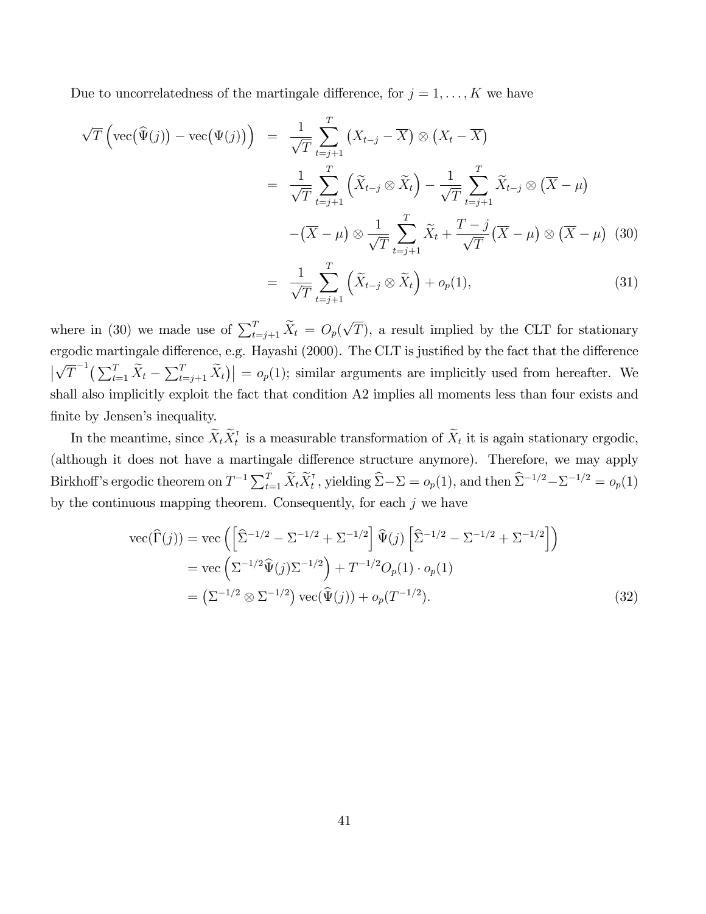Due to uncorrelatedness of the martingale difference, for $j = 1, \ldots, K$ we have

$$
\begin{aligned}
\sqrt{T}\left(\operatorname{vec}\big(\widehat{\Psi}(j)\big) - \operatorname{vec}\big(\Psi(j)\big)\right) &= \frac{1}{\sqrt{T}} \sum_{t=j+1}^{T} \left(X_{t-j} - \overline{X}\right) \otimes \left(X_t - \overline{X}\right) \\
&= \frac{1}{\sqrt{T}} \sum_{t=j+1}^{T} \left(\widetilde{X}_{t-j} \otimes \widetilde{X}_t\right) - \frac{1}{\sqrt{T}} \sum_{t=j+1}^{T} \widetilde{X}_{t-j} \otimes \left(\overline{X} - \mu\right) \\
&\quad - \left(\overline{X} - \mu\right) \otimes \frac{1}{\sqrt{T}} \sum_{t=j+1}^{T} \widetilde{X}_t + \frac{T-j}{\sqrt{T}} \left(\overline{X} - \mu\right) \otimes \left(\overline{X} - \mu\right) \quad (30) \\
&= \frac{1}{\sqrt{T}} \sum_{t=j+1}^{T} \left(\widetilde{X}_{t-j} \otimes \widetilde{X}_t\right) + o_p(1), \quad (31)
\end{aligned}
$$

where in (30) we made use of $\sum_{t=j+1}^{T} \widetilde{X}_t = O_p(\sqrt{T})$, a result implied by the CLT for stationary ergodic martingale difference, e.g. Hayashi (2000). The CLT is justified by the fact that the difference $\left|\sqrt{T}^{-1}\left(\sum_{t=1}^{T} \widetilde{X}_t - \sum_{t=j+1}^{T} \widetilde{X}_t\right)\right| = o_p(1)$; similar arguments are implicitly used from hereafter. We shall also implicitly exploit the fact that condition A2 implies all moments less than four exists and finite by Jensen's inequality.

In the meantime, since $\widetilde{X}_t \widetilde{X}_t^{\intercal}$ is a measurable transformation of $\widetilde{X}_t$ it is again stationary ergodic, (although it does not have a martingale difference structure anymore). Therefore, we may apply Birkhoff's ergodic theorem on $T^{-1} \sum_{t=1}^{T} \widetilde{X}_t \widetilde{X}_t^{\intercal}$, yielding $\widehat{\Sigma} - \Sigma = o_p(1)$, and then $\widehat{\Sigma}^{-1/2} - \Sigma^{-1/2} = o_p(1)$ by the continuous mapping theorem. Consequently, for each $j$ we have

$$
\begin{aligned}
\operatorname{vec}(\widehat{\Gamma}(j)) &= \operatorname{vec}\left(\left[\widehat{\Sigma}^{-1/2} - \Sigma^{-1/2} + \Sigma^{-1/2}\right] \widehat{\Psi}(j) \left[\widehat{\Sigma}^{-1/2} - \Sigma^{-1/2} + \Sigma^{-1/2}\right]\right) \\
&= \operatorname{vec}\left(\Sigma^{-1/2} \widehat{\Psi}(j) \Sigma^{-1/2}\right) + T^{-1/2} O_p(1) \cdot o_p(1) \\
&= \left(\Sigma^{-1/2} \otimes \Sigma^{-1/2}\right) \operatorname{vec}(\widehat{\Psi}(j)) + o_p(T^{-1/2}). \quad (32)
\end{aligned}
$$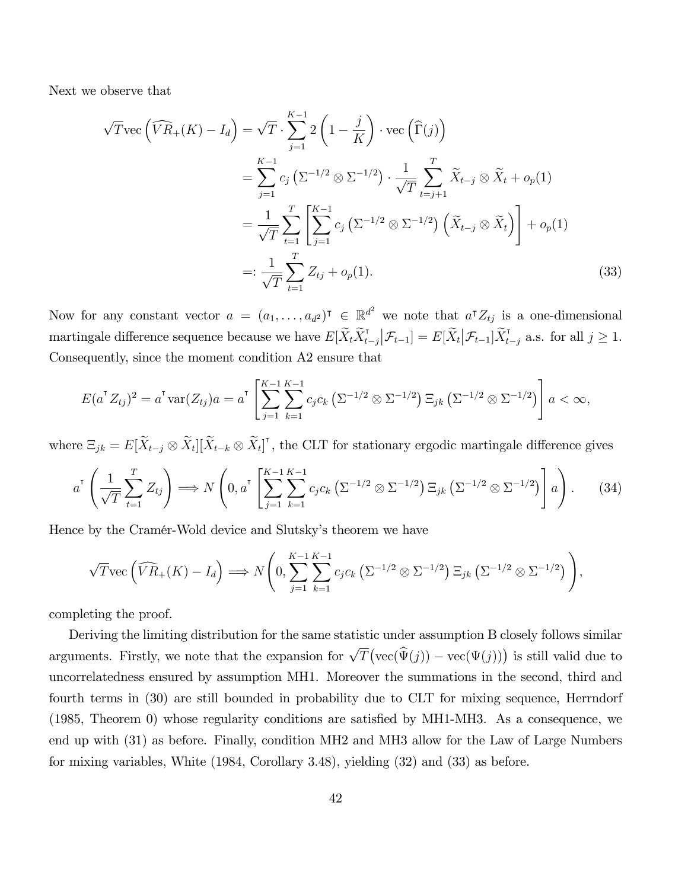Next we observe that

$$
\begin{aligned}
\sqrt{T}\text{vec}\left(\widehat{VR}_{+}(K) - I_d\right) &= \sqrt{T} \cdot \sum_{j=1}^{K-1} 2\left(1 - \frac{j}{K}\right) \cdot \text{vec}\left(\widehat{\Gamma}(j)\right) \\
&= \sum_{j=1}^{K-1} c_j \left(\Sigma^{-1/2} \otimes \Sigma^{-1/2}\right) \cdot \frac{1}{\sqrt{T}} \sum_{t=j+1}^{T} \widetilde{X}_{t-j} \otimes \widetilde{X}_t + o_p(1) \\
&= \frac{1}{\sqrt{T}} \sum_{t=1}^{T} \left[ \sum_{j=1}^{K-1} c_j \left(\Sigma^{-1/2} \otimes \Sigma^{-1/2}\right) \left(\widetilde{X}_{t-j} \otimes \widetilde{X}_t\right) \right] + o_p(1) \\
&=: \frac{1}{\sqrt{T}} \sum_{t=1}^{T} Z_{tj} + o_p(1). \qquad (33)
\end{aligned}
$$

Now for any constant vector $a = (a_1, \ldots, a_{d^2})^\intercal \in \mathbb{R}^{d^2}$ we note that $a^\intercal Z_{tj}$ is a one-dimensional martingale difference sequence because we have $E[\widetilde{X}_t \widetilde{X}_{t-j}^\intercal | \mathcal{F}_{t-1}] = E[\widetilde{X}_t | \mathcal{F}_{t-1}] \widetilde{X}_{t-j}^\intercal$ a.s. for all $j \geq 1$. Consequently, since the moment condition A2 ensure that

$$
E(a^\intercal Z_{tj})^2 = a^\intercal \text{var}(Z_{tj}) a = a^\intercal \left[ \sum_{j=1}^{K-1} \sum_{k=1}^{K-1} c_j c_k \left(\Sigma^{-1/2} \otimes \Sigma^{-1/2}\right) \Xi_{jk} \left(\Sigma^{-1/2} \otimes \Sigma^{-1/2}\right) \right] a < \infty,
$$

where $\Xi_{jk} = E[\widetilde{X}_{t-j} \otimes \widetilde{X}_t][\widetilde{X}_{t-k} \otimes \widetilde{X}_t]^\intercal$, the CLT for stationary ergodic martingale difference gives

$$
a^\intercal \left( \frac{1}{\sqrt{T}} \sum_{t=1}^{T} Z_{tj} \right) \Longrightarrow N\left(0, a^\intercal \left[ \sum_{j=1}^{K-1} \sum_{k=1}^{K-1} c_j c_k \left(\Sigma^{-1/2} \otimes \Sigma^{-1/2}\right) \Xi_{jk} \left(\Sigma^{-1/2} \otimes \Sigma^{-1/2}\right) \right] a \right). \qquad (34)
$$

Hence by the Cramér-Wold device and Slutsky's theorem we have

$$
\sqrt{T}\text{vec}\left(\widehat{VR}_{+}(K) - I_d\right) \Longrightarrow N\left(0, \sum_{j=1}^{K-1} \sum_{k=1}^{K-1} c_j c_k \left(\Sigma^{-1/2} \otimes \Sigma^{-1/2}\right) \Xi_{jk} \left(\Sigma^{-1/2} \otimes \Sigma^{-1/2}\right) \right),
$$

completing the proof.

Deriving the limiting distribution for the same statistic under assumption B closely follows similar arguments. Firstly, we note that the expansion for $\sqrt{T}\big(\text{vec}(\widehat{\Psi}(j)) - \text{vec}(\Psi(j))\big)$ is still valid due to uncorrelatedness ensured by assumption MH1. Moreover the summations in the second, third and fourth terms in (30) are still bounded in probability due to CLT for mixing sequence, Herrndorf (1985, Theorem 0) whose regularity conditions are satisfied by MH1-MH3. As a consequence, we end up with (31) as before. Finally, condition MH2 and MH3 allow for the Law of Large Numbers for mixing variables, White (1984, Corollary 3.48), yielding (32) and (33) as before.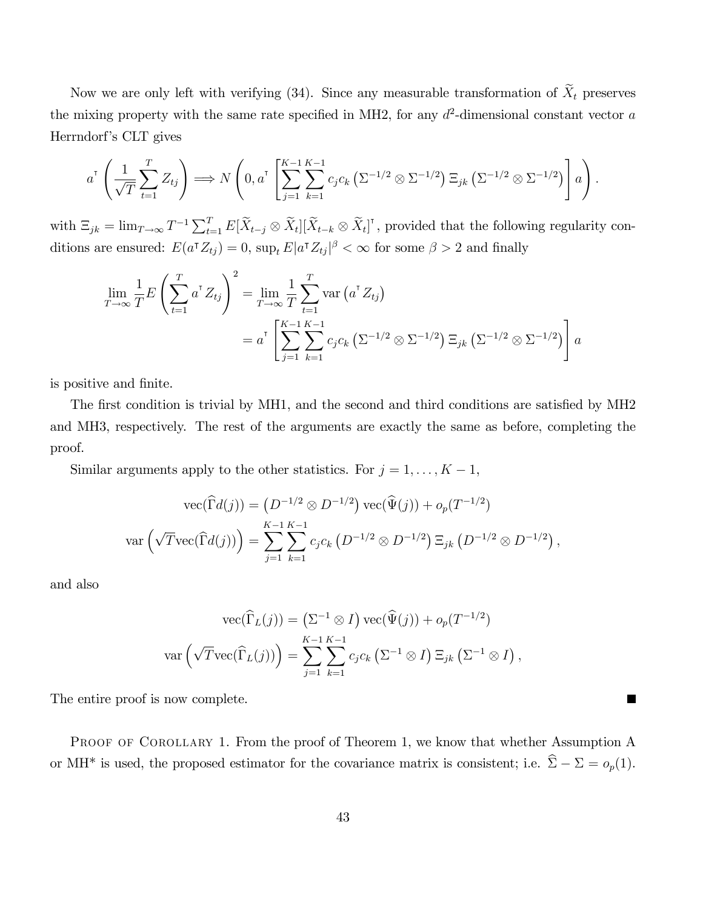Now we are only left with verifying (34). Since any measurable transformation of $\widetilde{X}_t$ preserves the mixing property with the same rate specified in MH2, for any $d^2$-dimensional constant vector $a$ Herrndorf's CLT gives

$$a^\intercal \left( \frac{1}{\sqrt{T}} \sum_{t=1}^{T} Z_{tj} \right) \Longrightarrow N\left(0, a^\intercal \left[ \sum_{j=1}^{K-1} \sum_{k=1}^{K-1} c_j c_k \left(\Sigma^{-1/2} \otimes \Sigma^{-1/2}\right) \Xi_{jk} \left(\Sigma^{-1/2} \otimes \Sigma^{-1/2}\right) \right] a \right).$$

with $\Xi_{jk} = \lim_{T\to\infty} T^{-1} \sum_{t=1}^{T} E[\widetilde{X}_{t-j} \otimes \widetilde{X}_t][\widetilde{X}_{t-k} \otimes \widetilde{X}_t]^\intercal$, provided that the following regularity conditions are ensured: $E(a^\intercal Z_{tj}) = 0$, $\sup_t E|a^\intercal Z_{tj}|^\beta < \infty$ for some $\beta > 2$ and finally

$$\begin{aligned}
\lim_{T\to\infty} \frac{1}{T} E\left( \sum_{t=1}^{T} a^\intercal Z_{tj} \right)^2 &= \lim_{T\to\infty} \frac{1}{T} \sum_{t=1}^{T} \mathrm{var}\left(a^\intercal Z_{tj}\right) \\
&= a^\intercal \left[ \sum_{j=1}^{K-1} \sum_{k=1}^{K-1} c_j c_k \left(\Sigma^{-1/2} \otimes \Sigma^{-1/2}\right) \Xi_{jk} \left(\Sigma^{-1/2} \otimes \Sigma^{-1/2}\right) \right] a
\end{aligned}$$

is positive and finite.

The first condition is trivial by MH1, and the second and third conditions are satisfied by MH2 and MH3, respectively. The rest of the arguments are exactly the same as before, completing the proof.

Similar arguments apply to the other statistics. For $j = 1, \ldots, K-1$,

$$\begin{aligned}
\mathrm{vec}(\widehat{\Gamma}d(j)) &= \left(D^{-1/2} \otimes D^{-1/2}\right) \mathrm{vec}(\widehat{\Psi}(j)) + o_p(T^{-1/2}) \\
\mathrm{var}\left(\sqrt{T}\mathrm{vec}(\widehat{\Gamma}d(j))\right) &= \sum_{j=1}^{K-1} \sum_{k=1}^{K-1} c_j c_k \left(D^{-1/2} \otimes D^{-1/2}\right) \Xi_{jk} \left(D^{-1/2} \otimes D^{-1/2}\right),
\end{aligned}$$

and also

$$\begin{aligned}
\mathrm{vec}(\widehat{\Gamma}_L(j)) &= \left(\Sigma^{-1} \otimes I\right) \mathrm{vec}(\widehat{\Psi}(j)) + o_p(T^{-1/2}) \\
\mathrm{var}\left(\sqrt{T}\mathrm{vec}(\widehat{\Gamma}_L(j))\right) &= \sum_{j=1}^{K-1} \sum_{k=1}^{K-1} c_j c_k \left(\Sigma^{-1} \otimes I\right) \Xi_{jk} \left(\Sigma^{-1} \otimes I\right),
\end{aligned}$$

The entire proof is now complete. ■

Proof of Corollary 1. From the proof of Theorem 1, we know that whether Assumption A or MH* is used, the proposed estimator for the covariance matrix is consistent; i.e. $\widehat{\Sigma} - \Sigma = o_p(1)$.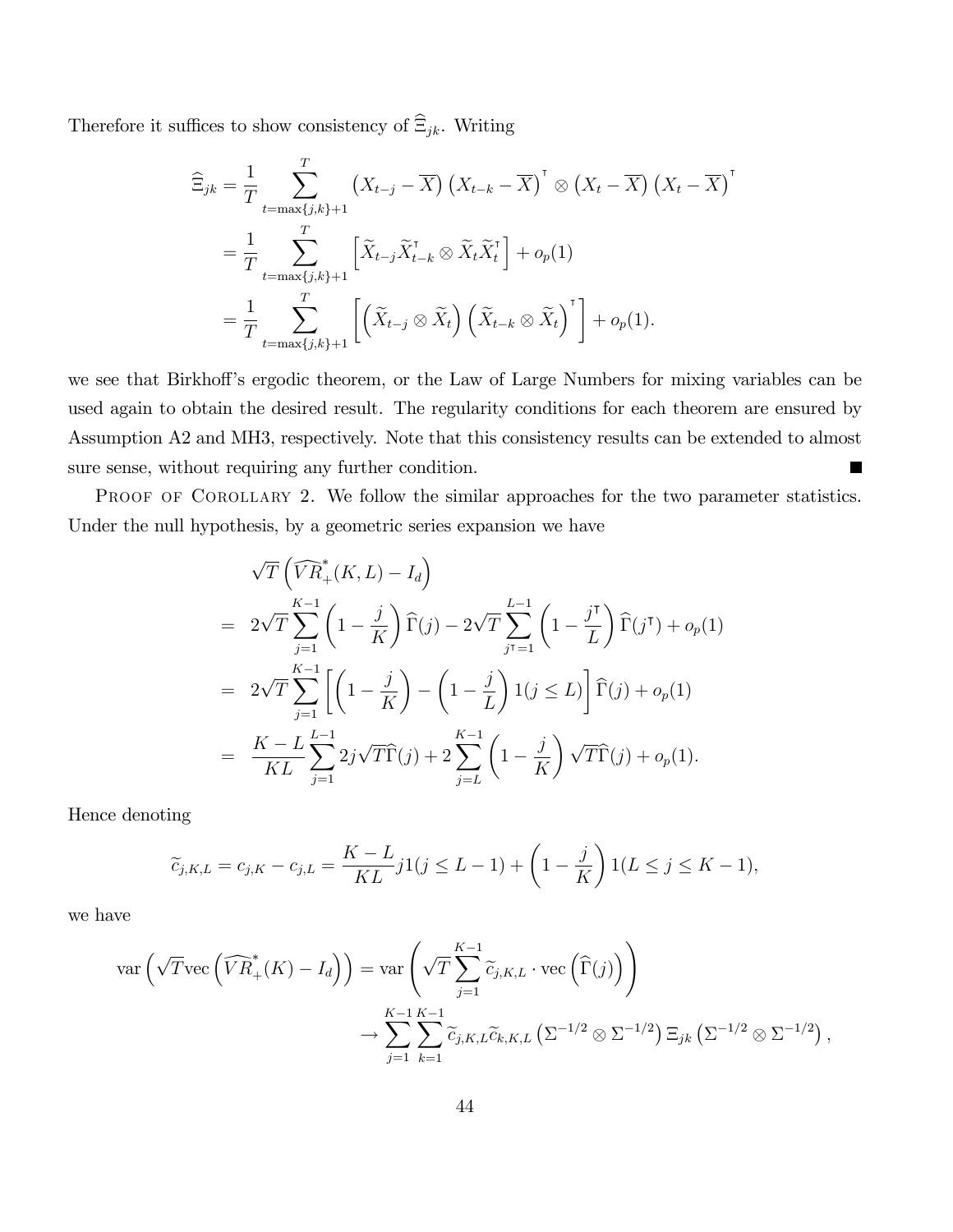Therefore it suffices to show consistency of $\widehat{\Xi}_{jk}$. Writing

$$
\begin{aligned}
\widehat{\Xi}_{jk} &= \frac{1}{T}\sum_{t=\max\{j,k\}+1}^{T} \left(X_{t-j}-\overline{X}\right)\left(X_{t-k}-\overline{X}\right)^{\intercal} \otimes \left(X_t-\overline{X}\right)\left(X_t-\overline{X}\right)^{\intercal} \\
&= \frac{1}{T}\sum_{t=\max\{j,k\}+1}^{T} \left[\widetilde{X}_{t-j}\widetilde{X}_{t-k}^{\intercal} \otimes \widetilde{X}_t\widetilde{X}_t^{\intercal}\right] + o_p(1) \\
&= \frac{1}{T}\sum_{t=\max\{j,k\}+1}^{T} \left[\left(\widetilde{X}_{t-j}\otimes \widetilde{X}_t\right)\left(\widetilde{X}_{t-k}\otimes \widetilde{X}_t\right)^{\intercal}\right] + o_p(1).
\end{aligned}
$$

we see that Birkhoff's ergodic theorem, or the Law of Large Numbers for mixing variables can be used again to obtain the desired result. The regularity conditions for each theorem are ensured by Assumption A2 and MH3, respectively. Note that this consistency results can be extended to almost sure sense, without requiring any further condition. ■

Proof of Corollary 2. We follow the similar approaches for the two parameter statistics. Under the null hypothesis, by a geometric series expansion we have

$$
\begin{aligned}
& \sqrt{T}\left(\widehat{VR}_{+}^{*}(K,L)-I_d\right) \\
= \ & 2\sqrt{T}\sum_{j=1}^{K-1}\left(1-\frac{j}{K}\right)\widehat{\Gamma}(j) - 2\sqrt{T}\sum_{j^{\intercal}=1}^{L-1}\left(1-\frac{j^{\intercal}}{L}\right)\widehat{\Gamma}(j^{\intercal}) + o_p(1) \\
= \ & 2\sqrt{T}\sum_{j=1}^{K-1}\left[\left(1-\frac{j}{K}\right)-\left(1-\frac{j}{L}\right)1(j\le L)\right]\widehat{\Gamma}(j) + o_p(1) \\
= \ & \frac{K-L}{KL}\sum_{j=1}^{L-1}2j\sqrt{T}\widehat{\Gamma}(j) + 2\sum_{j=L}^{K-1}\left(1-\frac{j}{K}\right)\sqrt{T}\widehat{\Gamma}(j) + o_p(1).
\end{aligned}
$$

Hence denoting

$$
\widetilde{c}_{j,K,L} = c_{j,K} - c_{j,L} = \frac{K-L}{KL}j1(j\le L-1) + \left(1-\frac{j}{K}\right)1(L\le j\le K-1),
$$

we have

$$
\begin{aligned}
\operatorname{var}\left(\sqrt{T}\operatorname{vec}\left(\widehat{VR}_{+}^{*}(K)-I_d\right)\right) &= \operatorname{var}\left(\sqrt{T}\sum_{j=1}^{K-1}\widetilde{c}_{j,K,L}\cdot\operatorname{vec}\left(\widehat{\Gamma}(j)\right)\right) \\
&\to \sum_{j=1}^{K-1}\sum_{k=1}^{K-1}\widetilde{c}_{j,K,L}\widetilde{c}_{k,K,L}\left(\Sigma^{-1/2}\otimes\Sigma^{-1/2}\right)\Xi_{jk}\left(\Sigma^{-1/2}\otimes\Sigma^{-1/2}\right),
\end{aligned}
$$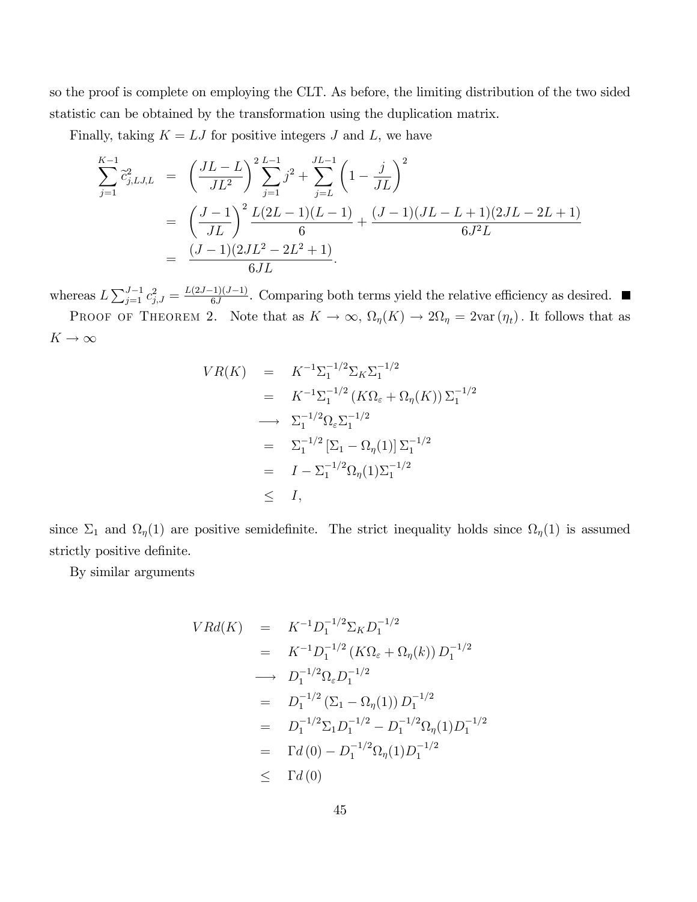so the proof is complete on employing the CLT. As before, the limiting distribution of the two sided statistic can be obtained by the transformation using the duplication matrix.

Finally, taking $K = LJ$ for positive integers $J$ and $L$, we have

$$
\begin{aligned}
\sum_{j=1}^{K-1} \tilde{c}_{j,LJ,L}^2 &= \left(\frac{JL-L}{JL^2}\right)^2 \sum_{j=1}^{L-1} j^2 + \sum_{j=L}^{JL-1} \left(1 - \frac{j}{JL}\right)^2 \\
&= \left(\frac{J-1}{JL}\right)^2 \frac{L(2L-1)(L-1)}{6} + \frac{(J-1)(JL-L+1)(2JL-2L+1)}{6J^2L} \\
&= \frac{(J-1)(2JL^2-2L^2+1)}{6JL}.
\end{aligned}
$$

whereas $L\sum_{j=1}^{J-1} c_{j,J}^2 = \frac{L(2J-1)(J-1)}{6J}$. Comparing both terms yield the relative efficiency as desired. ■

Proof of Theorem 2. Note that as $K \to \infty$, $\Omega_\eta(K) \to 2\Omega_\eta = 2\text{var}(\eta_t)$. It follows that as $K \to \infty$

$$
\begin{aligned}
VR(K) &= K^{-1}\Sigma_1^{-1/2}\Sigma_K\Sigma_1^{-1/2} \\
&= K^{-1}\Sigma_1^{-1/2}\left(K\Omega_\varepsilon + \Omega_\eta(K)\right)\Sigma_1^{-1/2} \\
&\longrightarrow \Sigma_1^{-1/2}\Omega_\varepsilon\Sigma_1^{-1/2} \\
&= \Sigma_1^{-1/2}\left[\Sigma_1 - \Omega_\eta(1)\right]\Sigma_1^{-1/2} \\
&= I - \Sigma_1^{-1/2}\Omega_\eta(1)\Sigma_1^{-1/2} \\
&\leq I,
\end{aligned}
$$

since $\Sigma_1$ and $\Omega_\eta(1)$ are positive semidefinite. The strict inequality holds since $\Omega_\eta(1)$ is assumed strictly positive definite.

By similar arguments

$$
\begin{aligned}
VRd(K) &= K^{-1}D_1^{-1/2}\Sigma_K D_1^{-1/2} \\
&= K^{-1}D_1^{-1/2}\left(K\Omega_\varepsilon + \Omega_\eta(k)\right)D_1^{-1/2} \\
&\longrightarrow D_1^{-1/2}\Omega_\varepsilon D_1^{-1/2} \\
&= D_1^{-1/2}\left(\Sigma_1 - \Omega_\eta(1)\right)D_1^{-1/2} \\
&= D_1^{-1/2}\Sigma_1 D_1^{-1/2} - D_1^{-1/2}\Omega_\eta(1)D_1^{-1/2} \\
&= \Gamma d\left(0\right) - D_1^{-1/2}\Omega_\eta(1)D_1^{-1/2} \\
&\leq \Gamma d\left(0\right)
\end{aligned}
$$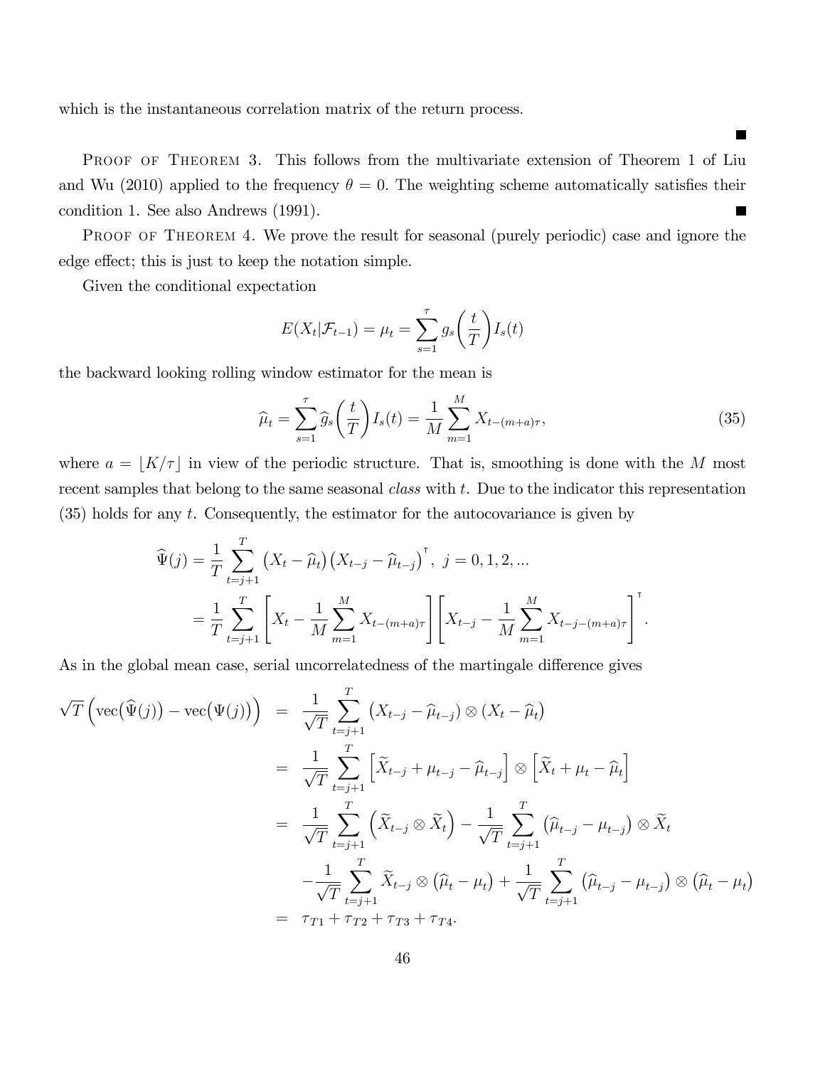which is the instantaneous correlation matrix of the return process.

■

PROOF OF THEOREM 3. This follows from the multivariate extension of Theorem 1 of Liu and Wu (2010) applied to the frequency $\theta = 0$. The weighting scheme automatically satisfies their condition 1. See also Andrews (1991). ■

PROOF OF THEOREM 4. We prove the result for seasonal (purely periodic) case and ignore the edge effect; this is just to keep the notation simple.

Given the conditional expectation

$$E(X_t|\mathcal{F}_{t-1}) = \mu_t = \sum_{s=1}^{\tau} g_s\left(\frac{t}{T}\right) I_s(t)$$

the backward looking rolling window estimator for the mean is

$$\widehat{\mu}_t = \sum_{s=1}^{\tau} \widehat{g}_s\left(\frac{t}{T}\right) I_s(t) = \frac{1}{M}\sum_{m=1}^{M} X_{t-(m+a)\tau}, \tag{35}$$

where $a = \lfloor K/\tau \rfloor$ in view of the periodic structure. That is, smoothing is done with the $M$ most recent samples that belong to the same seasonal *class* with $t$. Due to the indicator this representation (35) holds for any $t$. Consequently, the estimator for the autocovariance is given by

$$\begin{aligned}
\widehat{\Psi}(j) &= \frac{1}{T}\sum_{t=j+1}^{T} \left(X_t - \widehat{\mu}_t\right)\left(X_{t-j} - \widehat{\mu}_{t-j}\right)^{\intercal},\ j = 0, 1, 2, ... \\
&= \frac{1}{T}\sum_{t=j+1}^{T} \left[X_t - \frac{1}{M}\sum_{m=1}^{M} X_{t-(m+a)\tau}\right]\left[X_{t-j} - \frac{1}{M}\sum_{m=1}^{M} X_{t-j-(m+a)\tau}\right]^{\intercal}.
\end{aligned}$$

As in the global mean case, serial uncorrelatedness of the martingale difference gives

$$\begin{aligned}
\sqrt{T}\left(\mathrm{vec}\big(\widehat{\Psi}(j)\big) - \mathrm{vec}\big(\Psi(j)\big)\right) &= \frac{1}{\sqrt{T}}\sum_{t=j+1}^{T} \left(X_{t-j} - \widehat{\mu}_{t-j}\right) \otimes \left(X_t - \widehat{\mu}_t\right) \\
&= \frac{1}{\sqrt{T}}\sum_{t=j+1}^{T} \left[\widetilde{X}_{t-j} + \mu_{t-j} - \widehat{\mu}_{t-j}\right] \otimes \left[\widetilde{X}_t + \mu_t - \widehat{\mu}_t\right] \\
&= \frac{1}{\sqrt{T}}\sum_{t=j+1}^{T} \left(\widetilde{X}_{t-j} \otimes \widetilde{X}_t\right) - \frac{1}{\sqrt{T}}\sum_{t=j+1}^{T} \left(\widehat{\mu}_{t-j} - \mu_{t-j}\right) \otimes \widetilde{X}_t \\
&\quad - \frac{1}{\sqrt{T}}\sum_{t=j+1}^{T} \widetilde{X}_{t-j} \otimes \left(\widehat{\mu}_t - \mu_t\right) + \frac{1}{\sqrt{T}}\sum_{t=j+1}^{T} \left(\widehat{\mu}_{t-j} - \mu_{t-j}\right) \otimes \left(\widehat{\mu}_t - \mu_t\right) \\
&= \tau_{T1} + \tau_{T2} + \tau_{T3} + \tau_{T4}.
\end{aligned}$$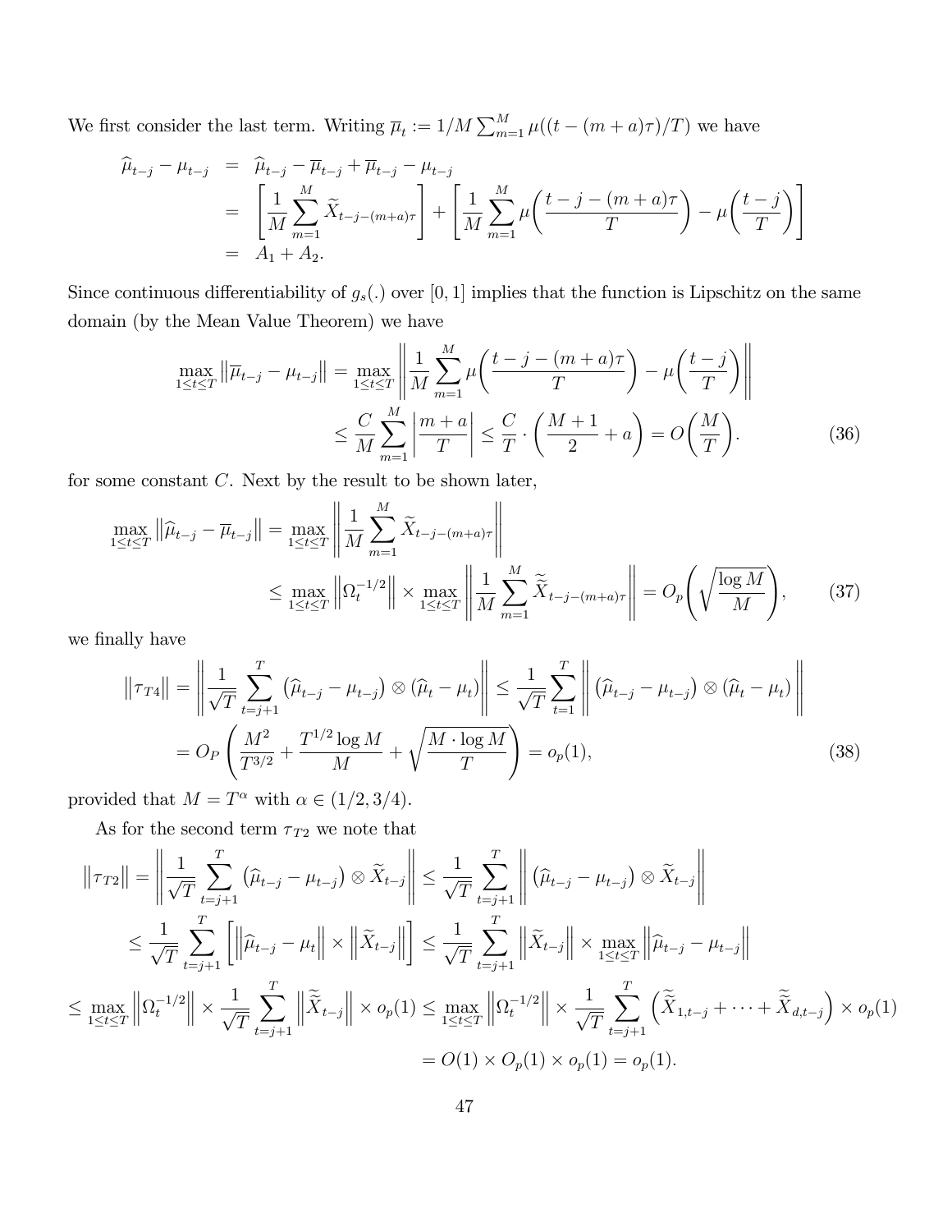We first consider the last term. Writing $\overline{\mu}_t := 1/M \sum_{m=1}^{M} \mu((t-(m+a)\tau)/T)$ we have

$$
\begin{aligned}
\widehat{\mu}_{t-j} - \mu_{t-j} &= \widehat{\mu}_{t-j} - \overline{\mu}_{t-j} + \overline{\mu}_{t-j} - \mu_{t-j} \\
&= \left[ \frac{1}{M} \sum_{m=1}^{M} \widetilde{X}_{t-j-(m+a)\tau} \right] + \left[ \frac{1}{M} \sum_{m=1}^{M} \mu\left( \frac{t-j-(m+a)\tau}{T} \right) - \mu\left( \frac{t-j}{T} \right) \right] \\
&= A_1 + A_2.
\end{aligned}
$$

Since continuous differentiability of $g_s(.)$ over $[0,1]$ implies that the function is Lipschitz on the same domain (by the Mean Value Theorem) we have

$$
\begin{aligned}
\max_{1 \le t \le T} \left\| \overline{\mu}_{t-j} - \mu_{t-j} \right\| &= \max_{1 \le t \le T} \left\| \frac{1}{M} \sum_{m=1}^{M} \mu\left( \frac{t-j-(m+a)\tau}{T} \right) - \mu\left( \frac{t-j}{T} \right) \right\| \\
&\le \frac{C}{M} \sum_{m=1}^{M} \left| \frac{m+a}{T} \right| \le \frac{C}{T} \cdot \left( \frac{M+1}{2} + a \right) = O\left( \frac{M}{T} \right). \qquad (36)
\end{aligned}
$$

for some constant $C$. Next by the result to be shown later,

$$
\begin{aligned}
\max_{1 \le t \le T} \left\| \widehat{\mu}_{t-j} - \overline{\mu}_{t-j} \right\| &= \max_{1 \le t \le T} \left\| \frac{1}{M} \sum_{m=1}^{M} \widetilde{X}_{t-j-(m+a)\tau} \right\| \\
&\le \max_{1 \le t \le T} \left\| \Omega_t^{-1/2} \right\| \times \max_{1 \le t \le T} \left\| \frac{1}{M} \sum_{m=1}^{M} \widetilde{\widetilde{X}}_{t-j-(m+a)\tau} \right\| = O_p\left( \sqrt{\frac{\log M}{M}} \right), \qquad (37)
\end{aligned}
$$

we finally have

$$
\begin{aligned}
\left\| \tau_{T4} \right\| &= \left\| \frac{1}{\sqrt{T}} \sum_{t=j+1}^{T} \left( \widehat{\mu}_{t-j} - \mu_{t-j} \right) \otimes \left( \widehat{\mu}_t - \mu_t \right) \right\| \le \frac{1}{\sqrt{T}} \sum_{t=1}^{T} \left\| \left( \widehat{\mu}_{t-j} - \mu_{t-j} \right) \otimes \left( \widehat{\mu}_t - \mu_t \right) \right\| \\
&= O_P\left( \frac{M^2}{T^{3/2}} + \frac{T^{1/2} \log M}{M} + \sqrt{\frac{M \cdot \log M}{T}} \right) = o_p(1), \qquad (38)
\end{aligned}
$$

provided that $M = T^{\alpha}$ with $\alpha \in (1/2, 3/4)$.

As for the second term $\tau_{T2}$ we note that

$$
\begin{aligned}
\left\| \tau_{T2} \right\| &= \left\| \frac{1}{\sqrt{T}} \sum_{t=j+1}^{T} \left( \widehat{\mu}_{t-j} - \mu_{t-j} \right) \otimes \widetilde{X}_{t-j} \right\| \le \frac{1}{\sqrt{T}} \sum_{t=j+1}^{T} \left\| \left( \widehat{\mu}_{t-j} - \mu_{t-j} \right) \otimes \widetilde{X}_{t-j} \right\| \\
&\le \frac{1}{\sqrt{T}} \sum_{t=j+1}^{T} \left[ \left\| \widehat{\mu}_{t-j} - \mu_t \right\| \times \left\| \widetilde{X}_{t-j} \right\| \right] \le \frac{1}{\sqrt{T}} \sum_{t=j+1}^{T} \left\| \widetilde{X}_{t-j} \right\| \times \max_{1 \le t \le T} \left\| \widehat{\mu}_{t-j} - \mu_{t-j} \right\| \\
&\le \max_{1 \le t \le T} \left\| \Omega_t^{-1/2} \right\| \times \frac{1}{\sqrt{T}} \sum_{t=j+1}^{T} \left\| \widetilde{\widetilde{X}}_{t-j} \right\| \times o_p(1) \le \max_{1 \le t \le T} \left\| \Omega_t^{-1/2} \right\| \times \frac{1}{\sqrt{T}} \sum_{t=j+1}^{T} \left( \widetilde{\widetilde{X}}_{1,t-j} + \cdots + \widetilde{\widetilde{X}}_{d,t-j} \right) \times o_p(1) \\
&= O(1) \times O_p(1) \times o_p(1) = o_p(1).
\end{aligned}
$$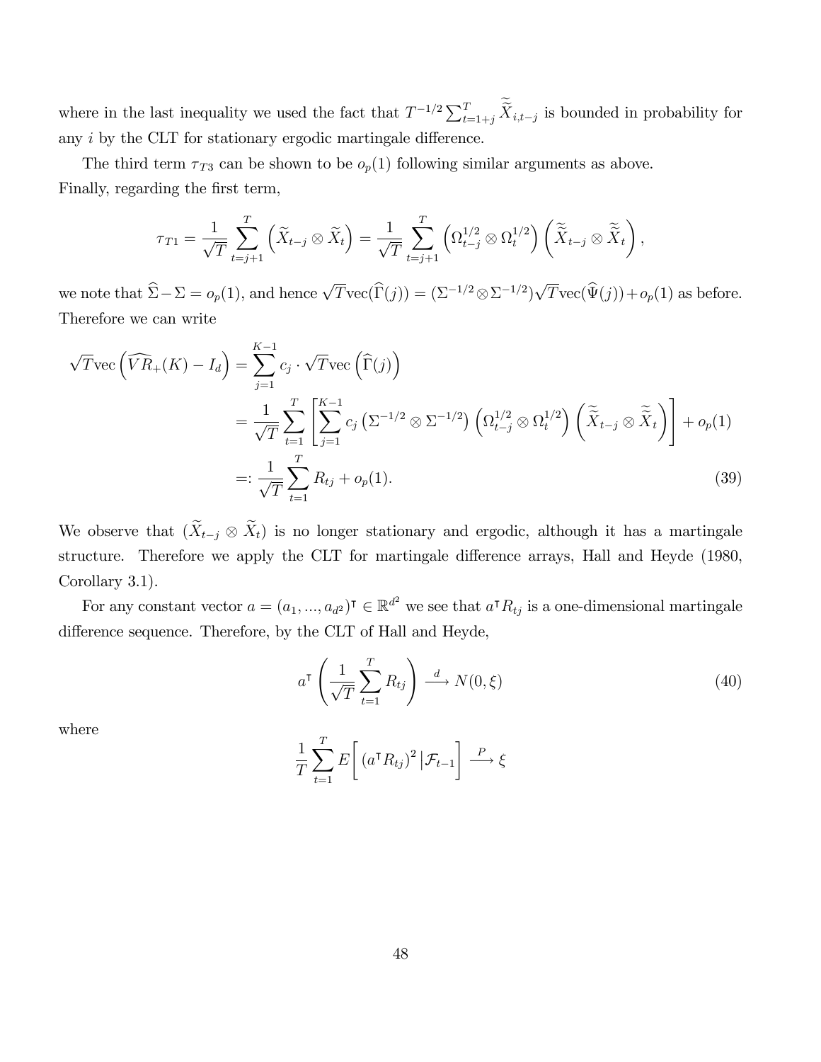where in the last inequality we used the fact that $T^{-1/2}\sum_{t=1+j}^{T}\widetilde{\widetilde{X}}_{i,t-j}$ is bounded in probability for any $i$ by the CLT for stationary ergodic martingale difference.

The third term $\tau_{T3}$ can be shown to be $o_p(1)$ following similar arguments as above.
Finally, regarding the first term,

$$
\tau_{T1} = \frac{1}{\sqrt{T}}\sum_{t=j+1}^{T}\left(\widetilde{X}_{t-j}\otimes\widetilde{X}_t\right) = \frac{1}{\sqrt{T}}\sum_{t=j+1}^{T}\left(\Omega_{t-j}^{1/2}\otimes\Omega_t^{1/2}\right)\left(\widetilde{\widetilde{X}}_{t-j}\otimes\widetilde{\widetilde{X}}_t\right),
$$

we note that $\widehat{\Sigma}-\Sigma = o_p(1)$, and hence $\sqrt{T}\mathrm{vec}(\widehat{\Gamma}(j)) = (\Sigma^{-1/2}\otimes\Sigma^{-1/2})\sqrt{T}\mathrm{vec}(\widehat{\Psi}(j))+o_p(1)$ as before. Therefore we can write

$$
\begin{aligned}
\sqrt{T}\mathrm{vec}\left(\widehat{VR}_{+}(K)-I_d\right) &= \sum_{j=1}^{K-1}c_j\cdot\sqrt{T}\mathrm{vec}\left(\widehat{\Gamma}(j)\right)\\
&= \frac{1}{\sqrt{T}}\sum_{t=1}^{T}\left[\sum_{j=1}^{K-1}c_j\left(\Sigma^{-1/2}\otimes\Sigma^{-1/2}\right)\left(\Omega_{t-j}^{1/2}\otimes\Omega_t^{1/2}\right)\left(\widetilde{\widetilde{X}}_{t-j}\otimes\widetilde{\widetilde{X}}_t\right)\right]+o_p(1)\\
&=: \frac{1}{\sqrt{T}}\sum_{t=1}^{T}R_{tj}+o_p(1).
\end{aligned} \tag{39}
$$

We observe that $(\widetilde{X}_{t-j}\otimes\widetilde{X}_t)$ is no longer stationary and ergodic, although it has a martingale structure. Therefore we apply the CLT for martingale difference arrays, Hall and Heyde (1980, Corollary 3.1).

For any constant vector $a=(a_1,...,a_{d^2})^{\intercal}\in\mathbb{R}^{d^2}$ we see that $a^{\intercal}R_{tj}$ is a one-dimensional martingale difference sequence. Therefore, by the CLT of Hall and Heyde,

$$
a^{\intercal}\left(\frac{1}{\sqrt{T}}\sum_{t=1}^{T}R_{tj}\right)\xrightarrow{d}N(0,\xi) \tag{40}
$$

where

$$
\frac{1}{T}\sum_{t=1}^{T}E\left[\left(a^{\intercal}R_{tj}\right)^2\big|\mathcal{F}_{t-1}\right]\xrightarrow{P}\xi
$$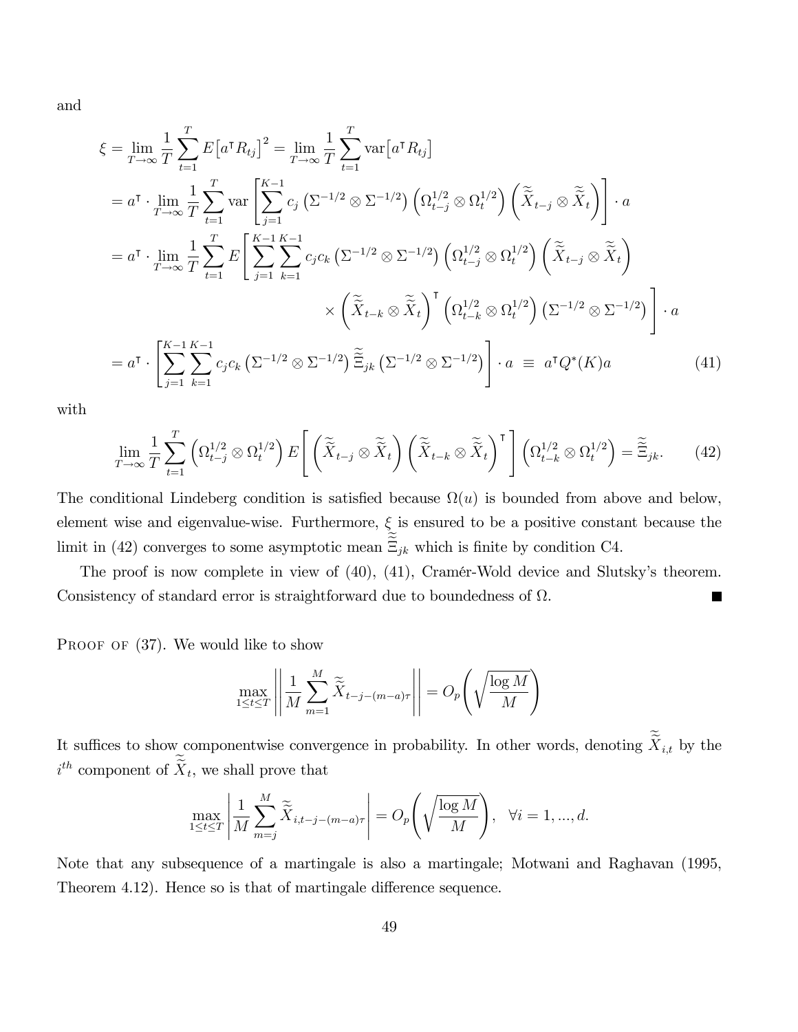and

$$
\begin{aligned}
\xi &= \lim_{T\to\infty} \frac{1}{T}\sum_{t=1}^{T} E\big[a^\intercal R_{tj}\big]^2 = \lim_{T\to\infty} \frac{1}{T}\sum_{t=1}^{T} \operatorname{var}\big[a^\intercal R_{tj}\big] \\
&= a^\intercal \cdot \lim_{T\to\infty} \frac{1}{T}\sum_{t=1}^{T} \operatorname{var}\left[\sum_{j=1}^{K-1} c_j \left(\Sigma^{-1/2}\otimes\Sigma^{-1/2}\right)\left(\Omega_{t-j}^{1/2}\otimes\Omega_t^{1/2}\right)\left(\widetilde{\widetilde{X}}_{t-j}\otimes\widetilde{\widetilde{X}}_t\right)\right]\cdot a \\
&= a^\intercal \cdot \lim_{T\to\infty} \frac{1}{T}\sum_{t=1}^{T} E\Bigg[\sum_{j=1}^{K-1}\sum_{k=1}^{K-1} c_j c_k \left(\Sigma^{-1/2}\otimes\Sigma^{-1/2}\right)\left(\Omega_{t-j}^{1/2}\otimes\Omega_t^{1/2}\right)\left(\widetilde{\widetilde{X}}_{t-j}\otimes\widetilde{\widetilde{X}}_t\right) \\
&\qquad\qquad \times \left(\widetilde{\widetilde{X}}_{t-k}\otimes\widetilde{\widetilde{X}}_t\right)^\intercal \left(\Omega_{t-k}^{1/2}\otimes\Omega_t^{1/2}\right)\left(\Sigma^{-1/2}\otimes\Sigma^{-1/2}\right)\Bigg]\cdot a \\
&= a^\intercal \cdot \left[\sum_{j=1}^{K-1}\sum_{k=1}^{K-1} c_j c_k \left(\Sigma^{-1/2}\otimes\Sigma^{-1/2}\right)\widetilde{\widetilde{\Xi}}_{jk}\left(\Sigma^{-1/2}\otimes\Sigma^{-1/2}\right)\right]\cdot a \;\equiv\; a^\intercal Q^*(K) a \qquad (41)
\end{aligned}
$$

with

$$
\lim_{T\to\infty} \frac{1}{T}\sum_{t=1}^{T}\left(\Omega_{t-j}^{1/2}\otimes\Omega_t^{1/2}\right) E\left[\left(\widetilde{\widetilde{X}}_{t-j}\otimes\widetilde{\widetilde{X}}_t\right)\left(\widetilde{\widetilde{X}}_{t-k}\otimes\widetilde{\widetilde{X}}_t\right)^\intercal\right]\left(\Omega_{t-k}^{1/2}\otimes\Omega_t^{1/2}\right) = \widetilde{\widetilde{\Xi}}_{jk}. \qquad (42)
$$

The conditional Lindeberg condition is satisfied because $\Omega(u)$ is bounded from above and below, element wise and eigenvalue-wise. Furthermore, $\xi$ is ensured to be a positive constant because the limit in (42) converges to some asymptotic mean $\widetilde{\widetilde{\Xi}}_{jk}$ which is finite by condition C4.

The proof is now complete in view of (40), (41), Cramér-Wold device and Slutsky's theorem. Consistency of standard error is straightforward due to boundedness of $\Omega$. ■

Proof of (37). We would like to show

$$
\max_{1\le t\le T}\left\|\frac{1}{M}\sum_{m=1}^{M}\widetilde{\widetilde{X}}_{t-j-(m-a)\tau}\right\| = O_p\left(\sqrt{\frac{\log M}{M}}\right)
$$

It suffices to show componentwise convergence in probability. In other words, denoting $\widetilde{\widetilde{X}}_{i,t}$ by the $i^{th}$ component of $\widetilde{\widetilde{X}}_t$, we shall prove that

$$
\max_{1\le t\le T}\left|\frac{1}{M}\sum_{m=j}^{M}\widetilde{\widetilde{X}}_{i,t-j-(m-a)\tau}\right| = O_p\left(\sqrt{\frac{\log M}{M}}\right), \quad \forall i=1,...,d.
$$

Note that any subsequence of a martingale is also a martingale; Motwani and Raghavan (1995, Theorem 4.12). Hence so is that of martingale difference sequence.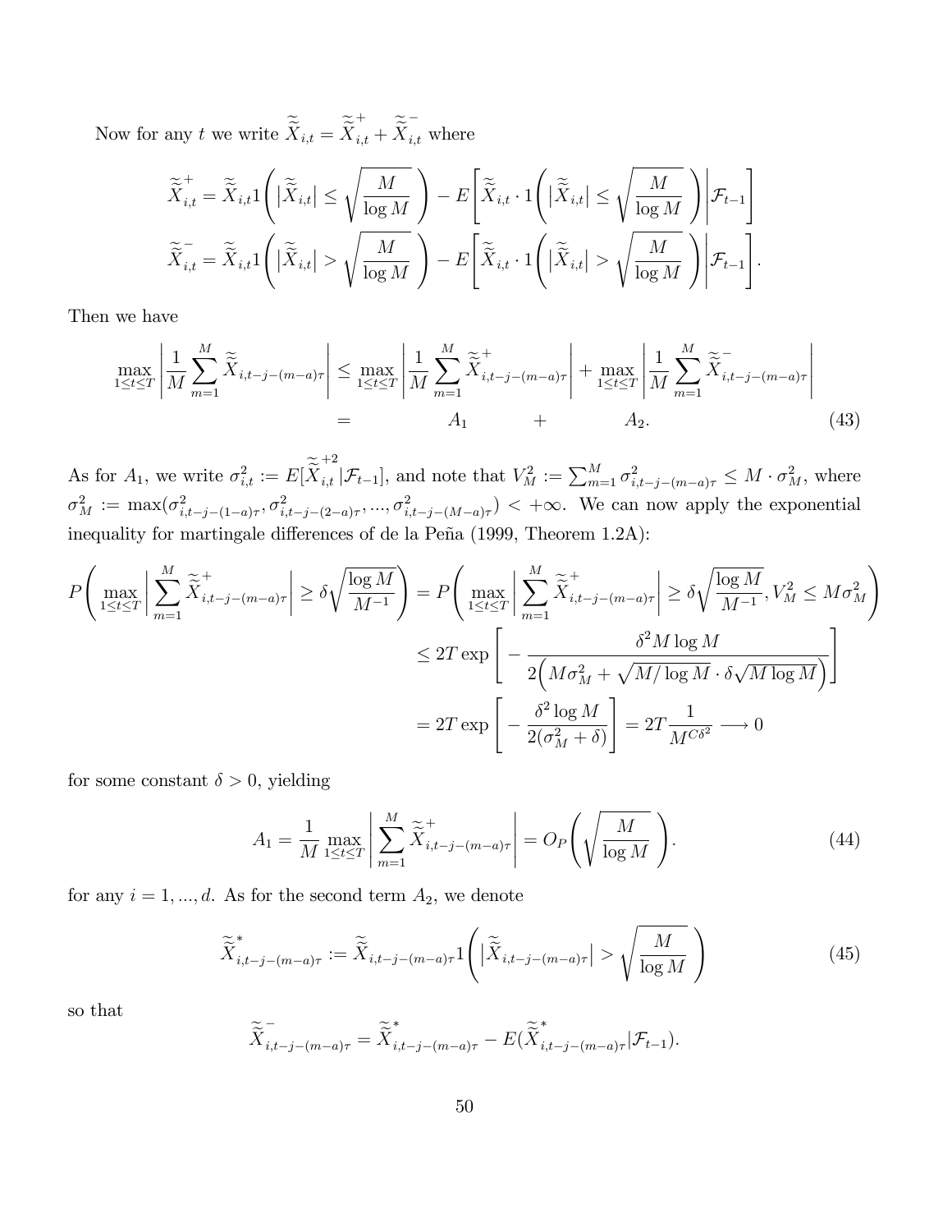Now for any $t$ we write $\widetilde{\widetilde{X}}_{i,t} = \widetilde{\widetilde{X}}_{i,t}^{+} + \widetilde{\widetilde{X}}_{i,t}^{-}$ where

$$
\begin{aligned}
\widetilde{\widetilde{X}}_{i,t}^{+} &= \widetilde{\widetilde{X}}_{i,t} 1\left( \left|\widetilde{\widetilde{X}}_{i,t}\right| \leq \sqrt{\frac{M}{\log M}} \right) - E\left[ \widetilde{\widetilde{X}}_{i,t} \cdot 1\left( \left|\widetilde{\widetilde{X}}_{i,t}\right| \leq \sqrt{\frac{M}{\log M}} \right) \middle| \mathcal{F}_{t-1} \right] \\
\widetilde{\widetilde{X}}_{i,t}^{-} &= \widetilde{\widetilde{X}}_{i,t} 1\left( \left|\widetilde{\widetilde{X}}_{i,t}\right| > \sqrt{\frac{M}{\log M}} \right) - E\left[ \widetilde{\widetilde{X}}_{i,t} \cdot 1\left( \left|\widetilde{\widetilde{X}}_{i,t}\right| > \sqrt{\frac{M}{\log M}} \right) \middle| \mathcal{F}_{t-1} \right].
\end{aligned}
$$

Then we have

$$
\begin{aligned}
\max_{1 \leq t \leq T} \left| \frac{1}{M} \sum_{m=1}^{M} \widetilde{\widetilde{X}}_{i,t-j-(m-a)\tau} \right| &\leq \max_{1 \leq t \leq T} \left| \frac{1}{M} \sum_{m=1}^{M} \widetilde{\widetilde{X}}_{i,t-j-(m-a)\tau}^{+} \right| + \max_{1 \leq t \leq T} \left| \frac{1}{M} \sum_{m=1}^{M} \widetilde{\widetilde{X}}_{i,t-j-(m-a)\tau}^{-} \right| \\
&= \qquad A_1 \qquad + \qquad A_2. \qquad (43)
\end{aligned}
$$

As for $A_1$, we write $\sigma_{i,t}^2 := E[\widetilde{\widetilde{X}}_{i,t}^{+2} | \mathcal{F}_{t-1}]$, and note that $V_M^2 := \sum_{m=1}^{M} \sigma_{i,t-j-(m-a)\tau}^2 \leq M \cdot \sigma_M^2$, where $\sigma_M^2 := \max(\sigma_{i,t-j-(1-a)\tau}^2, \sigma_{i,t-j-(2-a)\tau}^2, ..., \sigma_{i,t-j-(M-a)\tau}^2) < +\infty$. We can now apply the exponential inequality for martingale differences of de la Peña (1999, Theorem 1.2A):

$$
\begin{aligned}
P\left( \max_{1 \leq t \leq T} \left| \sum_{m=1}^{M} \widetilde{\widetilde{X}}_{i,t-j-(m-a)\tau}^{+} \right| \geq \delta \sqrt{\frac{\log M}{M^{-1}}} \right) &= P\left( \max_{1 \leq t \leq T} \left| \sum_{m=1}^{M} \widetilde{\widetilde{X}}_{i,t-j-(m-a)\tau}^{+} \right| \geq \delta \sqrt{\frac{\log M}{M^{-1}}}, V_M^2 \leq M\sigma_M^2 \right) \\
&\leq 2T \exp\left[ -\frac{\delta^2 M \log M}{2\left( M\sigma_M^2 + \sqrt{M/\log M} \cdot \delta\sqrt{M \log M} \right)} \right] \\
&= 2T \exp\left[ -\frac{\delta^2 \log M}{2(\sigma_M^2 + \delta)} \right] = 2T \frac{1}{M^{C\delta^2}} \longrightarrow 0
\end{aligned}
$$

for some constant $\delta > 0$, yielding

$$
A_1 = \frac{1}{M} \max_{1 \leq t \leq T} \left| \sum_{m=1}^{M} \widetilde{\widetilde{X}}_{i,t-j-(m-a)\tau}^{+} \right| = O_P\left( \sqrt{\frac{M}{\log M}} \right). \qquad (44)
$$

for any $i = 1, ..., d$. As for the second term $A_2$, we denote

$$
\widetilde{\widetilde{X}}_{i,t-j-(m-a)\tau}^{*} := \widetilde{\widetilde{X}}_{i,t-j-(m-a)\tau} 1\left( \left|\widetilde{\widetilde{X}}_{i,t-j-(m-a)\tau}\right| > \sqrt{\frac{M}{\log M}} \right) \qquad (45)
$$

so that

$$
\widetilde{\widetilde{X}}_{i,t-j-(m-a)\tau}^{-} = \widetilde{\widetilde{X}}_{i,t-j-(m-a)\tau}^{*} - E(\widetilde{\widetilde{X}}_{i,t-j-(m-a)\tau}^{*} | \mathcal{F}_{t-1}).
$$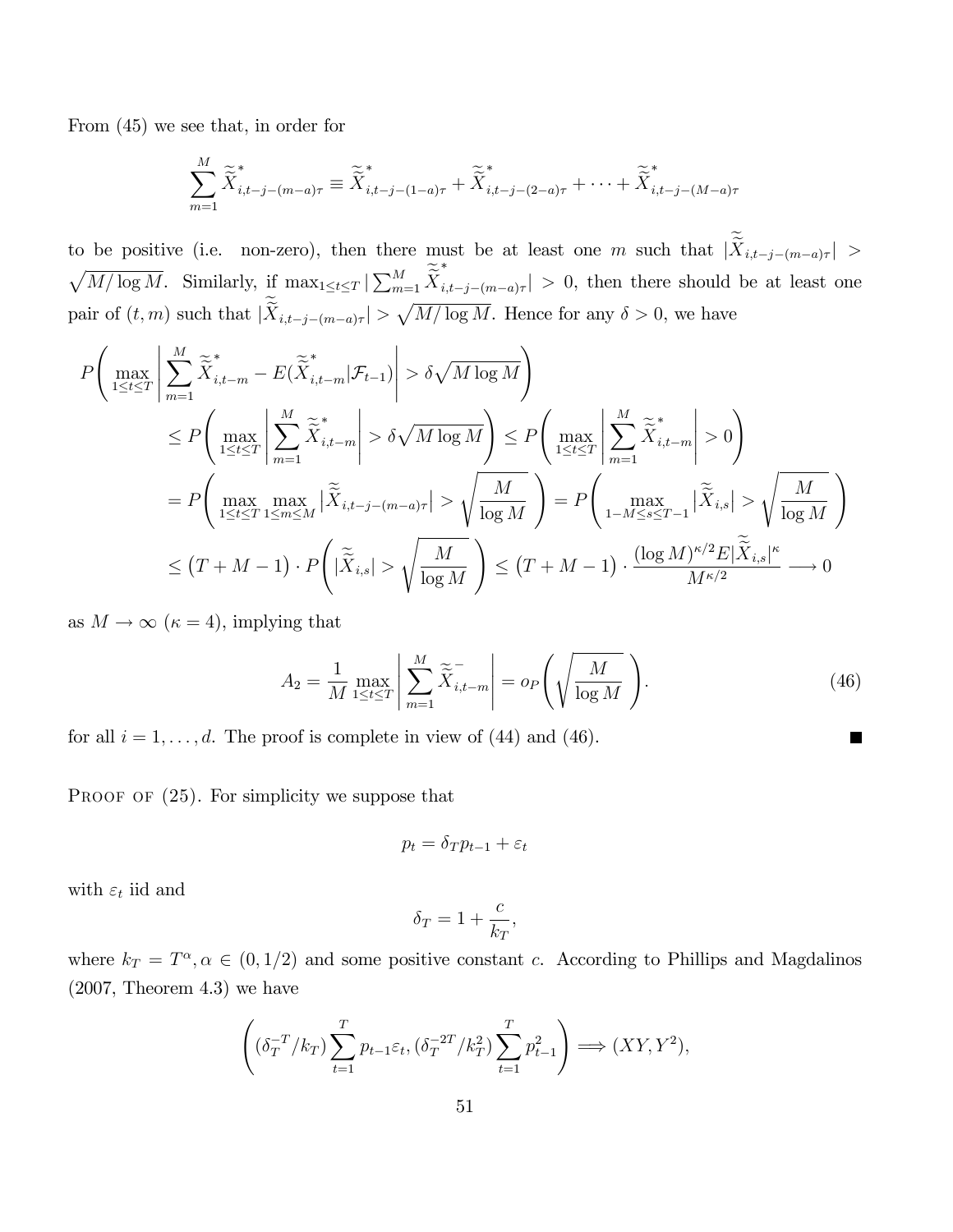From (45) we see that, in order for

$$\sum_{m=1}^{M} \widetilde{\widetilde{X}}^*_{i,t-j-(m-a)\tau} \equiv \widetilde{\widetilde{X}}^*_{i,t-j-(1-a)\tau} + \widetilde{\widetilde{X}}^*_{i,t-j-(2-a)\tau} + \cdots + \widetilde{\widetilde{X}}^*_{i,t-j-(M-a)\tau}$$

to be positive (i.e. non-zero), then there must be at least one $m$ such that $|\widetilde{\widetilde{X}}_{i,t-j-(m-a)\tau}| > \sqrt{M/\log M}$. Similarly, if $\max_{1\le t\le T} |\sum_{m=1}^{M} \widetilde{\widetilde{X}}^*_{i,t-j-(m-a)\tau}| > 0$, then there should be at least one pair of $(t,m)$ such that $|\widetilde{\widetilde{X}}_{i,t-j-(m-a)\tau}| > \sqrt{M/\log M}$. Hence for any $\delta > 0$, we have

$$\begin{aligned}
P\Bigg( \max_{1\le t\le T} \Bigg| \sum_{m=1}^{M} \widetilde{\widetilde{X}}^*_{i,t-m} - E(\widetilde{\widetilde{X}}^*_{i,t-m}|\mathcal{F}_{t-1}) \Bigg| > \delta\sqrt{M\log M} \Bigg) \\
&\le P\Bigg( \max_{1\le t\le T} \Bigg| \sum_{m=1}^{M} \widetilde{\widetilde{X}}^*_{i,t-m} \Bigg| > \delta\sqrt{M\log M} \Bigg) \le P\Bigg( \max_{1\le t\le T} \Bigg| \sum_{m=1}^{M} \widetilde{\widetilde{X}}^*_{i,t-m} \Bigg| > 0 \Bigg) \\
&= P\Bigg( \max_{1\le t\le T} \max_{1\le m\le M} |\widetilde{\widetilde{X}}_{i,t-j-(m-a)\tau}| > \sqrt{\frac{M}{\log M}} \Bigg) = P\Bigg( \max_{1-M\le s\le T-1} |\widetilde{\widetilde{X}}_{i,s}| > \sqrt{\frac{M}{\log M}} \Bigg) \\
&\le \big(T+M-1\big)\cdot P\Bigg( |\widetilde{\widetilde{X}}_{i,s}| > \sqrt{\frac{M}{\log M}} \Bigg) \le \big(T+M-1\big)\cdot \frac{(\log M)^{\kappa/2} E|\widetilde{\widetilde{X}}_{i,s}|^{\kappa}}{M^{\kappa/2}} \longrightarrow 0
\end{aligned}$$

as $M\to\infty$ ($\kappa=4$), implying that

$$A_2 = \frac{1}{M}\max_{1\le t\le T} \Bigg| \sum_{m=1}^{M} \widetilde{\widetilde{X}}^-_{i,t-m} \Bigg| = o_P\Bigg( \sqrt{\frac{M}{\log M}} \Bigg). \tag{46}$$

for all $i=1,\ldots,d$. The proof is complete in view of (44) and (46). ■

Proof of (25). For simplicity we suppose that

$$p_t = \delta_T p_{t-1} + \varepsilon_t$$

with $\varepsilon_t$ iid and

$$\delta_T = 1 + \frac{c}{k_T},$$

where $k_T = T^{\alpha}, \alpha \in (0, 1/2)$ and some positive constant $c$. According to Phillips and Magdalinos (2007, Theorem 4.3) we have

$$\Bigg( (\delta_T^{-T}/k_T)\sum_{t=1}^{T} p_{t-1}\varepsilon_t, (\delta_T^{-2T}/k_T^2)\sum_{t=1}^{T} p_{t-1}^2 \Bigg) \Longrightarrow (XY, Y^2),$$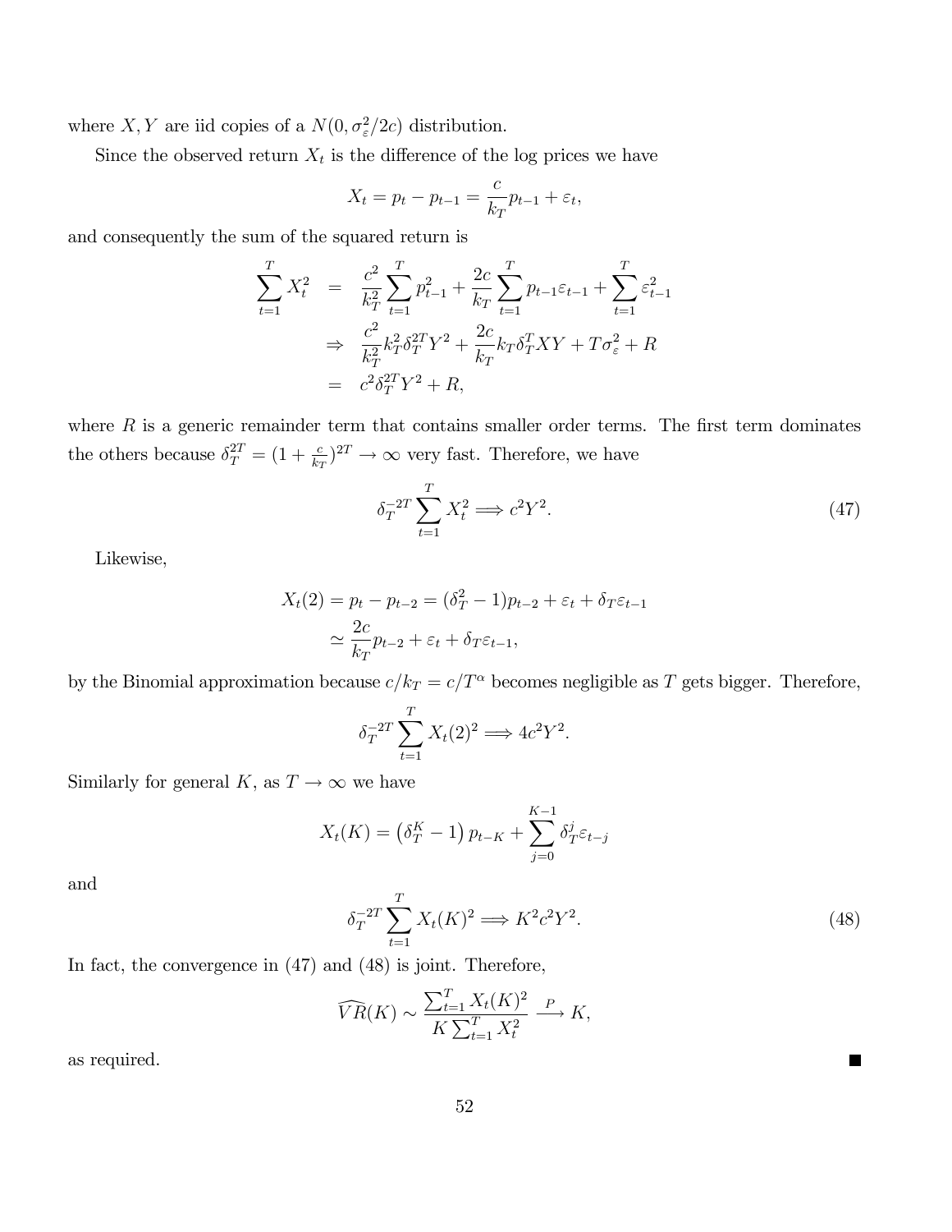where $X, Y$ are iid copies of a $N(0, \sigma_\varepsilon^2/2c)$ distribution.

Since the observed return $X_t$ is the difference of the log prices we have

$$X_t = p_t - p_{t-1} = \frac{c}{k_T} p_{t-1} + \varepsilon_t,$$

and consequently the sum of the squared return is

$$\begin{aligned}
\sum_{t=1}^T X_t^2 &= \frac{c^2}{k_T^2} \sum_{t=1}^T p_{t-1}^2 + \frac{2c}{k_T} \sum_{t=1}^T p_{t-1} \varepsilon_{t-1} + \sum_{t=1}^T \varepsilon_{t-1}^2 \\
&\Rightarrow \frac{c^2}{k_T^2} k_T^2 \delta_T^{2T} Y^2 + \frac{2c}{k_T} k_T \delta_T^T XY + T\sigma_\varepsilon^2 + R \\
&= c^2 \delta_T^{2T} Y^2 + R,
\end{aligned}$$

where $R$ is a generic remainder term that contains smaller order terms. The first term dominates the others because $\delta_T^{2T} = (1 + \frac{c}{k_T})^{2T} \to \infty$ very fast. Therefore, we have

$$\delta_T^{-2T} \sum_{t=1}^T X_t^2 \Longrightarrow c^2 Y^2. \tag{47}$$

Likewise,

$$\begin{aligned}
X_t(2) = p_t - p_{t-2} &= (\delta_T^2 - 1) p_{t-2} + \varepsilon_t + \delta_T \varepsilon_{t-1} \\
&\simeq \frac{2c}{k_T} p_{t-2} + \varepsilon_t + \delta_T \varepsilon_{t-1},
\end{aligned}$$

by the Binomial approximation because $c/k_T = c/T^\alpha$ becomes negligible as $T$ gets bigger. Therefore,

$$\delta_T^{-2T} \sum_{t=1}^T X_t(2)^2 \Longrightarrow 4c^2 Y^2.$$

Similarly for general $K$, as $T \to \infty$ we have

$$X_t(K) = \left(\delta_T^K - 1\right) p_{t-K} + \sum_{j=0}^{K-1} \delta_T^j \varepsilon_{t-j}$$

and

$$\delta_T^{-2T} \sum_{t=1}^T X_t(K)^2 \Longrightarrow K^2 c^2 Y^2. \tag{48}$$

In fact, the convergence in (47) and (48) is joint. Therefore,

$$\widehat{VR}(K) \sim \frac{\sum_{t=1}^T X_t(K)^2}{K \sum_{t=1}^T X_t^2} \xrightarrow{P} K,$$

as required. ■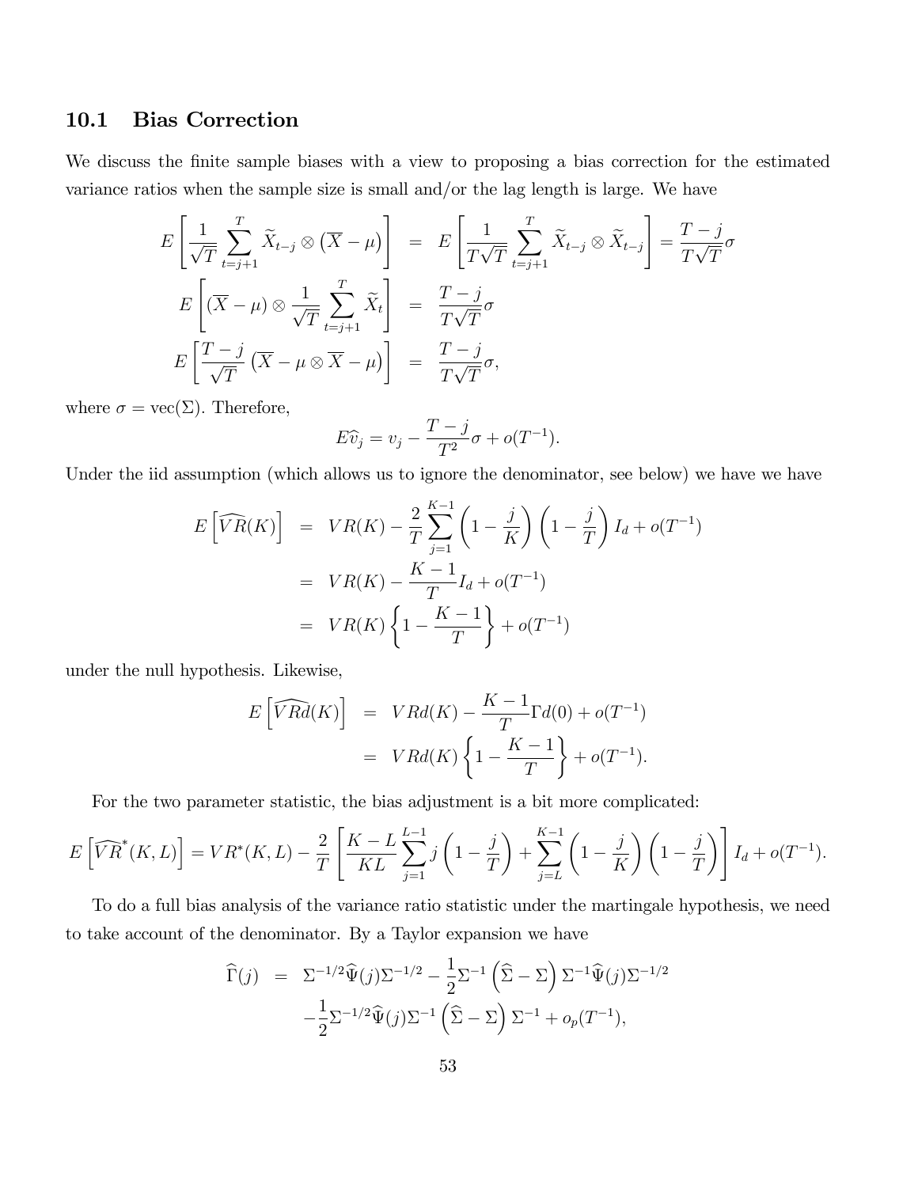## 10.1 Bias Correction

We discuss the finite sample biases with a view to proposing a bias correction for the estimated variance ratios when the sample size is small and/or the lag length is large. We have

$$
\begin{aligned}
E\left[\frac{1}{\sqrt{T}}\sum_{t=j+1}^{T}\widetilde{X}_{t-j}\otimes\left(\overline{X}-\mu\right)\right] &= E\left[\frac{1}{T\sqrt{T}}\sum_{t=j+1}^{T}\widetilde{X}_{t-j}\otimes\widetilde{X}_{t-j}\right]=\frac{T-j}{T\sqrt{T}}\sigma \\
E\left[(\overline{X}-\mu)\otimes\frac{1}{\sqrt{T}}\sum_{t=j+1}^{T}\widetilde{X}_{t}\right] &= \frac{T-j}{T\sqrt{T}}\sigma \\
E\left[\frac{T-j}{\sqrt{T}}\left(\overline{X}-\mu\otimes\overline{X}-\mu\right)\right] &= \frac{T-j}{T\sqrt{T}}\sigma,
\end{aligned}
$$

where $\sigma=\mathrm{vec}(\Sigma)$. Therefore,

$$
E\widehat{v}_j = v_j - \frac{T-j}{T^2}\sigma + o(T^{-1}).
$$

Under the iid assumption (which allows us to ignore the denominator, see below) we have we have

$$
\begin{aligned}
E\left[\widehat{VR}(K)\right] &= VR(K)-\frac{2}{T}\sum_{j=1}^{K-1}\left(1-\frac{j}{K}\right)\left(1-\frac{j}{T}\right)I_d+o(T^{-1}) \\
&= VR(K)-\frac{K-1}{T}I_d+o(T^{-1}) \\
&= VR(K)\left\{1-\frac{K-1}{T}\right\}+o(T^{-1})
\end{aligned}
$$

under the null hypothesis. Likewise,

$$
\begin{aligned}
E\left[\widehat{VRd}(K)\right] &= VRd(K)-\frac{K-1}{T}\Gamma d(0)+o(T^{-1}) \\
&= VRd(K)\left\{1-\frac{K-1}{T}\right\}+o(T^{-1}).
\end{aligned}
$$

For the two parameter statistic, the bias adjustment is a bit more complicated:

$$
E\left[\widehat{VR}^{*}(K,L)\right]=VR^{*}(K,L)-\frac{2}{T}\left[\frac{K-L}{KL}\sum_{j=1}^{L-1}j\left(1-\frac{j}{T}\right)+\sum_{j=L}^{K-1}\left(1-\frac{j}{K}\right)\left(1-\frac{j}{T}\right)\right]I_d+o(T^{-1}).
$$

To do a full bias analysis of the variance ratio statistic under the martingale hypothesis, we need to take account of the denominator. By a Taylor expansion we have

$$
\begin{aligned}
\widehat{\Gamma}(j) &= \Sigma^{-1/2}\widehat{\Psi}(j)\Sigma^{-1/2}-\frac{1}{2}\Sigma^{-1}\left(\widehat{\Sigma}-\Sigma\right)\Sigma^{-1}\widehat{\Psi}(j)\Sigma^{-1/2} \\
&\quad -\frac{1}{2}\Sigma^{-1/2}\widehat{\Psi}(j)\Sigma^{-1}\left(\widehat{\Sigma}-\Sigma\right)\Sigma^{-1}+o_p(T^{-1}),
\end{aligned}
$$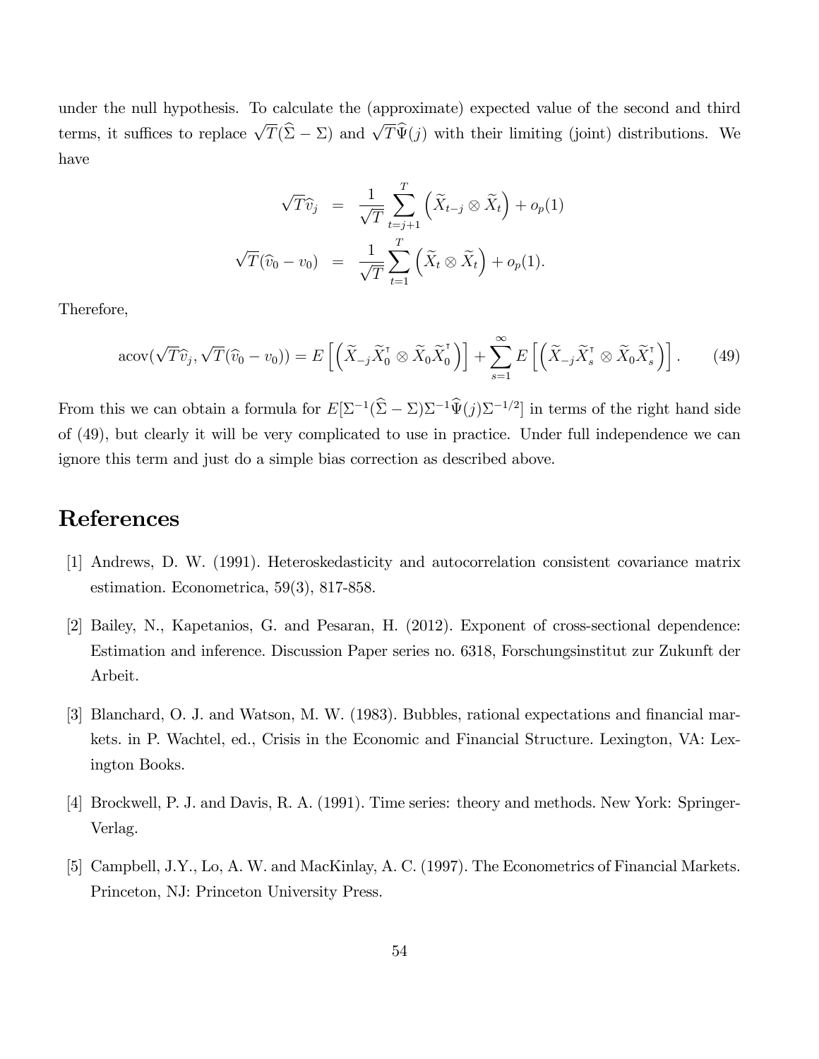under the null hypothesis. To calculate the (approximate) expected value of the second and third terms, it suffices to replace $\sqrt{T}(\widehat{\Sigma}-\Sigma)$ and $\sqrt{T}\widehat{\Psi}(j)$ with their limiting (joint) distributions. We have

$$
\begin{aligned}
\sqrt{T}\widehat{v}_j &= \frac{1}{\sqrt{T}}\sum_{t=j+1}^{T}\left(\widetilde{X}_{t-j}\otimes\widetilde{X}_t\right)+o_p(1) \\
\sqrt{T}(\widehat{v}_0-v_0) &= \frac{1}{\sqrt{T}}\sum_{t=1}^{T}\left(\widetilde{X}_t\otimes\widetilde{X}_t\right)+o_p(1).
\end{aligned}
$$

Therefore,

$$
\operatorname{acov}(\sqrt{T}\widehat{v}_j,\sqrt{T}(\widehat{v}_0-v_0)) = E\left[\left(\widetilde{X}_{-j}\widetilde{X}_0^{\intercal}\otimes\widetilde{X}_0\widetilde{X}_0^{\intercal}\right)\right]+\sum_{s=1}^{\infty}E\left[\left(\widetilde{X}_{-j}\widetilde{X}_s^{\intercal}\otimes\widetilde{X}_0\widetilde{X}_s^{\intercal}\right)\right]. \tag{49}
$$

From this we can obtain a formula for $E[\Sigma^{-1}(\widehat{\Sigma}-\Sigma)\Sigma^{-1}\widehat{\Psi}(j)\Sigma^{-1/2}]$ in terms of the right hand side of (49), but clearly it will be very complicated to use in practice. Under full independence we can ignore this term and just do a simple bias correction as described above.

# References

[1] Andrews, D. W. (1991). Heteroskedasticity and autocorrelation consistent covariance matrix estimation. Econometrica, 59(3), 817-858.

[2] Bailey, N., Kapetanios, G. and Pesaran, H. (2012). Exponent of cross-sectional dependence: Estimation and inference. Discussion Paper series no. 6318, Forschungsinstitut zur Zukunft der Arbeit.

[3] Blanchard, O. J. and Watson, M. W. (1983). Bubbles, rational expectations and financial markets. in P. Wachtel, ed., Crisis in the Economic and Financial Structure. Lexington, VA: Lexington Books.

[4] Brockwell, P. J. and Davis, R. A. (1991). Time series: theory and methods. New York: Springer-Verlag.

[5] Campbell, J.Y., Lo, A. W. and MacKinlay, A. C. (1997). The Econometrics of Financial Markets. Princeton, NJ: Princeton University Press.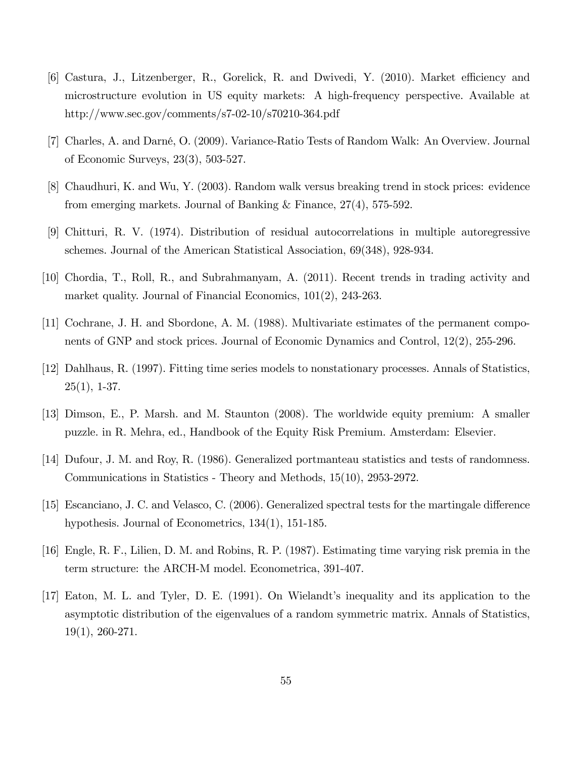[6] Castura, J., Litzenberger, R., Gorelick, R. and Dwivedi, Y. (2010). Market efficiency and microstructure evolution in US equity markets: A high-frequency perspective. Available at http://www.sec.gov/comments/s7-02-10/s70210-364.pdf

[7] Charles, A. and Darné, O. (2009). Variance-Ratio Tests of Random Walk: An Overview. Journal of Economic Surveys, 23(3), 503-527.

[8] Chaudhuri, K. and Wu, Y. (2003). Random walk versus breaking trend in stock prices: evidence from emerging markets. Journal of Banking & Finance, 27(4), 575-592.

[9] Chitturi, R. V. (1974). Distribution of residual autocorrelations in multiple autoregressive schemes. Journal of the American Statistical Association, 69(348), 928-934.

[10] Chordia, T., Roll, R., and Subrahmanyam, A. (2011). Recent trends in trading activity and market quality. Journal of Financial Economics, 101(2), 243-263.

[11] Cochrane, J. H. and Sbordone, A. M. (1988). Multivariate estimates of the permanent components of GNP and stock prices. Journal of Economic Dynamics and Control, 12(2), 255-296.

[12] Dahlhaus, R. (1997). Fitting time series models to nonstationary processes. Annals of Statistics, 25(1), 1-37.

[13] Dimson, E., P. Marsh. and M. Staunton (2008). The worldwide equity premium: A smaller puzzle. in R. Mehra, ed., Handbook of the Equity Risk Premium. Amsterdam: Elsevier.

[14] Dufour, J. M. and Roy, R. (1986). Generalized portmanteau statistics and tests of randomness. Communications in Statistics - Theory and Methods, 15(10), 2953-2972.

[15] Escanciano, J. C. and Velasco, C. (2006). Generalized spectral tests for the martingale difference hypothesis. Journal of Econometrics, 134(1), 151-185.

[16] Engle, R. F., Lilien, D. M. and Robins, R. P. (1987). Estimating time varying risk premia in the term structure: the ARCH-M model. Econometrica, 391-407.

[17] Eaton, M. L. and Tyler, D. E. (1991). On Wielandt's inequality and its application to the asymptotic distribution of the eigenvalues of a random symmetric matrix. Annals of Statistics, 19(1), 260-271.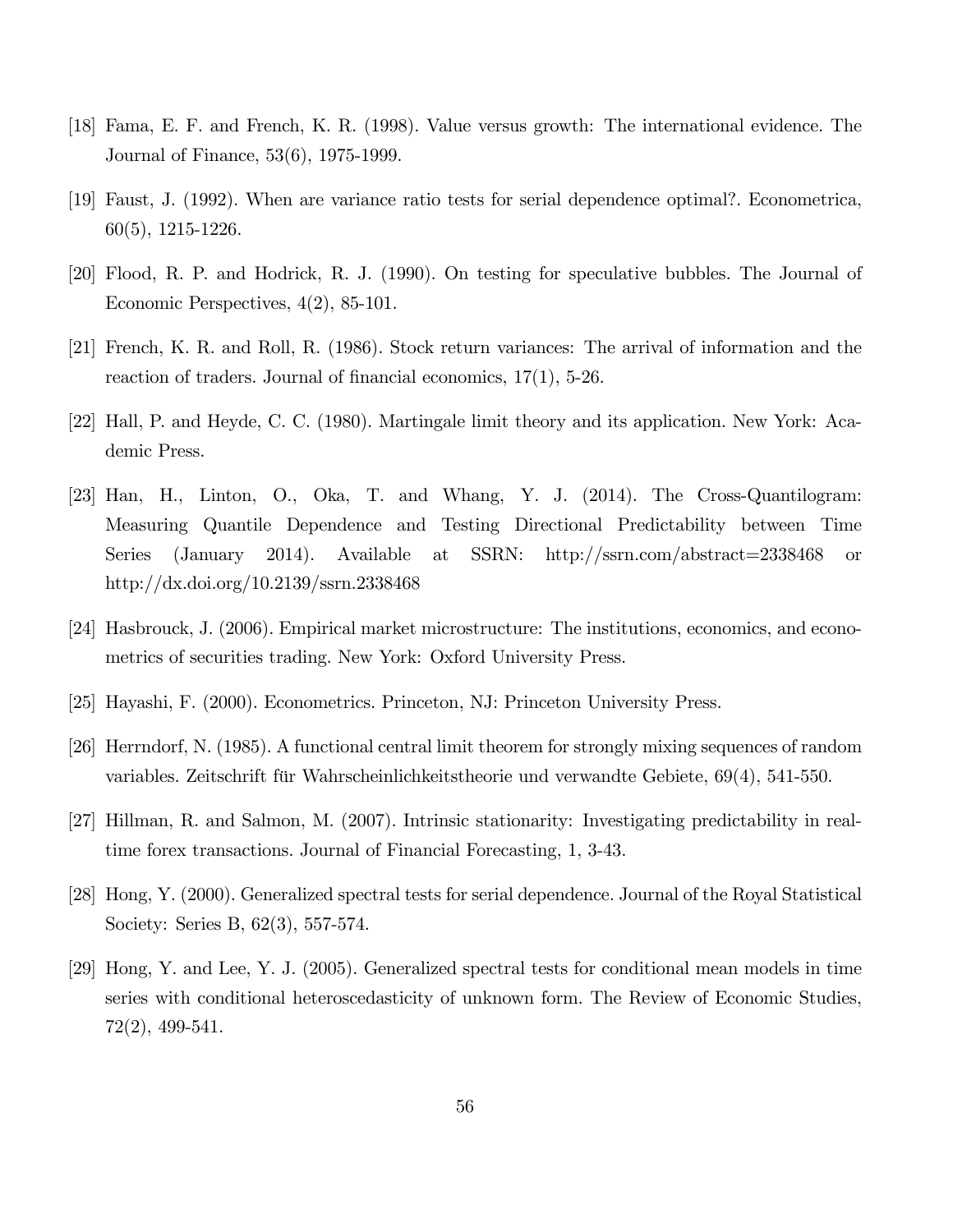[18] Fama, E. F. and French, K. R. (1998). Value versus growth: The international evidence. The Journal of Finance, 53(6), 1975-1999.

[19] Faust, J. (1992). When are variance ratio tests for serial dependence optimal?. Econometrica, 60(5), 1215-1226.

[20] Flood, R. P. and Hodrick, R. J. (1990). On testing for speculative bubbles. The Journal of Economic Perspectives, 4(2), 85-101.

[21] French, K. R. and Roll, R. (1986). Stock return variances: The arrival of information and the reaction of traders. Journal of financial economics, 17(1), 5-26.

[22] Hall, P. and Heyde, C. C. (1980). Martingale limit theory and its application. New York: Academic Press.

[23] Han, H., Linton, O., Oka, T. and Whang, Y. J. (2014). The Cross-Quantilogram: Measuring Quantile Dependence and Testing Directional Predictability between Time Series (January 2014). Available at SSRN: http://ssrn.com/abstract=2338468 or http://dx.doi.org/10.2139/ssrn.2338468

[24] Hasbrouck, J. (2006). Empirical market microstructure: The institutions, economics, and econometrics of securities trading. New York: Oxford University Press.

[25] Hayashi, F. (2000). Econometrics. Princeton, NJ: Princeton University Press.

[26] Herrndorf, N. (1985). A functional central limit theorem for strongly mixing sequences of random variables. Zeitschrift für Wahrscheinlichkeitstheorie und verwandte Gebiete, 69(4), 541-550.

[27] Hillman, R. and Salmon, M. (2007). Intrinsic stationarity: Investigating predictability in real-time forex transactions. Journal of Financial Forecasting, 1, 3-43.

[28] Hong, Y. (2000). Generalized spectral tests for serial dependence. Journal of the Royal Statistical Society: Series B, 62(3), 557-574.

[29] Hong, Y. and Lee, Y. J. (2005). Generalized spectral tests for conditional mean models in time series with conditional heteroscedasticity of unknown form. The Review of Economic Studies, 72(2), 499-541.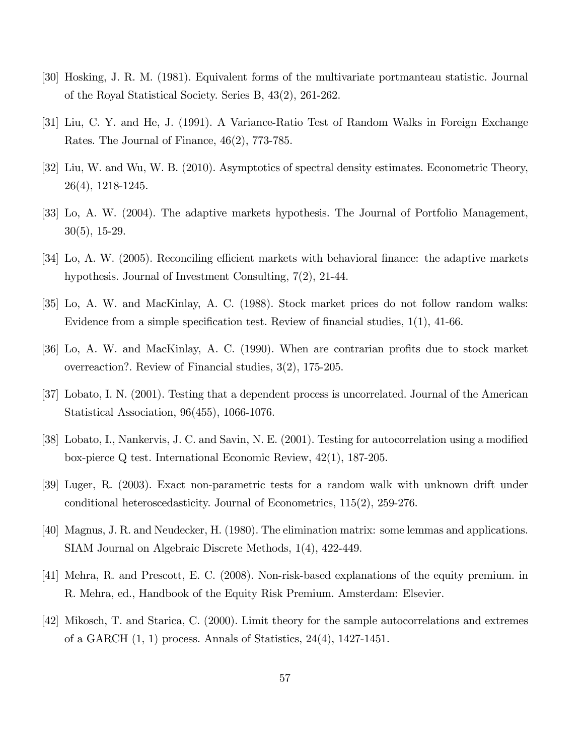[30] Hosking, J. R. M. (1981). Equivalent forms of the multivariate portmanteau statistic. Journal of the Royal Statistical Society. Series B, 43(2), 261-262.

[31] Liu, C. Y. and He, J. (1991). A Variance-Ratio Test of Random Walks in Foreign Exchange Rates. The Journal of Finance, 46(2), 773-785.

[32] Liu, W. and Wu, W. B. (2010). Asymptotics of spectral density estimates. Econometric Theory, 26(4), 1218-1245.

[33] Lo, A. W. (2004). The adaptive markets hypothesis. The Journal of Portfolio Management, 30(5), 15-29.

[34] Lo, A. W. (2005). Reconciling efficient markets with behavioral finance: the adaptive markets hypothesis. Journal of Investment Consulting, 7(2), 21-44.

[35] Lo, A. W. and MacKinlay, A. C. (1988). Stock market prices do not follow random walks: Evidence from a simple specification test. Review of financial studies, 1(1), 41-66.

[36] Lo, A. W. and MacKinlay, A. C. (1990). When are contrarian profits due to stock market overreaction?. Review of Financial studies, 3(2), 175-205.

[37] Lobato, I. N. (2001). Testing that a dependent process is uncorrelated. Journal of the American Statistical Association, 96(455), 1066-1076.

[38] Lobato, I., Nankervis, J. C. and Savin, N. E. (2001). Testing for autocorrelation using a modified box-pierce Q test. International Economic Review, 42(1), 187-205.

[39] Luger, R. (2003). Exact non-parametric tests for a random walk with unknown drift under conditional heteroscedasticity. Journal of Econometrics, 115(2), 259-276.

[40] Magnus, J. R. and Neudecker, H. (1980). The elimination matrix: some lemmas and applications. SIAM Journal on Algebraic Discrete Methods, 1(4), 422-449.

[41] Mehra, R. and Prescott, E. C. (2008). Non-risk-based explanations of the equity premium. in R. Mehra, ed., Handbook of the Equity Risk Premium. Amsterdam: Elsevier.

[42] Mikosch, T. and Starica, C. (2000). Limit theory for the sample autocorrelations and extremes of a GARCH (1, 1) process. Annals of Statistics, 24(4), 1427-1451.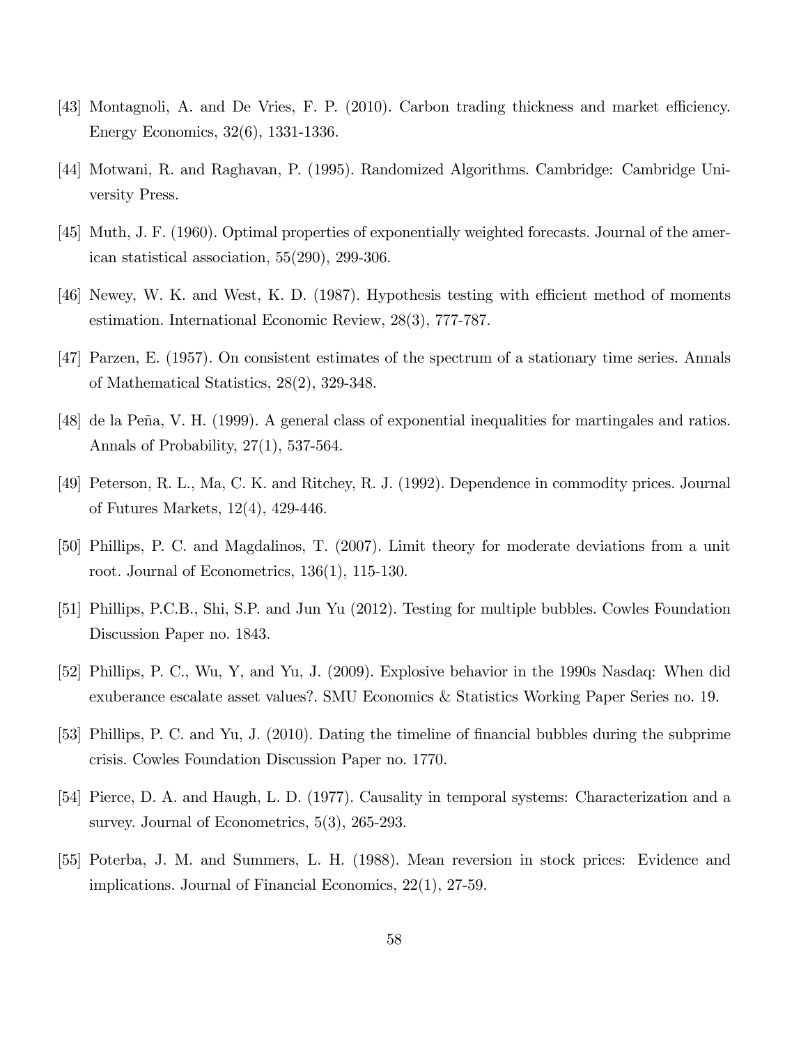[43] Montagnoli, A. and De Vries, F. P. (2010). Carbon trading thickness and market efficiency. Energy Economics, 32(6), 1331-1336.

[44] Motwani, R. and Raghavan, P. (1995). Randomized Algorithms. Cambridge: Cambridge University Press.

[45] Muth, J. F. (1960). Optimal properties of exponentially weighted forecasts. Journal of the american statistical association, 55(290), 299-306.

[46] Newey, W. K. and West, K. D. (1987). Hypothesis testing with efficient method of moments estimation. International Economic Review, 28(3), 777-787.

[47] Parzen, E. (1957). On consistent estimates of the spectrum of a stationary time series. Annals of Mathematical Statistics, 28(2), 329-348.

[48] de la Peña, V. H. (1999). A general class of exponential inequalities for martingales and ratios. Annals of Probability, 27(1), 537-564.

[49] Peterson, R. L., Ma, C. K. and Ritchey, R. J. (1992). Dependence in commodity prices. Journal of Futures Markets, 12(4), 429-446.

[50] Phillips, P. C. and Magdalinos, T. (2007). Limit theory for moderate deviations from a unit root. Journal of Econometrics, 136(1), 115-130.

[51] Phillips, P.C.B., Shi, S.P. and Jun Yu (2012). Testing for multiple bubbles. Cowles Foundation Discussion Paper no. 1843.

[52] Phillips, P. C., Wu, Y, and Yu, J. (2009). Explosive behavior in the 1990s Nasdaq: When did exuberance escalate asset values?. SMU Economics & Statistics Working Paper Series no. 19.

[53] Phillips, P. C. and Yu, J. (2010). Dating the timeline of financial bubbles during the subprime crisis. Cowles Foundation Discussion Paper no. 1770.

[54] Pierce, D. A. and Haugh, L. D. (1977). Causality in temporal systems: Characterization and a survey. Journal of Econometrics, 5(3), 265-293.

[55] Poterba, J. M. and Summers, L. H. (1988). Mean reversion in stock prices: Evidence and implications. Journal of Financial Economics, 22(1), 27-59.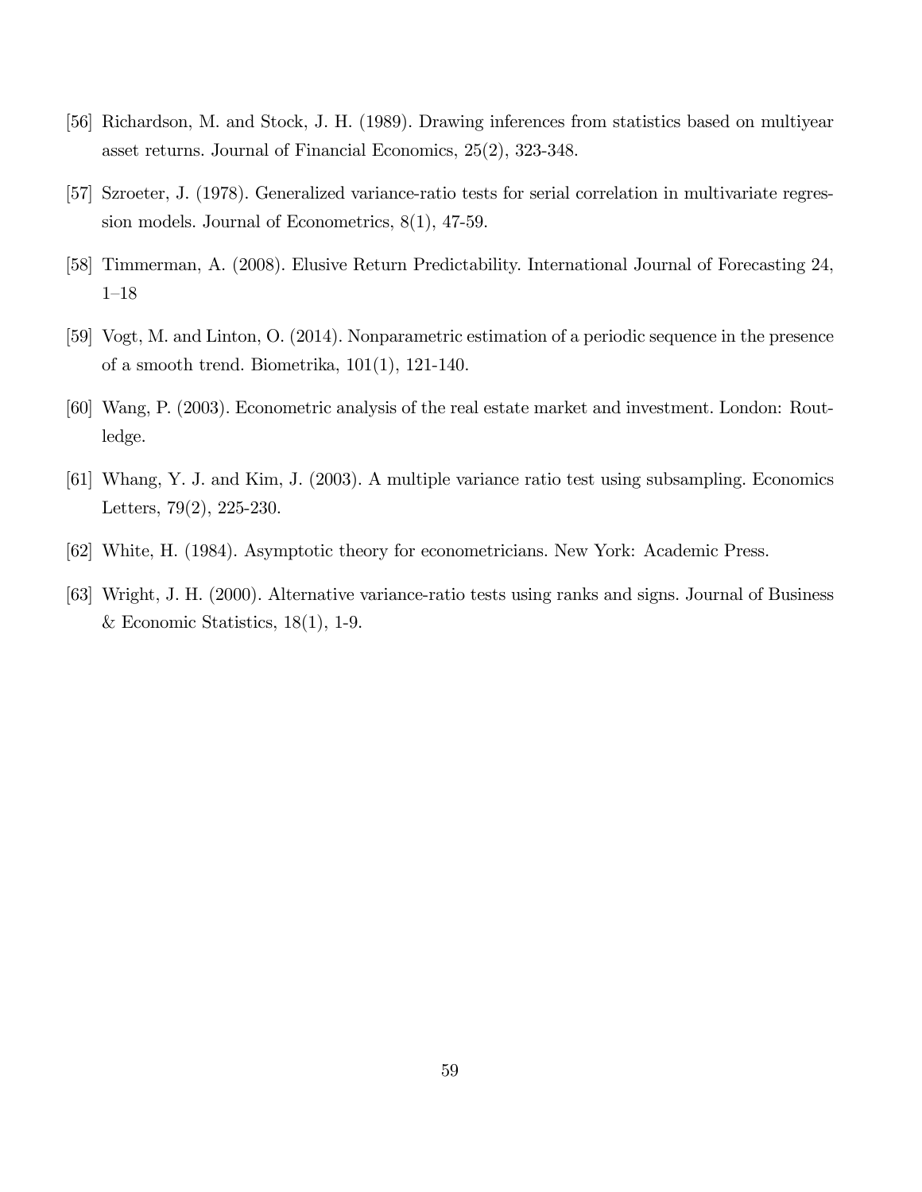[56] Richardson, M. and Stock, J. H. (1989). Drawing inferences from statistics based on multiyear asset returns. Journal of Financial Economics, 25(2), 323-348.

[57] Szroeter, J. (1978). Generalized variance-ratio tests for serial correlation in multivariate regression models. Journal of Econometrics, 8(1), 47-59.

[58] Timmerman, A. (2008). Elusive Return Predictability. International Journal of Forecasting 24, 1–18

[59] Vogt, M. and Linton, O. (2014). Nonparametric estimation of a periodic sequence in the presence of a smooth trend. Biometrika, 101(1), 121-140.

[60] Wang, P. (2003). Econometric analysis of the real estate market and investment. London: Routledge.

[61] Whang, Y. J. and Kim, J. (2003). A multiple variance ratio test using subsampling. Economics Letters, 79(2), 225-230.

[62] White, H. (1984). Asymptotic theory for econometricians. New York: Academic Press.

[63] Wright, J. H. (2000). Alternative variance-ratio tests using ranks and signs. Journal of Business & Economic Statistics, 18(1), 1-9.